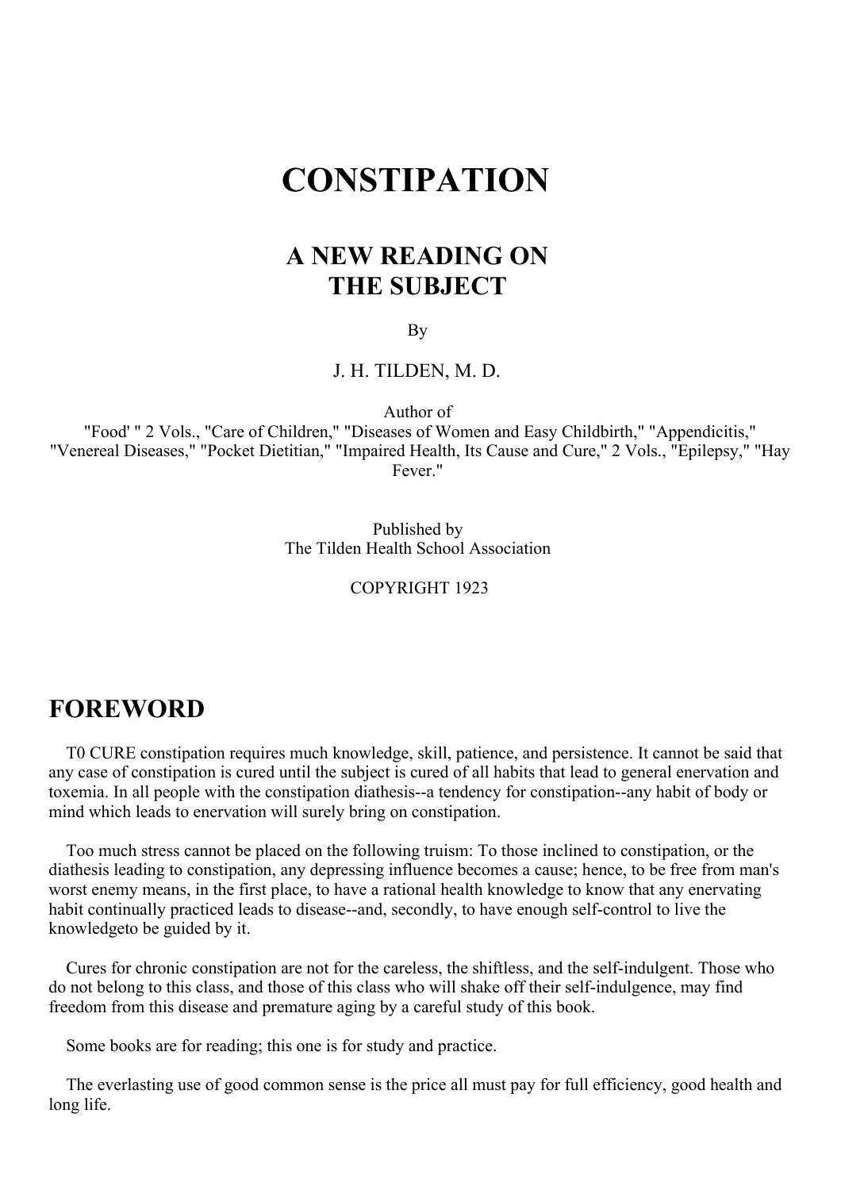# CONSTIPATION

## A NEW READING ON THE SUBJECT

By

J. H. TILDEN, M. D.

Author of
"Food' " 2 Vols., "Care of Children," "Diseases of Women and Easy Childbirth," "Appendicitis," "Venereal Diseases," "Pocket Dietitian," "Impaired Health, Its Cause and Cure," 2 Vols., "Epilepsy," "Hay Fever."

Published by
The Tilden Health School Association

COPYRIGHT 1923

## FOREWORD

T0 CURE constipation requires much knowledge, skill, patience, and persistence. It cannot be said that any case of constipation is cured until the subject is cured of all habits that lead to general enervation and toxemia. In all people with the constipation diathesis--a tendency for constipation--any habit of body or mind which leads to enervation will surely bring on constipation.

Too much stress cannot be placed on the following truism: To those inclined to constipation, or the diathesis leading to constipation, any depressing influence becomes a cause; hence, to be free from man's worst enemy means, in the first place, to have a rational health knowledge to know that any enervating habit continually practiced leads to disease--and, secondly, to have enough self-control to live the knowledgeto be guided by it.

Cures for chronic constipation are not for the careless, the shiftless, and the self-indulgent. Those who do not belong to this class, and those of this class who will shake off their self-indulgence, may find freedom from this disease and premature aging by a careful study of this book.

Some books are for reading; this one is for study and practice.

The everlasting use of good common sense is the price all must pay for full efficiency, good health and long life.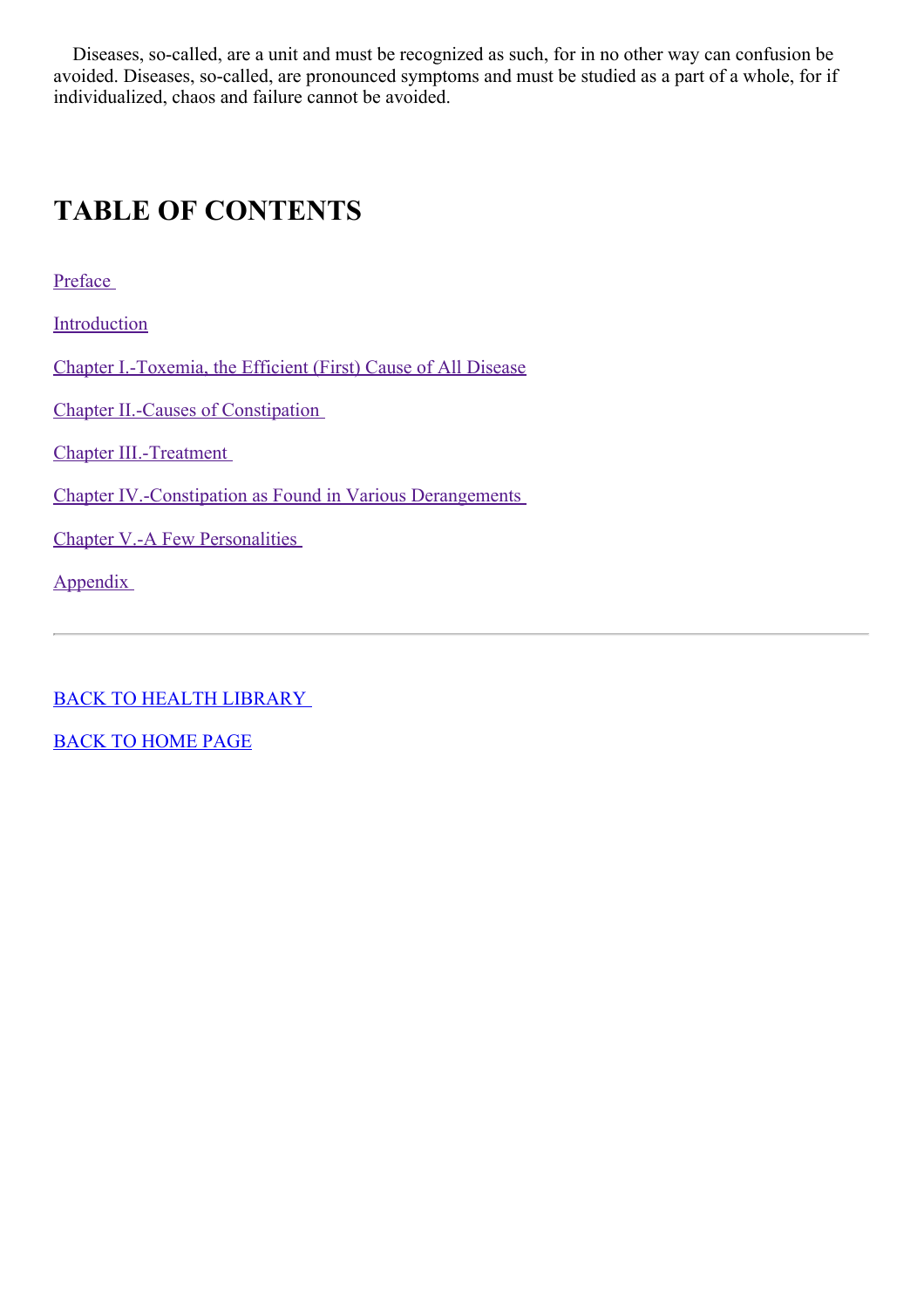Diseases, so-called, are a unit and must be recognized as such, for in no other way can confusion be avoided. Diseases, so-called, are pronounced symptoms and must be studied as a part of a whole, for if individualized, chaos and failure cannot be avoided.

## TABLE OF CONTENTS

Preface

Introduction

Chapter I.-Toxemia, the Efficient (First) Cause of All Disease

Chapter II.-Causes of Constipation

Chapter III.-Treatment

Chapter IV.-Constipation as Found in Various Derangements

Chapter V.-A Few Personalities

Appendix

---

BACK TO HEALTH LIBRARY

BACK TO HOME PAGE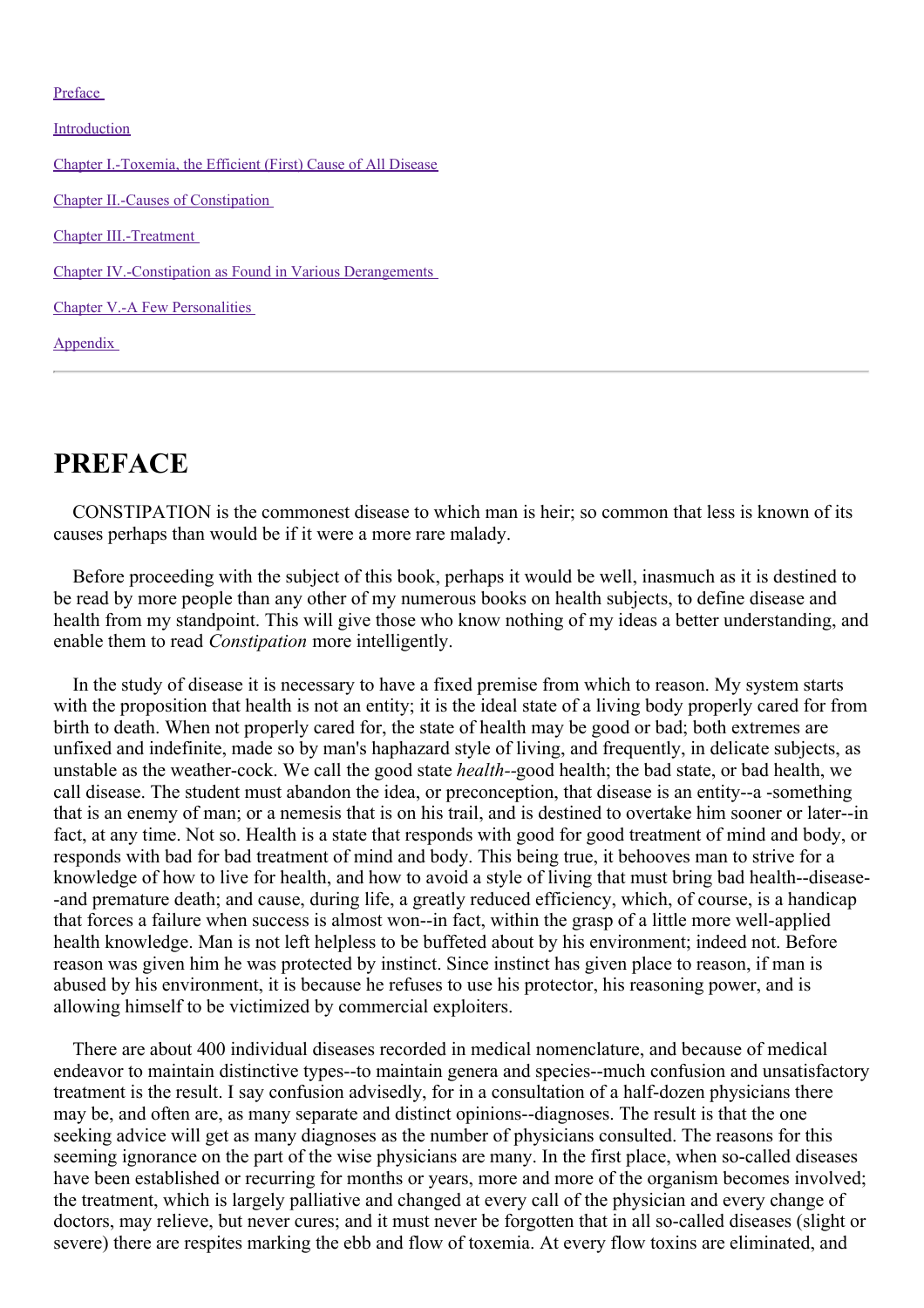Preface

Introduction

Chapter I.-Toxemia, the Efficient (First) Cause of All Disease

Chapter II.-Causes of Constipation

Chapter III.-Treatment

Chapter IV.-Constipation as Found in Various Derangements

Chapter V.-A Few Personalities

Appendix

---

# PREFACE

CONSTIPATION is the commonest disease to which man is heir; so common that less is known of its causes perhaps than would be if it were a more rare malady.

Before proceeding with the subject of this book, perhaps it would be well, inasmuch as it is destined to be read by more people than any other of my numerous books on health subjects, to define disease and health from my standpoint. This will give those who know nothing of my ideas a better understanding, and enable them to read *Constipation* more intelligently.

In the study of disease it is necessary to have a fixed premise from which to reason. My system starts with the proposition that health is not an entity; it is the ideal state of a living body properly cared for from birth to death. When not properly cared for, the state of health may be good or bad; both extremes are unfixed and indefinite, made so by man's haphazard style of living, and frequently, in delicate subjects, as unstable as the weather-cock. We call the good state *health*--good health; the bad state, or bad health, we call disease. The student must abandon the idea, or preconception, that disease is an entity--a -something that is an enemy of man; or a nemesis that is on his trail, and is destined to overtake him sooner or later--in fact, at any time. Not so. Health is a state that responds with good for good treatment of mind and body, or responds with bad for bad treatment of mind and body. This being true, it behooves man to strive for a knowledge of how to live for health, and how to avoid a style of living that must bring bad health--disease--and premature death; and cause, during life, a greatly reduced efficiency, which, of course, is a handicap that forces a failure when success is almost won--in fact, within the grasp of a little more well-applied health knowledge. Man is not left helpless to be buffeted about by his environment; indeed not. Before reason was given him he was protected by instinct. Since instinct has given place to reason, if man is abused by his environment, it is because he refuses to use his protector, his reasoning power, and is allowing himself to be victimized by commercial exploiters.

There are about 400 individual diseases recorded in medical nomenclature, and because of medical endeavor to maintain distinctive types--to maintain genera and species--much confusion and unsatisfactory treatment is the result. I say confusion advisedly, for in a consultation of a half-dozen physicians there may be, and often are, as many separate and distinct opinions--diagnoses. The result is that the one seeking advice will get as many diagnoses as the number of physicians consulted. The reasons for this seeming ignorance on the part of the wise physicians are many. In the first place, when so-called diseases have been established or recurring for months or years, more and more of the organism becomes involved; the treatment, which is largely palliative and changed at every call of the physician and every change of doctors, may relieve, but never cures; and it must never be forgotten that in all so-called diseases (slight or severe) there are respites marking the ebb and flow of toxemia. At every flow toxins are eliminated, and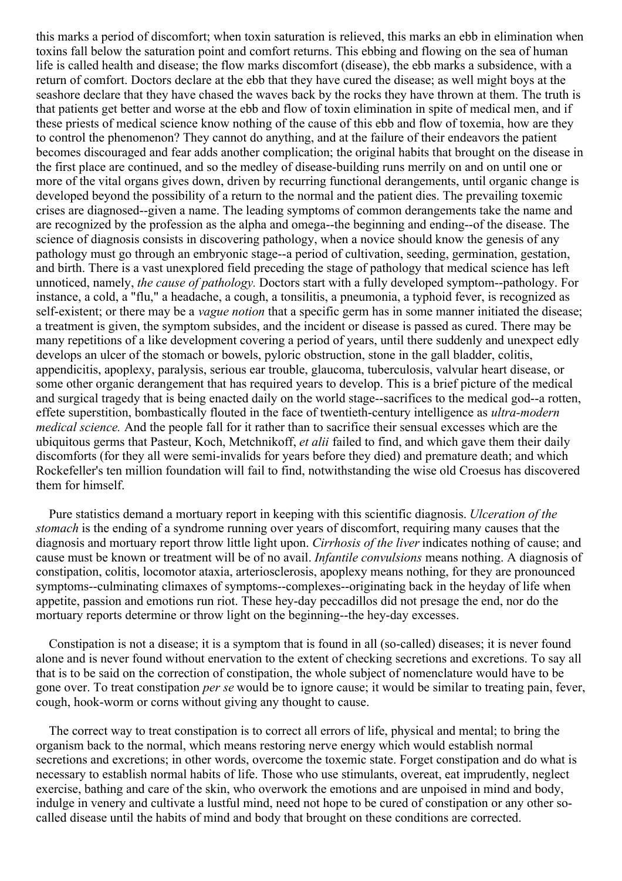this marks a period of discomfort; when toxin saturation is relieved, this marks an ebb in elimination when toxins fall below the saturation point and comfort returns. This ebbing and flowing on the sea of human life is called health and disease; the flow marks discomfort (disease), the ebb marks a subsidence, with a return of comfort. Doctors declare at the ebb that they have cured the disease; as well might boys at the seashore declare that they have chased the waves back by the rocks they have thrown at them. The truth is that patients get better and worse at the ebb and flow of toxin elimination in spite of medical men, and if these priests of medical science know nothing of the cause of this ebb and flow of toxemia, how are they to control the phenomenon? They cannot do anything, and at the failure of their endeavors the patient becomes discouraged and fear adds another complication; the original habits that brought on the disease in the first place are continued, and so the medley of disease-building runs merrily on and on until one or more of the vital organs gives down, driven by recurring functional derangements, until organic change is developed beyond the possibility of a return to the normal and the patient dies. The prevailing toxemic crises are diagnosed--given a name. The leading symptoms of common derangements take the name and are recognized by the profession as the alpha and omega--the beginning and ending--of the disease. The science of diagnosis consists in discovering pathology, when a novice should know the genesis of any pathology must go through an embryonic stage--a period of cultivation, seeding, germination, gestation, and birth. There is a vast unexplored field preceding the stage of pathology that medical science has left unnoticed, namely, *the cause of pathology.* Doctors start with a fully developed symptom--pathology. For instance, a cold, a "flu," a headache, a cough, a tonsilitis, a pneumonia, a typhoid fever, is recognized as self-existent; or there may be a *vague notion* that a specific germ has in some manner initiated the disease; a treatment is given, the symptom subsides, and the incident or disease is passed as cured. There may be many repetitions of a like development covering a period of years, until there suddenly and unexpect edly develops an ulcer of the stomach or bowels, pyloric obstruction, stone in the gall bladder, colitis, appendicitis, apoplexy, paralysis, serious ear trouble, glaucoma, tuberculosis, valvular heart disease, or some other organic derangement that has required years to develop. This is a brief picture of the medical and surgical tragedy that is being enacted daily on the world stage--sacrifices to the medical god--a rotten, effete superstition, bombastically flouted in the face of twentieth-century intelligence as *ultra-modern medical science.* And the people fall for it rather than to sacrifice their sensual excesses which are the ubiquitous germs that Pasteur, Koch, Metchnikoff, *et alii* failed to find, and which gave them their daily discomforts (for they all were semi-invalids for years before they died) and premature death; and which Rockefeller's ten million foundation will fail to find, notwithstanding the wise old Croesus has discovered them for himself.

Pure statistics demand a mortuary report in keeping with this scientific diagnosis. *Ulceration of the stomach* is the ending of a syndrome running over years of discomfort, requiring many causes that the diagnosis and mortuary report throw little light upon. *Cirrhosis of the liver* indicates nothing of cause; and cause must be known or treatment will be of no avail. *Infantile convulsions* means nothing. A diagnosis of constipation, colitis, locomotor ataxia, arteriosclerosis, apoplexy means nothing, for they are pronounced symptoms--culminating climaxes of symptoms--complexes--originating back in the heyday of life when appetite, passion and emotions run riot. These hey-day peccadillos did not presage the end, nor do the mortuary reports determine or throw light on the beginning--the hey-day excesses.

Constipation is not a disease; it is a symptom that is found in all (so-called) diseases; it is never found alone and is never found without enervation to the extent of checking secretions and excretions. To say all that is to be said on the correction of constipation, the whole subject of nomenclature would have to be gone over. To treat constipation *per se* would be to ignore cause; it would be similar to treating pain, fever, cough, hook-worm or corns without giving any thought to cause.

The correct way to treat constipation is to correct all errors of life, physical and mental; to bring the organism back to the normal, which means restoring nerve energy which would establish normal secretions and excretions; in other words, overcome the toxemic state. Forget constipation and do what is necessary to establish normal habits of life. Those who use stimulants, overeat, eat imprudently, neglect exercise, bathing and care of the skin, who overwork the emotions and are unpoised in mind and body, indulge in venery and cultivate a lustful mind, need not hope to be cured of constipation or any other so-called disease until the habits of mind and body that brought on these conditions are corrected.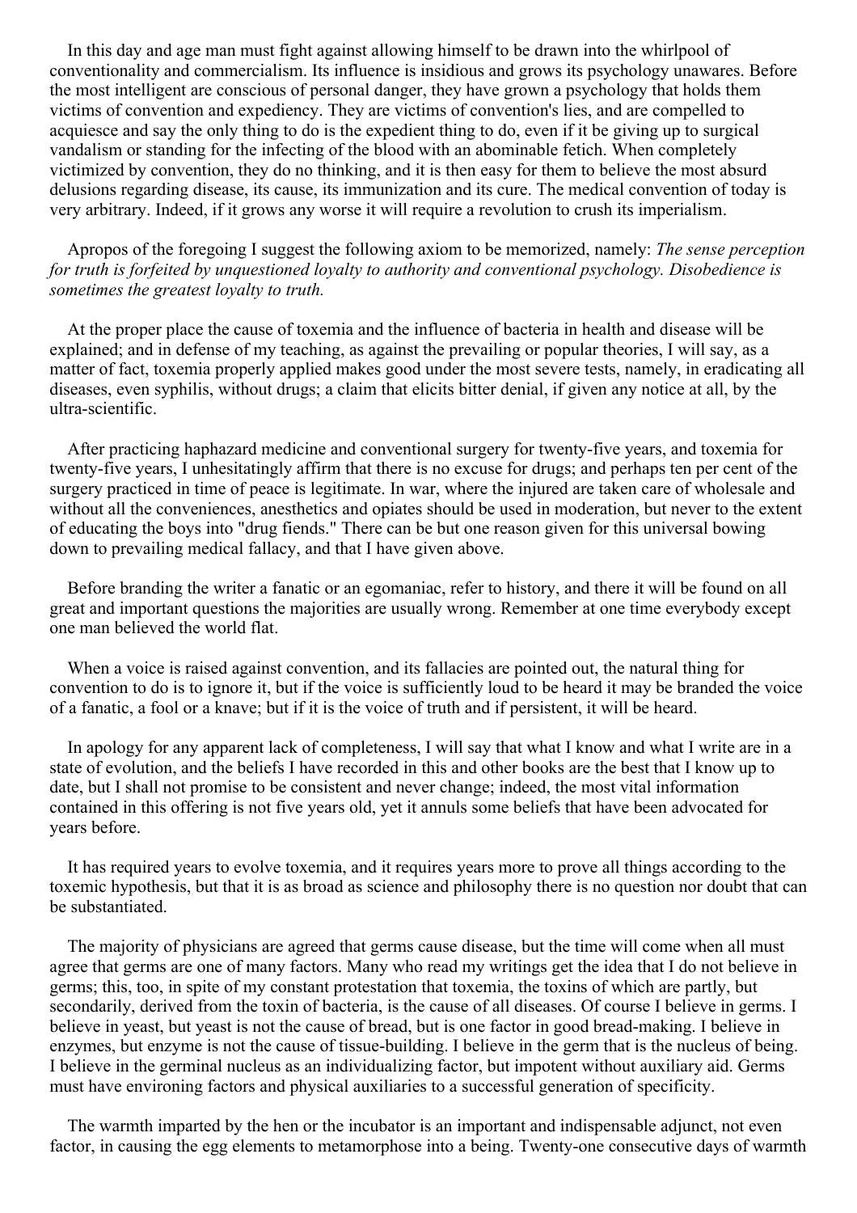In this day and age man must fight against allowing himself to be drawn into the whirlpool of conventionality and commercialism. Its influence is insidious and grows its psychology unawares. Before the most intelligent are conscious of personal danger, they have grown a psychology that holds them victims of convention and expediency. They are victims of convention's lies, and are compelled to acquiesce and say the only thing to do is the expedient thing to do, even if it be giving up to surgical vandalism or standing for the infecting of the blood with an abominable fetich. When completely victimized by convention, they do no thinking, and it is then easy for them to believe the most absurd delusions regarding disease, its cause, its immunization and its cure. The medical convention of today is very arbitrary. Indeed, if it grows any worse it will require a revolution to crush its imperialism.

Apropos of the foregoing I suggest the following axiom to be memorized, namely: *The sense perception for truth is forfeited by unquestioned loyalty to authority and conventional psychology. Disobedience is sometimes the greatest loyalty to truth.*

At the proper place the cause of toxemia and the influence of bacteria in health and disease will be explained; and in defense of my teaching, as against the prevailing or popular theories, I will say, as a matter of fact, toxemia properly applied makes good under the most severe tests, namely, in eradicating all diseases, even syphilis, without drugs; a claim that elicits bitter denial, if given any notice at all, by the ultra-scientific.

After practicing haphazard medicine and conventional surgery for twenty-five years, and toxemia for twenty-five years, I unhesitatingly affirm that there is no excuse for drugs; and perhaps ten per cent of the surgery practiced in time of peace is legitimate. In war, where the injured are taken care of wholesale and without all the conveniences, anesthetics and opiates should be used in moderation, but never to the extent of educating the boys into "drug fiends." There can be but one reason given for this universal bowing down to prevailing medical fallacy, and that I have given above.

Before branding the writer a fanatic or an egomaniac, refer to history, and there it will be found on all great and important questions the majorities are usually wrong. Remember at one time everybody except one man believed the world flat.

When a voice is raised against convention, and its fallacies are pointed out, the natural thing for convention to do is to ignore it, but if the voice is sufficiently loud to be heard it may be branded the voice of a fanatic, a fool or a knave; but if it is the voice of truth and if persistent, it will be heard.

In apology for any apparent lack of completeness, I will say that what I know and what I write are in a state of evolution, and the beliefs I have recorded in this and other books are the best that I know up to date, but I shall not promise to be consistent and never change; indeed, the most vital information contained in this offering is not five years old, yet it annuls some beliefs that have been advocated for years before.

It has required years to evolve toxemia, and it requires years more to prove all things according to the toxemic hypothesis, but that it is as broad as science and philosophy there is no question nor doubt that can be substantiated.

The majority of physicians are agreed that germs cause disease, but the time will come when all must agree that germs are one of many factors. Many who read my writings get the idea that I do not believe in germs; this, too, in spite of my constant protestation that toxemia, the toxins of which are partly, but secondarily, derived from the toxin of bacteria, is the cause of all diseases. Of course I believe in germs. I believe in yeast, but yeast is not the cause of bread, but is one factor in good bread-making. I believe in enzymes, but enzyme is not the cause of tissue-building. I believe in the germ that is the nucleus of being. I believe in the germinal nucleus as an individualizing factor, but impotent without auxiliary aid. Germs must have environing factors and physical auxiliaries to a successful generation of specificity.

The warmth imparted by the hen or the incubator is an important and indispensable adjunct, not even factor, in causing the egg elements to metamorphose into a being. Twenty-one consecutive days of warmth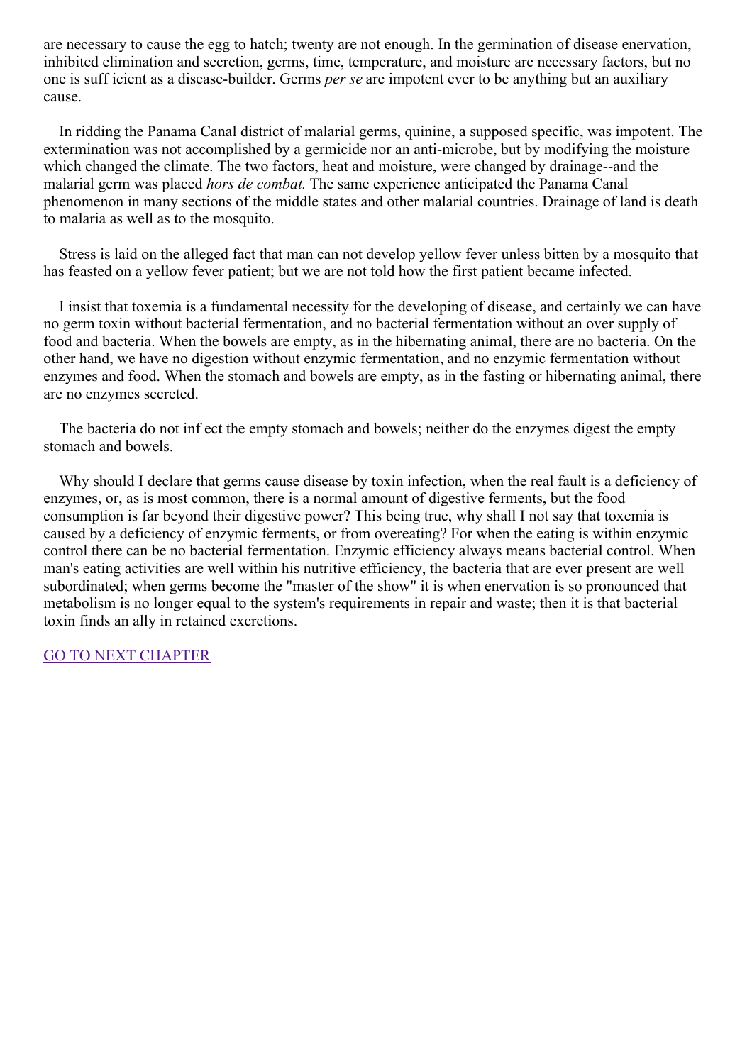are necessary to cause the egg to hatch; twenty are not enough. In the germination of disease enervation, inhibited elimination and secretion, germs, time, temperature, and moisture are necessary factors, but no one is suff icient as a disease-builder. Germs *per se* are impotent ever to be anything but an auxiliary cause.

In ridding the Panama Canal district of malarial germs, quinine, a supposed specific, was impotent. The extermination was not accomplished by a germicide nor an anti-microbe, but by modifying the moisture which changed the climate. The two factors, heat and moisture, were changed by drainage--and the malarial germ was placed *hors de combat.* The same experience anticipated the Panama Canal phenomenon in many sections of the middle states and other malarial countries. Drainage of land is death to malaria as well as to the mosquito.

Stress is laid on the alleged fact that man can not develop yellow fever unless bitten by a mosquito that has feasted on a yellow fever patient; but we are not told how the first patient became infected.

I insist that toxemia is a fundamental necessity for the developing of disease, and certainly we can have no germ toxin without bacterial fermentation, and no bacterial fermentation without an over supply of food and bacteria. When the bowels are empty, as in the hibernating animal, there are no bacteria. On the other hand, we have no digestion without enzymic fermentation, and no enzymic fermentation without enzymes and food. When the stomach and bowels are empty, as in the fasting or hibernating animal, there are no enzymes secreted.

The bacteria do not inf ect the empty stomach and bowels; neither do the enzymes digest the empty stomach and bowels.

Why should I declare that germs cause disease by toxin infection, when the real fault is a deficiency of enzymes, or, as is most common, there is a normal amount of digestive ferments, but the food consumption is far beyond their digestive power? This being true, why shall I not say that toxemia is caused by a deficiency of enzymic ferments, or from overeating? For when the eating is within enzymic control there can be no bacterial fermentation. Enzymic efficiency always means bacterial control. When man's eating activities are well within his nutritive efficiency, the bacteria that are ever present are well subordinated; when germs become the "master of the show" it is when enervation is so pronounced that metabolism is no longer equal to the system's requirements in repair and waste; then it is that bacterial toxin finds an ally in retained excretions.

GO TO NEXT CHAPTER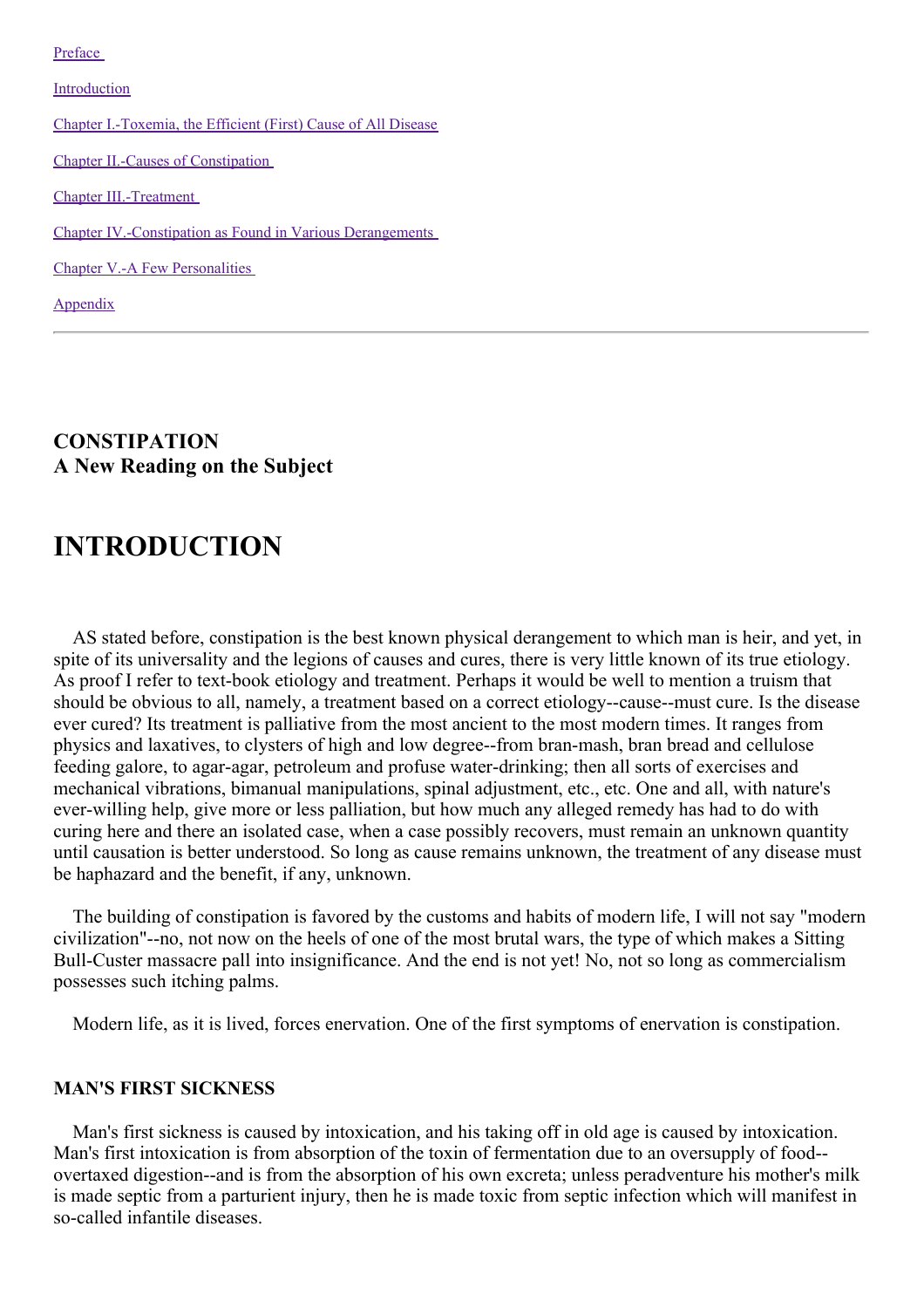Preface

Introduction

Chapter I.-Toxemia, the Efficient (First) Cause of All Disease

Chapter II.-Causes of Constipation

Chapter III.-Treatment

Chapter IV.-Constipation as Found in Various Derangements

Chapter V.-A Few Personalities

Appendix

---

**CONSTIPATION**
**A New Reading on the Subject**

# INTRODUCTION

AS stated before, constipation is the best known physical derangement to which man is heir, and yet, in spite of its universality and the legions of causes and cures, there is very little known of its true etiology. As proof I refer to text-book etiology and treatment. Perhaps it would be well to mention a truism that should be obvious to all, namely, a treatment based on a correct etiology--cause--must cure. Is the disease ever cured? Its treatment is palliative from the most ancient to the most modern times. It ranges from physics and laxatives, to clysters of high and low degree--from bran-mash, bran bread and cellulose feeding galore, to agar-agar, petroleum and profuse water-drinking; then all sorts of exercises and mechanical vibrations, bimanual manipulations, spinal adjustment, etc., etc. One and all, with nature's ever-willing help, give more or less palliation, but how much any alleged remedy has had to do with curing here and there an isolated case, when a case possibly recovers, must remain an unknown quantity until causation is better understood. So long as cause remains unknown, the treatment of any disease must be haphazard and the benefit, if any, unknown.

The building of constipation is favored by the customs and habits of modern life, I will not say "modern civilization"--no, not now on the heels of one of the most brutal wars, the type of which makes a Sitting Bull-Custer massacre pall into insignificance. And the end is not yet! No, not so long as commercialism possesses such itching palms.

Modern life, as it is lived, forces enervation. One of the first symptoms of enervation is constipation.

### MAN'S FIRST SICKNESS

Man's first sickness is caused by intoxication, and his taking off in old age is caused by intoxication. Man's first intoxication is from absorption of the toxin of fermentation due to an oversupply of food--overtaxed digestion--and is from the absorption of his own excreta; unless peradventure his mother's milk is made septic from a parturient injury, then he is made toxic from septic infection which will manifest in so-called infantile diseases.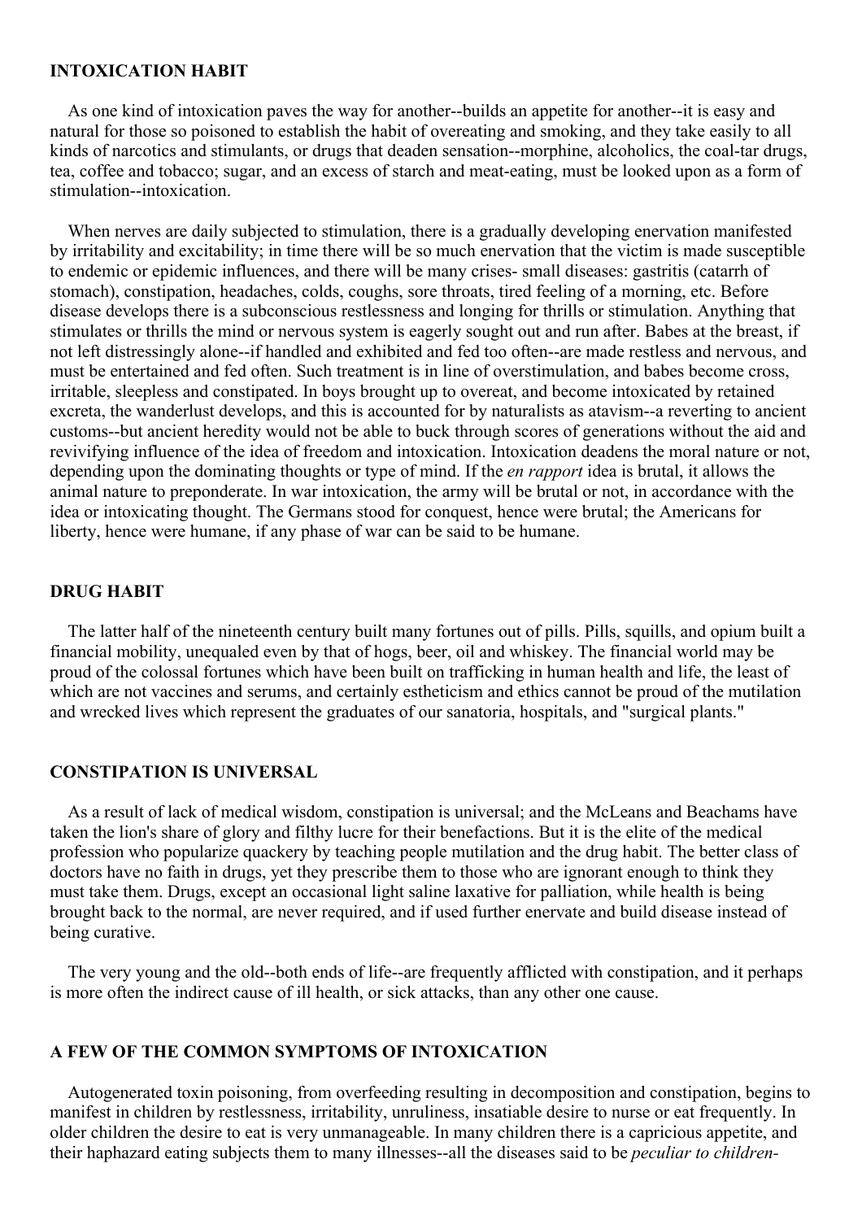## INTOXICATION HABIT

As one kind of intoxication paves the way for another--builds an appetite for another--it is easy and natural for those so poisoned to establish the habit of overeating and smoking, and they take easily to all kinds of narcotics and stimulants, or drugs that deaden sensation--morphine, alcoholics, the coal-tar drugs, tea, coffee and tobacco; sugar, and an excess of starch and meat-eating, must be looked upon as a form of stimulation--intoxication.

When nerves are daily subjected to stimulation, there is a gradually developing enervation manifested by irritability and excitability; in time there will be so much enervation that the victim is made susceptible to endemic or epidemic influences, and there will be many crises- small diseases: gastritis (catarrh of stomach), constipation, headaches, colds, coughs, sore throats, tired feeling of a morning, etc. Before disease develops there is a subconscious restlessness and longing for thrills or stimulation. Anything that stimulates or thrills the mind or nervous system is eagerly sought out and run after. Babes at the breast, if not left distressingly alone--if handled and exhibited and fed too often--are made restless and nervous, and must be entertained and fed often. Such treatment is in line of overstimulation, and babes become cross, irritable, sleepless and constipated. In boys brought up to overeat, and become intoxicated by retained excreta, the wanderlust develops, and this is accounted for by naturalists as atavism--a reverting to ancient customs--but ancient heredity would not be able to buck through scores of generations without the aid and revivifying influence of the idea of freedom and intoxication. Intoxication deadens the moral nature or not, depending upon the dominating thoughts or type of mind. If the *en rapport* idea is brutal, it allows the animal nature to preponderate. In war intoxication, the army will be brutal or not, in accordance with the idea or intoxicating thought. The Germans stood for conquest, hence were brutal; the Americans for liberty, hence were humane, if any phase of war can be said to be humane.

## DRUG HABIT

The latter half of the nineteenth century built many fortunes out of pills. Pills, squills, and opium built a financial mobility, unequaled even by that of hogs, beer, oil and whiskey. The financial world may be proud of the colossal fortunes which have been built on trafficking in human health and life, the least of which are not vaccines and serums, and certainly estheticism and ethics cannot be proud of the mutilation and wrecked lives which represent the graduates of our sanatoria, hospitals, and "surgical plants."

## CONSTIPATION IS UNIVERSAL

As a result of lack of medical wisdom, constipation is universal; and the McLeans and Beachams have taken the lion's share of glory and filthy lucre for their benefactions. But it is the elite of the medical profession who popularize quackery by teaching people mutilation and the drug habit. The better class of doctors have no faith in drugs, yet they prescribe them to those who are ignorant enough to think they must take them. Drugs, except an occasional light saline laxative for palliation, while health is being brought back to the normal, are never required, and if used further enervate and build disease instead of being curative.

The very young and the old--both ends of life--are frequently afflicted with constipation, and it perhaps is more often the indirect cause of ill health, or sick attacks, than any other one cause.

## A FEW OF THE COMMON SYMPTOMS OF INTOXICATION

Autogenerated toxin poisoning, from overfeeding resulting in decomposition and constipation, begins to manifest in children by restlessness, irritability, unruliness, insatiable desire to nurse or eat frequently. In older children the desire to eat is very unmanageable. In many children there is a capricious appetite, and their haphazard eating subjects them to many illnesses--all the diseases said to be *peculiar to children-*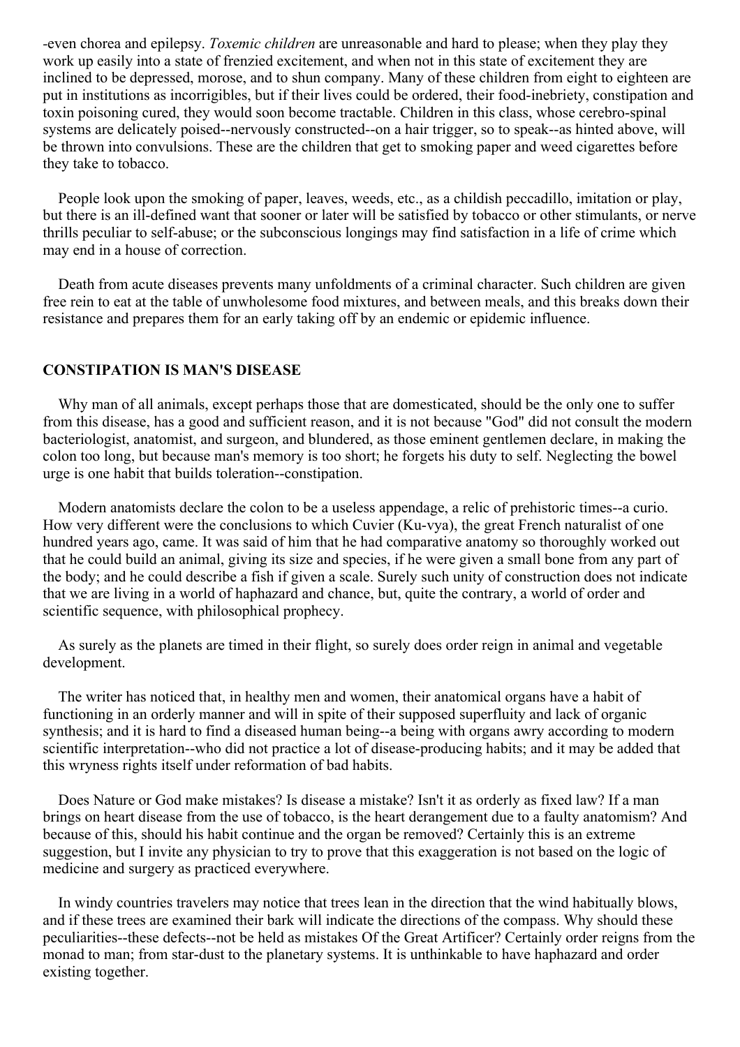-even chorea and epilepsy. *Toxemic children* are unreasonable and hard to please; when they play they work up easily into a state of frenzied excitement, and when not in this state of excitement they are inclined to be depressed, morose, and to shun company. Many of these children from eight to eighteen are put in institutions as incorrigibles, but if their lives could be ordered, their food-inebriety, constipation and toxin poisoning cured, they would soon become tractable. Children in this class, whose cerebro-spinal systems are delicately poised--nervously constructed--on a hair trigger, so to speak--as hinted above, will be thrown into convulsions. These are the children that get to smoking paper and weed cigarettes before they take to tobacco.

People look upon the smoking of paper, leaves, weeds, etc., as a childish peccadillo, imitation or play, but there is an ill-defined want that sooner or later will be satisfied by tobacco or other stimulants, or nerve thrills peculiar to self-abuse; or the subconscious longings may find satisfaction in a life of crime which may end in a house of correction.

Death from acute diseases prevents many unfoldments of a criminal character. Such children are given free rein to eat at the table of unwholesome food mixtures, and between meals, and this breaks down their resistance and prepares them for an early taking off by an endemic or epidemic influence.

## CONSTIPATION IS MAN'S DISEASE

Why man of all animals, except perhaps those that are domesticated, should be the only one to suffer from this disease, has a good and sufficient reason, and it is not because "God" did not consult the modern bacteriologist, anatomist, and surgeon, and blundered, as those eminent gentlemen declare, in making the colon too long, but because man's memory is too short; he forgets his duty to self. Neglecting the bowel urge is one habit that builds toleration--constipation.

Modern anatomists declare the colon to be a useless appendage, a relic of prehistoric times--a curio. How very different were the conclusions to which Cuvier (Ku-vya), the great French naturalist of one hundred years ago, came. It was said of him that he had comparative anatomy so thoroughly worked out that he could build an animal, giving its size and species, if he were given a small bone from any part of the body; and he could describe a fish if given a scale. Surely such unity of construction does not indicate that we are living in a world of haphazard and chance, but, quite the contrary, a world of order and scientific sequence, with philosophical prophecy.

As surely as the planets are timed in their flight, so surely does order reign in animal and vegetable development.

The writer has noticed that, in healthy men and women, their anatomical organs have a habit of functioning in an orderly manner and will in spite of their supposed superfluity and lack of organic synthesis; and it is hard to find a diseased human being--a being with organs awry according to modern scientific interpretation--who did not practice a lot of disease-producing habits; and it may be added that this wryness rights itself under reformation of bad habits.

Does Nature or God make mistakes? Is disease a mistake? Isn't it as orderly as fixed law? If a man brings on heart disease from the use of tobacco, is the heart derangement due to a faulty anatomism? And because of this, should his habit continue and the organ be removed? Certainly this is an extreme suggestion, but I invite any physician to try to prove that this exaggeration is not based on the logic of medicine and surgery as practiced everywhere.

In windy countries travelers may notice that trees lean in the direction that the wind habitually blows, and if these trees are examined their bark will indicate the directions of the compass. Why should these peculiarities--these defects--not be held as mistakes Of the Great Artificer? Certainly order reigns from the monad to man; from star-dust to the planetary systems. It is unthinkable to have haphazard and order existing together.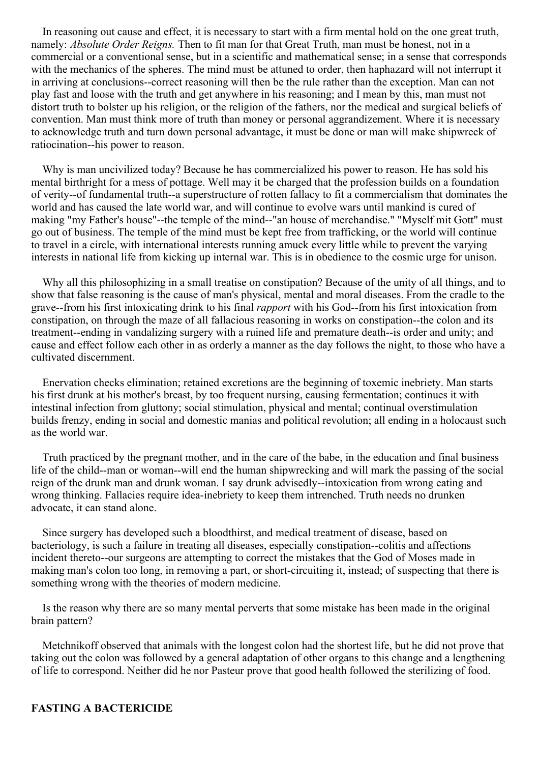In reasoning out cause and effect, it is necessary to start with a firm mental hold on the one great truth, namely: *Absolute Order Reigns.* Then to fit man for that Great Truth, man must be honest, not in a commercial or a conventional sense, but in a scientific and mathematical sense; in a sense that corresponds with the mechanics of the spheres. The mind must be attuned to order, then haphazard will not interrupt it in arriving at conclusions--correct reasoning will then be the rule rather than the exception. Man can not play fast and loose with the truth and get anywhere in his reasoning; and I mean by this, man must not distort truth to bolster up his religion, or the religion of the fathers, nor the medical and surgical beliefs of convention. Man must think more of truth than money or personal aggrandizement. Where it is necessary to acknowledge truth and turn down personal advantage, it must be done or man will make shipwreck of ratiocination--his power to reason.

Why is man uncivilized today? Because he has commercialized his power to reason. He has sold his mental birthright for a mess of pottage. Well may it be charged that the profession builds on a foundation of verity--of fundamental truth--a superstructure of rotten fallacy to fit a commercialism that dominates the world and has caused the late world war, and will continue to evolve wars until mankind is cured of making "my Father's house"--the temple of the mind--"an house of merchandise." "Myself mit Gott" must go out of business. The temple of the mind must be kept free from trafficking, or the world will continue to travel in a circle, with international interests running amuck every little while to prevent the varying interests in national life from kicking up internal war. This is in obedience to the cosmic urge for unison.

Why all this philosophizing in a small treatise on constipation? Because of the unity of all things, and to show that false reasoning is the cause of man's physical, mental and moral diseases. From the cradle to the grave--from his first intoxicating drink to his final *rapport* with his God--from his first intoxication from constipation, on through the maze of all fallacious reasoning in works on constipation--the colon and its treatment--ending in vandalizing surgery with a ruined life and premature death--is order and unity; and cause and effect follow each other in as orderly a manner as the day follows the night, to those who have a cultivated discernment.

Enervation checks elimination; retained excretions are the beginning of toxemic inebriety. Man starts his first drunk at his mother's breast, by too frequent nursing, causing fermentation; continues it with intestinal infection from gluttony; social stimulation, physical and mental; continual overstimulation builds frenzy, ending in social and domestic manias and political revolution; all ending in a holocaust such as the world war.

Truth practiced by the pregnant mother, and in the care of the babe, in the education and final business life of the child--man or woman--will end the human shipwrecking and will mark the passing of the social reign of the drunk man and drunk woman. I say drunk advisedly--intoxication from wrong eating and wrong thinking. Fallacies require idea-inebriety to keep them intrenched. Truth needs no drunken advocate, it can stand alone.

Since surgery has developed such a bloodthirst, and medical treatment of disease, based on bacteriology, is such a failure in treating all diseases, especially constipation--colitis and affections incident thereto--our surgeons are attempting to correct the mistakes that the God of Moses made in making man's colon too long, in removing a part, or short-circuiting it, instead; of suspecting that there is something wrong with the theories of modern medicine.

Is the reason why there are so many mental perverts that some mistake has been made in the original brain pattern?

Metchnikoff observed that animals with the longest colon had the shortest life, but he did not prove that taking out the colon was followed by a general adaptation of other organs to this change and a lengthening of life to correspond. Neither did he nor Pasteur prove that good health followed the sterilizing of food.

## FASTING A BACTERICIDE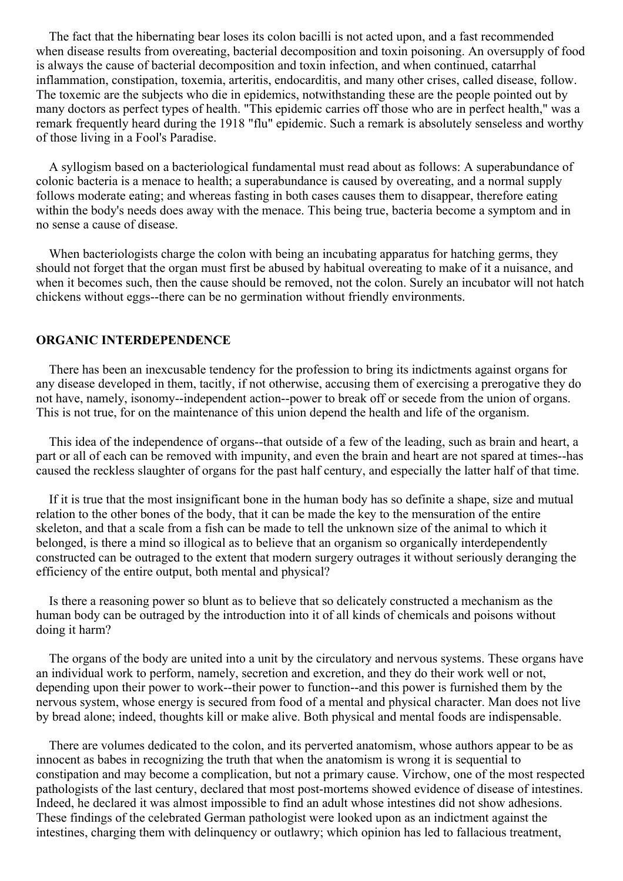The fact that the hibernating bear loses its colon bacilli is not acted upon, and a fast recommended when disease results from overeating, bacterial decomposition and toxin poisoning. An oversupply of food is always the cause of bacterial decomposition and toxin infection, and when continued, catarrhal inflammation, constipation, toxemia, arteritis, endocarditis, and many other crises, called disease, follow. The toxemic are the subjects who die in epidemics, notwithstanding these are the people pointed out by many doctors as perfect types of health. "This epidemic carries off those who are in perfect health," was a remark frequently heard during the 1918 "flu" epidemic. Such a remark is absolutely senseless and worthy of those living in a Fool's Paradise.

A syllogism based on a bacteriological fundamental must read about as follows: A superabundance of colonic bacteria is a menace to health; a superabundance is caused by overeating, and a normal supply follows moderate eating; and whereas fasting in both cases causes them to disappear, therefore eating within the body's needs does away with the menace. This being true, bacteria become a symptom and in no sense a cause of disease.

When bacteriologists charge the colon with being an incubating apparatus for hatching germs, they should not forget that the organ must first be abused by habitual overeating to make of it a nuisance, and when it becomes such, then the cause should be removed, not the colon. Surely an incubator will not hatch chickens without eggs--there can be no germination without friendly environments.

## ORGANIC INTERDEPENDENCE

There has been an inexcusable tendency for the profession to bring its indictments against organs for any disease developed in them, tacitly, if not otherwise, accusing them of exercising a prerogative they do not have, namely, isonomy--independent action--power to break off or secede from the union of organs. This is not true, for on the maintenance of this union depend the health and life of the organism.

This idea of the independence of organs--that outside of a few of the leading, such as brain and heart, a part or all of each can be removed with impunity, and even the brain and heart are not spared at times--has caused the reckless slaughter of organs for the past half century, and especially the latter half of that time.

If it is true that the most insignificant bone in the human body has so definite a shape, size and mutual relation to the other bones of the body, that it can be made the key to the mensuration of the entire skeleton, and that a scale from a fish can be made to tell the unknown size of the animal to which it belonged, is there a mind so illogical as to believe that an organism so organically interdependently constructed can be outraged to the extent that modern surgery outrages it without seriously deranging the efficiency of the entire output, both mental and physical?

Is there a reasoning power so blunt as to believe that so delicately constructed a mechanism as the human body can be outraged by the introduction into it of all kinds of chemicals and poisons without doing it harm?

The organs of the body are united into a unit by the circulatory and nervous systems. These organs have an individual work to perform, namely, secretion and excretion, and they do their work well or not, depending upon their power to work--their power to function--and this power is furnished them by the nervous system, whose energy is secured from food of a mental and physical character. Man does not live by bread alone; indeed, thoughts kill or make alive. Both physical and mental foods are indispensable.

There are volumes dedicated to the colon, and its perverted anatomism, whose authors appear to be as innocent as babes in recognizing the truth that when the anatomism is wrong it is sequential to constipation and may become a complication, but not a primary cause. Virchow, one of the most respected pathologists of the last century, declared that most post-mortems showed evidence of disease of intestines. Indeed, he declared it was almost impossible to find an adult whose intestines did not show adhesions. These findings of the celebrated German pathologist were looked upon as an indictment against the intestines, charging them with delinquency or outlawry; which opinion has led to fallacious treatment,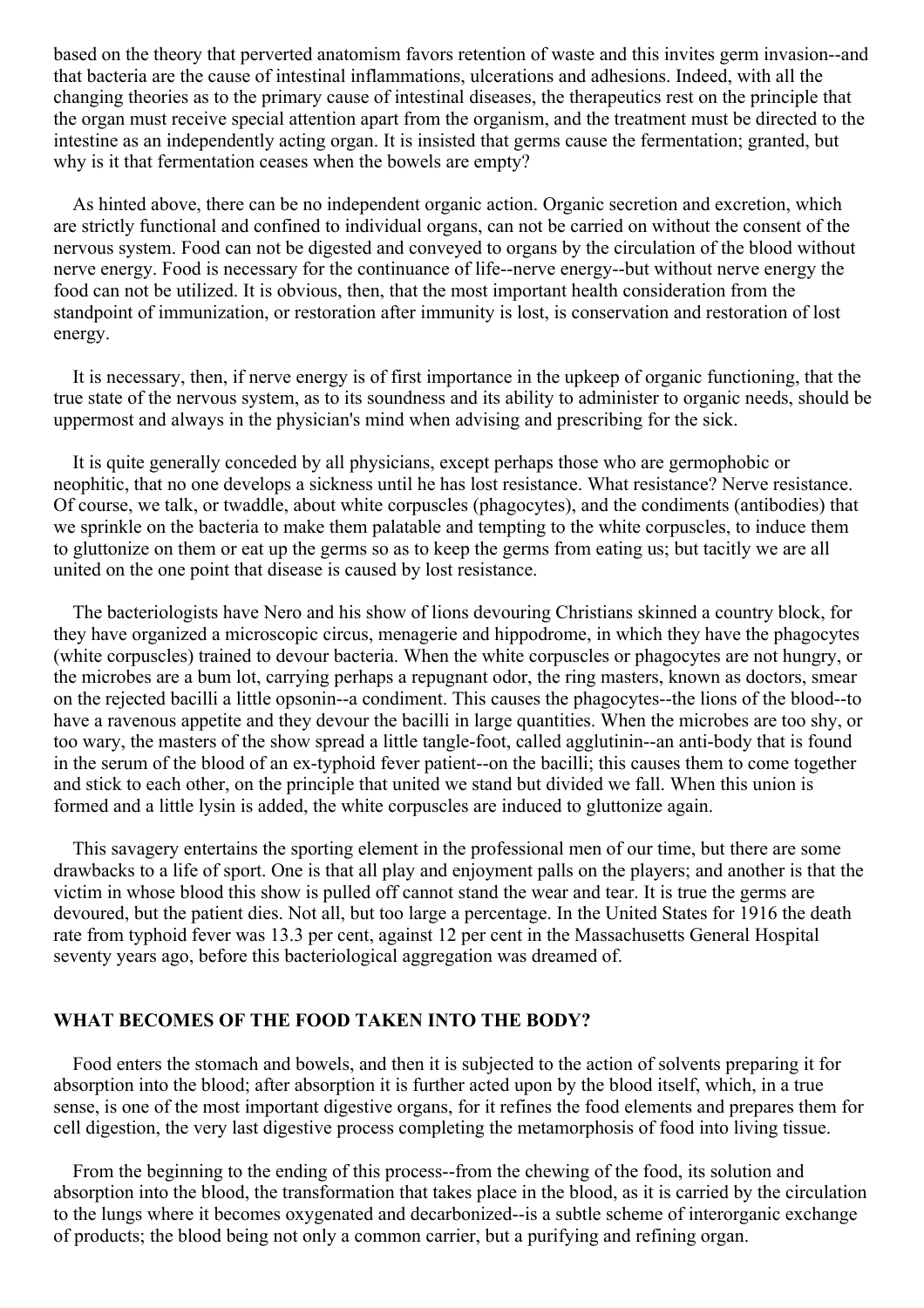based on the theory that perverted anatomism favors retention of waste and this invites germ invasion--and that bacteria are the cause of intestinal inflammations, ulcerations and adhesions. Indeed, with all the changing theories as to the primary cause of intestinal diseases, the therapeutics rest on the principle that the organ must receive special attention apart from the organism, and the treatment must be directed to the intestine as an independently acting organ. It is insisted that germs cause the fermentation; granted, but why is it that fermentation ceases when the bowels are empty?

As hinted above, there can be no independent organic action. Organic secretion and excretion, which are strictly functional and confined to individual organs, can not be carried on without the consent of the nervous system. Food can not be digested and conveyed to organs by the circulation of the blood without nerve energy. Food is necessary for the continuance of life--nerve energy--but without nerve energy the food can not be utilized. It is obvious, then, that the most important health consideration from the standpoint of immunization, or restoration after immunity is lost, is conservation and restoration of lost energy.

It is necessary, then, if nerve energy is of first importance in the upkeep of organic functioning, that the true state of the nervous system, as to its soundness and its ability to administer to organic needs, should be uppermost and always in the physician's mind when advising and prescribing for the sick.

It is quite generally conceded by all physicians, except perhaps those who are germophobic or neophitic, that no one develops a sickness until he has lost resistance. What resistance? Nerve resistance. Of course, we talk, or twaddle, about white corpuscles (phagocytes), and the condiments (antibodies) that we sprinkle on the bacteria to make them palatable and tempting to the white corpuscles, to induce them to gluttonize on them or eat up the germs so as to keep the germs from eating us; but tacitly we are all united on the one point that disease is caused by lost resistance.

The bacteriologists have Nero and his show of lions devouring Christians skinned a country block, for they have organized a microscopic circus, menagerie and hippodrome, in which they have the phagocytes (white corpuscles) trained to devour bacteria. When the white corpuscles or phagocytes are not hungry, or the microbes are a bum lot, carrying perhaps a repugnant odor, the ring masters, known as doctors, smear on the rejected bacilli a little opsonin--a condiment. This causes the phagocytes--the lions of the blood--to have a ravenous appetite and they devour the bacilli in large quantities. When the microbes are too shy, or too wary, the masters of the show spread a little tangle-foot, called agglutinin--an anti-body that is found in the serum of the blood of an ex-typhoid fever patient--on the bacilli; this causes them to come together and stick to each other, on the principle that united we stand but divided we fall. When this union is formed and a little lysin is added, the white corpuscles are induced to gluttonize again.

This savagery entertains the sporting element in the professional men of our time, but there are some drawbacks to a life of sport. One is that all play and enjoyment palls on the players; and another is that the victim in whose blood this show is pulled off cannot stand the wear and tear. It is true the germs are devoured, but the patient dies. Not all, but too large a percentage. In the United States for 1916 the death rate from typhoid fever was 13.3 per cent, against 12 per cent in the Massachusetts General Hospital seventy years ago, before this bacteriological aggregation was dreamed of.

## WHAT BECOMES OF THE FOOD TAKEN INTO THE BODY?

Food enters the stomach and bowels, and then it is subjected to the action of solvents preparing it for absorption into the blood; after absorption it is further acted upon by the blood itself, which, in a true sense, is one of the most important digestive organs, for it refines the food elements and prepares them for cell digestion, the very last digestive process completing the metamorphosis of food into living tissue.

From the beginning to the ending of this process--from the chewing of the food, its solution and absorption into the blood, the transformation that takes place in the blood, as it is carried by the circulation to the lungs where it becomes oxygenated and decarbonized--is a subtle scheme of interorganic exchange of products; the blood being not only a common carrier, but a purifying and refining organ.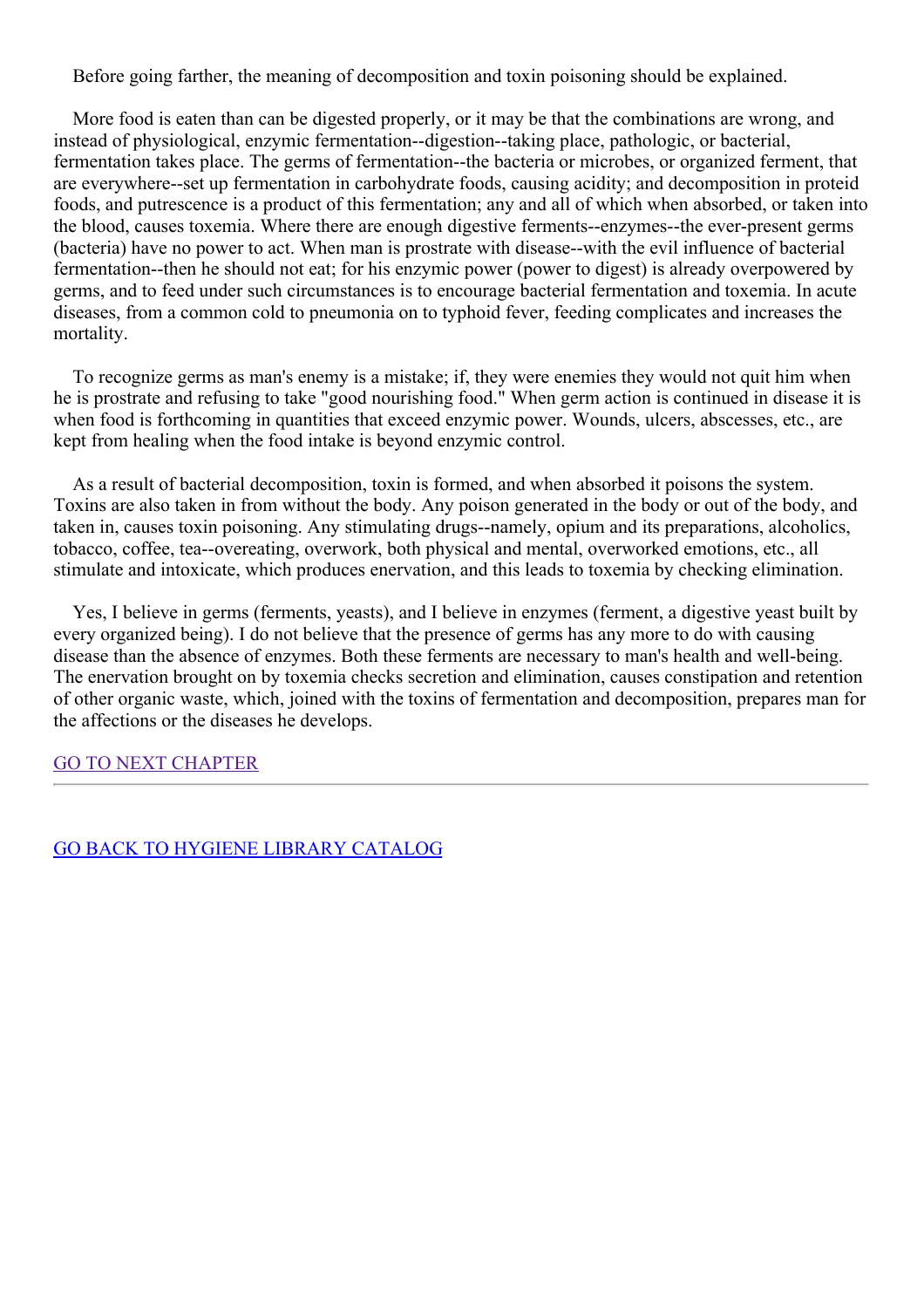Before going farther, the meaning of decomposition and toxin poisoning should be explained.

More food is eaten than can be digested properly, or it may be that the combinations are wrong, and instead of physiological, enzymic fermentation--digestion--taking place, pathologic, or bacterial, fermentation takes place. The germs of fermentation--the bacteria or microbes, or organized ferment, that are everywhere--set up fermentation in carbohydrate foods, causing acidity; and decomposition in proteid foods, and putrescence is a product of this fermentation; any and all of which when absorbed, or taken into the blood, causes toxemia. Where there are enough digestive ferments--enzymes--the ever-present germs (bacteria) have no power to act. When man is prostrate with disease--with the evil influence of bacterial fermentation--then he should not eat; for his enzymic power (power to digest) is already overpowered by germs, and to feed under such circumstances is to encourage bacterial fermentation and toxemia. In acute diseases, from a common cold to pneumonia on to typhoid fever, feeding complicates and increases the mortality.

To recognize germs as man's enemy is a mistake; if, they were enemies they would not quit him when he is prostrate and refusing to take "good nourishing food." When germ action is continued in disease it is when food is forthcoming in quantities that exceed enzymic power. Wounds, ulcers, abscesses, etc., are kept from healing when the food intake is beyond enzymic control.

As a result of bacterial decomposition, toxin is formed, and when absorbed it poisons the system. Toxins are also taken in from without the body. Any poison generated in the body or out of the body, and taken in, causes toxin poisoning. Any stimulating drugs--namely, opium and its preparations, alcoholics, tobacco, coffee, tea--overeating, overwork, both physical and mental, overworked emotions, etc., all stimulate and intoxicate, which produces enervation, and this leads to toxemia by checking elimination.

Yes, I believe in germs (ferments, yeasts), and I believe in enzymes (ferment, a digestive yeast built by every organized being). I do not believe that the presence of germs has any more to do with causing disease than the absence of enzymes. Both these ferments are necessary to man's health and well-being. The enervation brought on by toxemia checks secretion and elimination, causes constipation and retention of other organic waste, which, joined with the toxins of fermentation and decomposition, prepares man for the affections or the diseases he develops.

GO TO NEXT CHAPTER

---

GO BACK TO HYGIENE LIBRARY CATALOG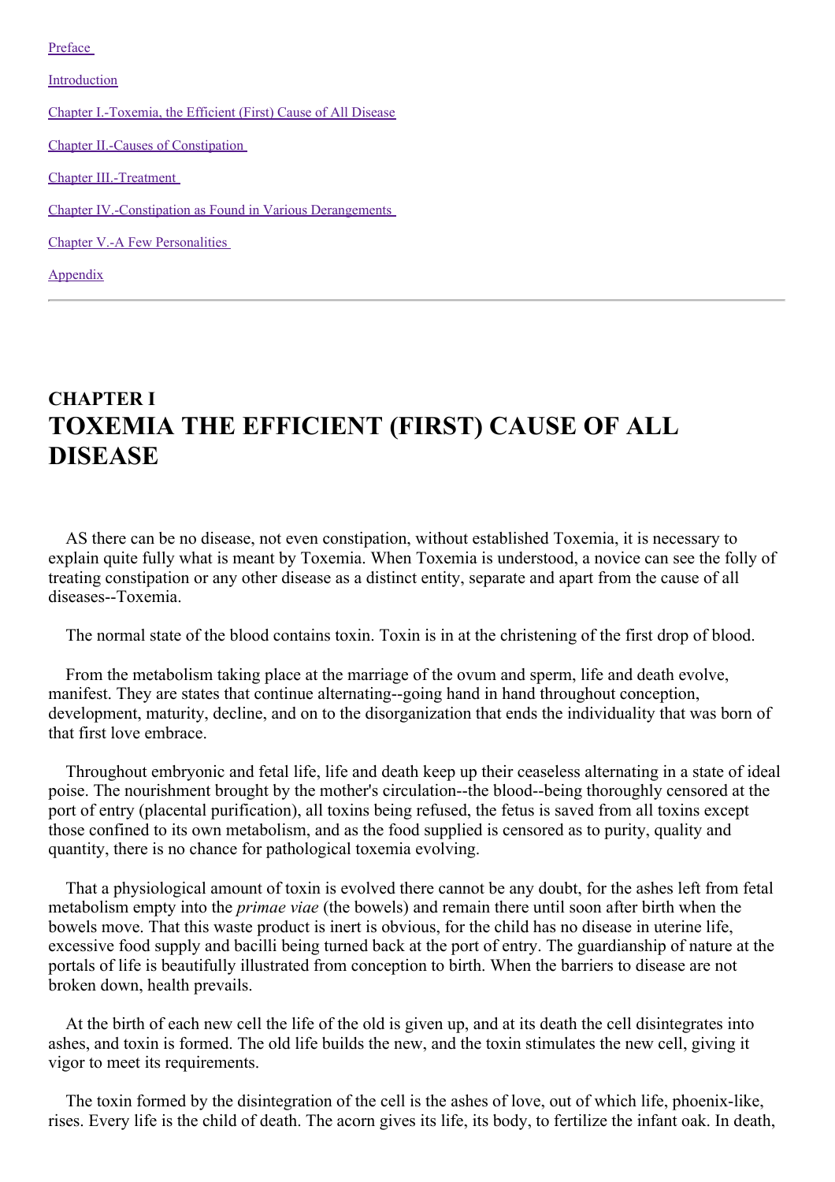[Preface](#)

[Introduction](#)

[Chapter I.-Toxemia, the Efficient (First) Cause of All Disease](#)

[Chapter II.-Causes of Constipation](#)

[Chapter III.-Treatment](#)

[Chapter IV.-Constipation as Found in Various Derangements](#)

[Chapter V.-A Few Personalities](#)

[Appendix](#)

---

## CHAPTER I

# TOXEMIA THE EFFICIENT (FIRST) CAUSE OF ALL DISEASE

AS there can be no disease, not even constipation, without established Toxemia, it is necessary to explain quite fully what is meant by Toxemia. When Toxemia is understood, a novice can see the folly of treating constipation or any other disease as a distinct entity, separate and apart from the cause of all diseases--Toxemia.

The normal state of the blood contains toxin. Toxin is in at the christening of the first drop of blood.

From the metabolism taking place at the marriage of the ovum and sperm, life and death evolve, manifest. They are states that continue alternating--going hand in hand throughout conception, development, maturity, decline, and on to the disorganization that ends the individuality that was born of that first love embrace.

Throughout embryonic and fetal life, life and death keep up their ceaseless alternating in a state of ideal poise. The nourishment brought by the mother's circulation--the blood--being thoroughly censored at the port of entry (placental purification), all toxins being refused, the fetus is saved from all toxins except those confined to its own metabolism, and as the food supplied is censored as to purity, quality and quantity, there is no chance for pathological toxemia evolving.

That a physiological amount of toxin is evolved there cannot be any doubt, for the ashes left from fetal metabolism empty into the *primae viae* (the bowels) and remain there until soon after birth when the bowels move. That this waste product is inert is obvious, for the child has no disease in uterine life, excessive food supply and bacilli being turned back at the port of entry. The guardianship of nature at the portals of life is beautifully illustrated from conception to birth. When the barriers to disease are not broken down, health prevails.

At the birth of each new cell the life of the old is given up, and at its death the cell disintegrates into ashes, and toxin is formed. The old life builds the new, and the toxin stimulates the new cell, giving it vigor to meet its requirements.

The toxin formed by the disintegration of the cell is the ashes of love, out of which life, phoenix-like, rises. Every life is the child of death. The acorn gives its life, its body, to fertilize the infant oak. In death,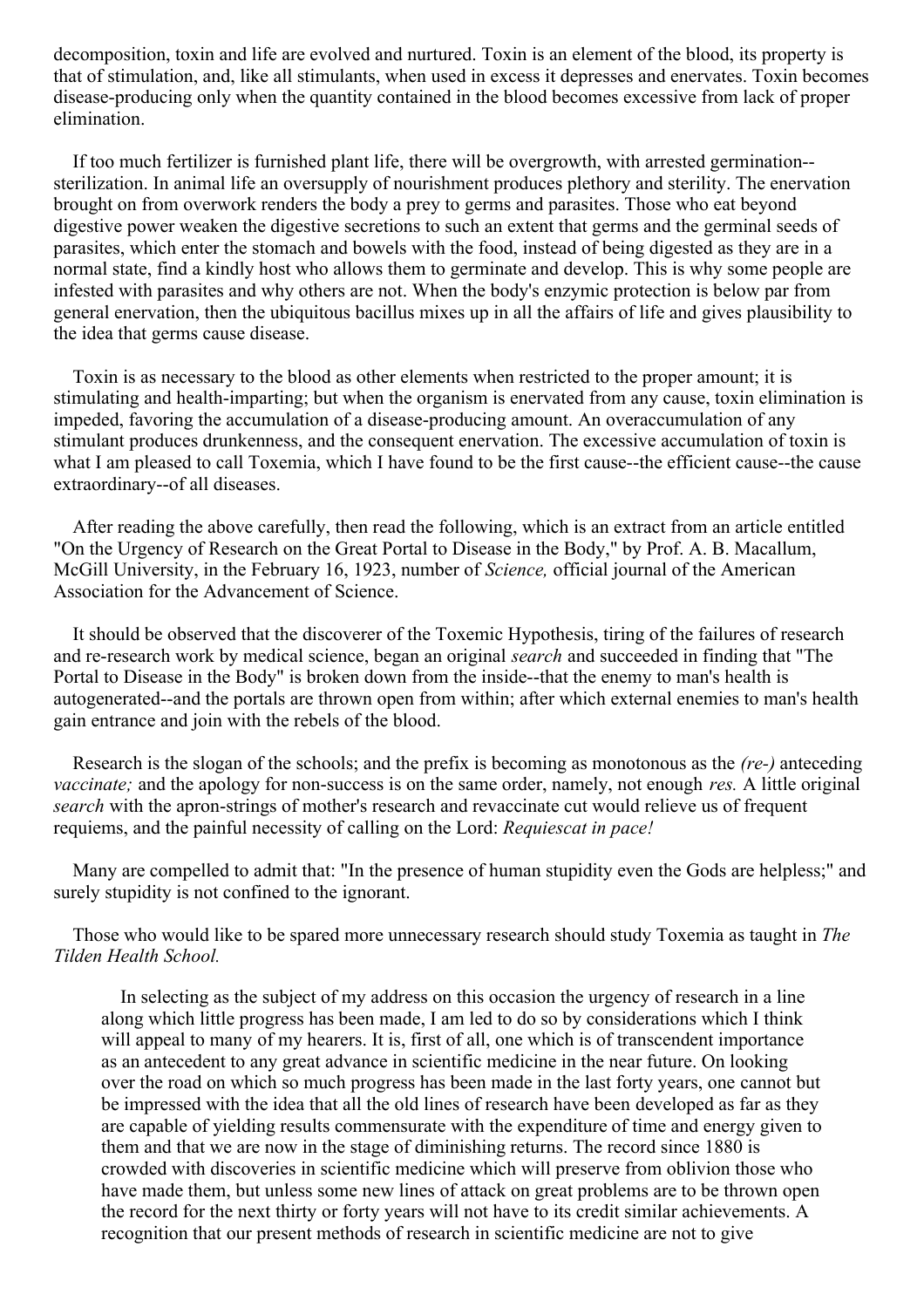decomposition, toxin and life are evolved and nurtured. Toxin is an element of the blood, its property is that of stimulation, and, like all stimulants, when used in excess it depresses and enervates. Toxin becomes disease-producing only when the quantity contained in the blood becomes excessive from lack of proper elimination.

If too much fertilizer is furnished plant life, there will be overgrowth, with arrested germination--sterilization. In animal life an oversupply of nourishment produces plethory and sterility. The enervation brought on from overwork renders the body a prey to germs and parasites. Those who eat beyond digestive power weaken the digestive secretions to such an extent that germs and the germinal seeds of parasites, which enter the stomach and bowels with the food, instead of being digested as they are in a normal state, find a kindly host who allows them to germinate and develop. This is why some people are infested with parasites and why others are not. When the body's enzymic protection is below par from general enervation, then the ubiquitous bacillus mixes up in all the affairs of life and gives plausibility to the idea that germs cause disease.

Toxin is as necessary to the blood as other elements when restricted to the proper amount; it is stimulating and health-imparting; but when the organism is enervated from any cause, toxin elimination is impeded, favoring the accumulation of a disease-producing amount. An overaccumulation of any stimulant produces drunkenness, and the consequent enervation. The excessive accumulation of toxin is what I am pleased to call Toxemia, which I have found to be the first cause--the efficient cause--the cause extraordinary--of all diseases.

After reading the above carefully, then read the following, which is an extract from an article entitled "On the Urgency of Research on the Great Portal to Disease in the Body," by Prof. A. B. Macallum, McGill University, in the February 16, 1923, number of *Science,* official journal of the American Association for the Advancement of Science.

It should be observed that the discoverer of the Toxemic Hypothesis, tiring of the failures of research and re-research work by medical science, began an original *search* and succeeded in finding that "The Portal to Disease in the Body" is broken down from the inside--that the enemy to man's health is autogenerated--and the portals are thrown open from within; after which external enemies to man's health gain entrance and join with the rebels of the blood.

Research is the slogan of the schools; and the prefix is becoming as monotonous as the *(re-)* anteceding *vaccinate;* and the apology for non-success is on the same order, namely, not enough *res.* A little original *search* with the apron-strings of mother's research and revaccinate cut would relieve us of frequent requiems, and the painful necessity of calling on the Lord: *Requiescat in pace!*

Many are compelled to admit that: "In the presence of human stupidity even the Gods are helpless;" and surely stupidity is not confined to the ignorant.

Those who would like to be spared more unnecessary research should study Toxemia as taught in *The Tilden Health School.*

> In selecting as the subject of my address on this occasion the urgency of research in a line along which little progress has been made, I am led to do so by considerations which I think will appeal to many of my hearers. It is, first of all, one which is of transcendent importance as an antecedent to any great advance in scientific medicine in the near future. On looking over the road on which so much progress has been made in the last forty years, one cannot but be impressed with the idea that all the old lines of research have been developed as far as they are capable of yielding results commensurate with the expenditure of time and energy given to them and that we are now in the stage of diminishing returns. The record since 1880 is crowded with discoveries in scientific medicine which will preserve from oblivion those who have made them, but unless some new lines of attack on great problems are to be thrown open the record for the next thirty or forty years will not have to its credit similar achievements. A recognition that our present methods of research in scientific medicine are not to give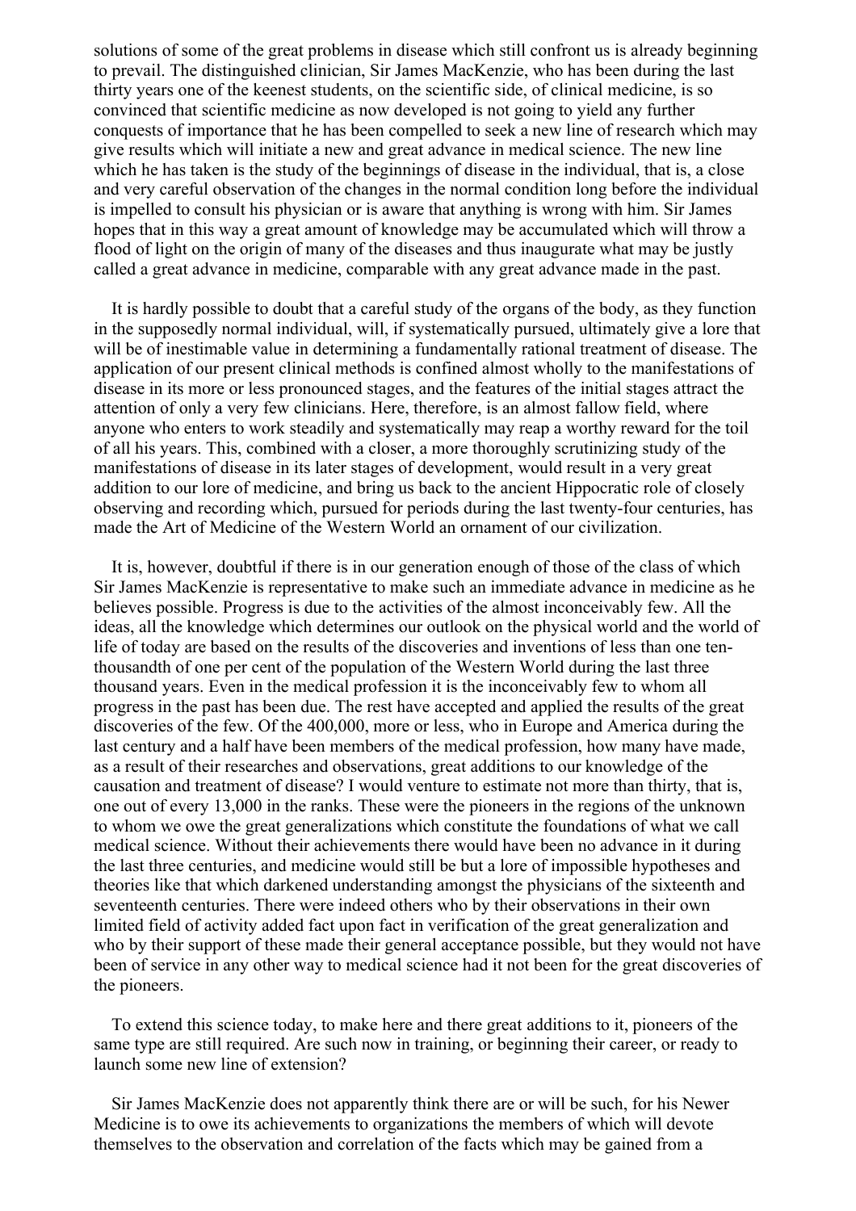solutions of some of the great problems in disease which still confront us is already beginning to prevail. The distinguished clinician, Sir James MacKenzie, who has been during the last thirty years one of the keenest students, on the scientific side, of clinical medicine, is so convinced that scientific medicine as now developed is not going to yield any further conquests of importance that he has been compelled to seek a new line of research which may give results which will initiate a new and great advance in medical science. The new line which he has taken is the study of the beginnings of disease in the individual, that is, a close and very careful observation of the changes in the normal condition long before the individual is impelled to consult his physician or is aware that anything is wrong with him. Sir James hopes that in this way a great amount of knowledge may be accumulated which will throw a flood of light on the origin of many of the diseases and thus inaugurate what may be justly called a great advance in medicine, comparable with any great advance made in the past.

It is hardly possible to doubt that a careful study of the organs of the body, as they function in the supposedly normal individual, will, if systematically pursued, ultimately give a lore that will be of inestimable value in determining a fundamentally rational treatment of disease. The application of our present clinical methods is confined almost wholly to the manifestations of disease in its more or less pronounced stages, and the features of the initial stages attract the attention of only a very few clinicians. Here, therefore, is an almost fallow field, where anyone who enters to work steadily and systematically may reap a worthy reward for the toil of all his years. This, combined with a closer, a more thoroughly scrutinizing study of the manifestations of disease in its later stages of development, would result in a very great addition to our lore of medicine, and bring us back to the ancient Hippocratic role of closely observing and recording which, pursued for periods during the last twenty-four centuries, has made the Art of Medicine of the Western World an ornament of our civilization.

It is, however, doubtful if there is in our generation enough of those of the class of which Sir James MacKenzie is representative to make such an immediate advance in medicine as he believes possible. Progress is due to the activities of the almost inconceivably few. All the ideas, all the knowledge which determines our outlook on the physical world and the world of life of today are based on the results of the discoveries and inventions of less than one ten-thousandth of one per cent of the population of the Western World during the last three thousand years. Even in the medical profession it is the inconceivably few to whom all progress in the past has been due. The rest have accepted and applied the results of the great discoveries of the few. Of the 400,000, more or less, who in Europe and America during the last century and a half have been members of the medical profession, how many have made, as a result of their researches and observations, great additions to our knowledge of the causation and treatment of disease? I would venture to estimate not more than thirty, that is, one out of every 13,000 in the ranks. These were the pioneers in the regions of the unknown to whom we owe the great generalizations which constitute the foundations of what we call medical science. Without their achievements there would have been no advance in it during the last three centuries, and medicine would still be but a lore of impossible hypotheses and theories like that which darkened understanding amongst the physicians of the sixteenth and seventeenth centuries. There were indeed others who by their observations in their own limited field of activity added fact upon fact in verification of the great generalization and who by their support of these made their general acceptance possible, but they would not have been of service in any other way to medical science had it not been for the great discoveries of the pioneers.

To extend this science today, to make here and there great additions to it, pioneers of the same type are still required. Are such now in training, or beginning their career, or ready to launch some new line of extension?

Sir James MacKenzie does not apparently think there are or will be such, for his Newer Medicine is to owe its achievements to organizations the members of which will devote themselves to the observation and correlation of the facts which may be gained from a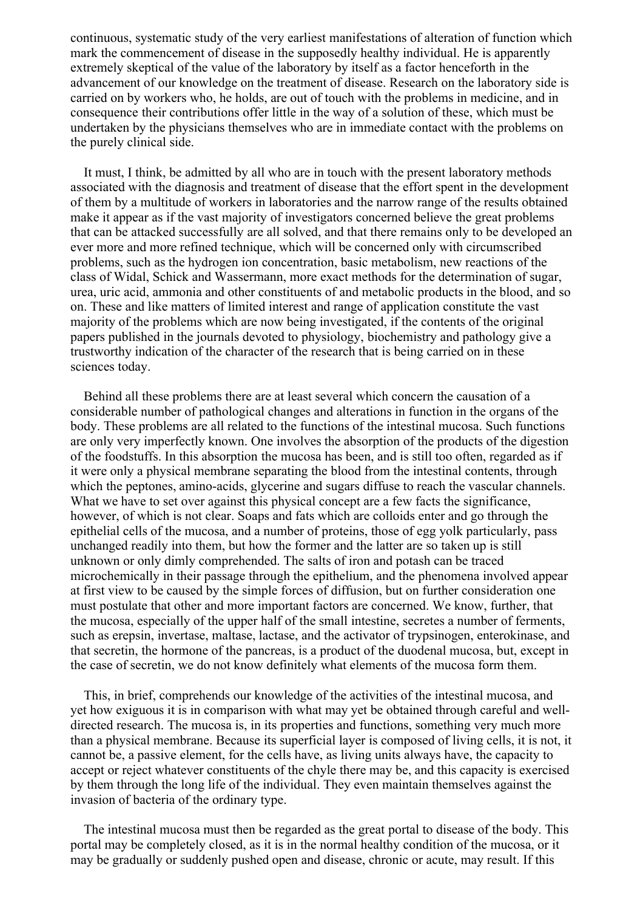continuous, systematic study of the very earliest manifestations of alteration of function which mark the commencement of disease in the supposedly healthy individual. He is apparently extremely skeptical of the value of the laboratory by itself as a factor henceforth in the advancement of our knowledge on the treatment of disease. Research on the laboratory side is carried on by workers who, he holds, are out of touch with the problems in medicine, and in consequence their contributions offer little in the way of a solution of these, which must be undertaken by the physicians themselves who are in immediate contact with the problems on the purely clinical side.

It must, I think, be admitted by all who are in touch with the present laboratory methods associated with the diagnosis and treatment of disease that the effort spent in the development of them by a multitude of workers in laboratories and the narrow range of the results obtained make it appear as if the vast majority of investigators concerned believe the great problems that can be attacked successfully are all solved, and that there remains only to be developed an ever more and more refined technique, which will be concerned only with circumscribed problems, such as the hydrogen ion concentration, basic metabolism, new reactions of the class of Widal, Schick and Wassermann, more exact methods for the determination of sugar, urea, uric acid, ammonia and other constituents of and metabolic products in the blood, and so on. These and like matters of limited interest and range of application constitute the vast majority of the problems which are now being investigated, if the contents of the original papers published in the journals devoted to physiology, biochemistry and pathology give a trustworthy indication of the character of the research that is being carried on in these sciences today.

Behind all these problems there are at least several which concern the causation of a considerable number of pathological changes and alterations in function in the organs of the body. These problems are all related to the functions of the intestinal mucosa. Such functions are only very imperfectly known. One involves the absorption of the products of the digestion of the foodstuffs. In this absorption the mucosa has been, and is still too often, regarded as if it were only a physical membrane separating the blood from the intestinal contents, through which the peptones, amino-acids, glycerine and sugars diffuse to reach the vascular channels. What we have to set over against this physical concept are a few facts the significance, however, of which is not clear. Soaps and fats which are colloids enter and go through the epithelial cells of the mucosa, and a number of proteins, those of egg yolk particularly, pass unchanged readily into them, but how the former and the latter are so taken up is still unknown or only dimly comprehended. The salts of iron and potash can be traced microchemically in their passage through the epithelium, and the phenomena involved appear at first view to be caused by the simple forces of diffusion, but on further consideration one must postulate that other and more important factors are concerned. We know, further, that the mucosa, especially of the upper half of the small intestine, secretes a number of ferments, such as erepsin, invertase, maltase, lactase, and the activator of trypsinogen, enterokinase, and that secretin, the hormone of the pancreas, is a product of the duodenal mucosa, but, except in the case of secretin, we do not know definitely what elements of the mucosa form them.

This, in brief, comprehends our knowledge of the activities of the intestinal mucosa, and yet how exiguous it is in comparison with what may yet be obtained through careful and well-directed research. The mucosa is, in its properties and functions, something very much more than a physical membrane. Because its superficial layer is composed of living cells, it is not, it cannot be, a passive element, for the cells have, as living units always have, the capacity to accept or reject whatever constituents of the chyle there may be, and this capacity is exercised by them through the long life of the individual. They even maintain themselves against the invasion of bacteria of the ordinary type.

The intestinal mucosa must then be regarded as the great portal to disease of the body. This portal may be completely closed, as it is in the normal healthy condition of the mucosa, or it may be gradually or suddenly pushed open and disease, chronic or acute, may result. If this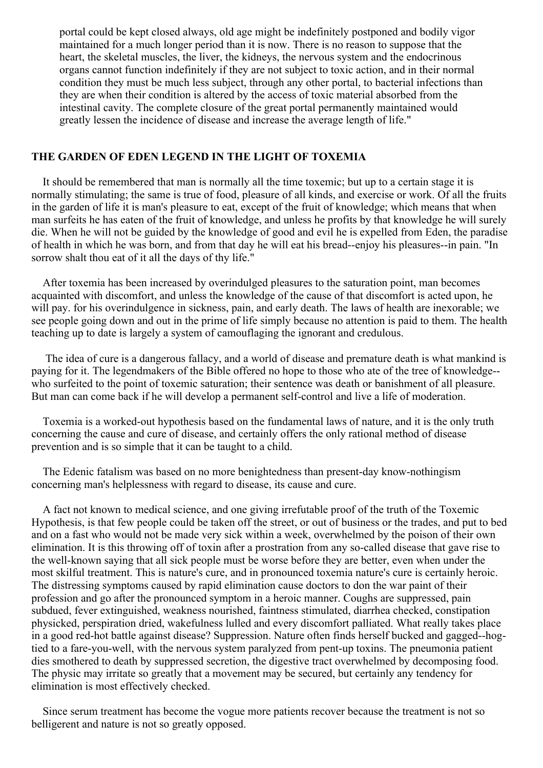portal could be kept closed always, old age might be indefinitely postponed and bodily vigor maintained for a much longer period than it is now. There is no reason to suppose that the heart, the skeletal muscles, the liver, the kidneys, the nervous system and the endocrinous organs cannot function indefinitely if they are not subject to toxic action, and in their normal condition they must be much less subject, through any other portal, to bacterial infections than they are when their condition is altered by the access of toxic material absorbed from the intestinal cavity. The complete closure of the great portal permanently maintained would greatly lessen the incidence of disease and increase the average length of life."

## THE GARDEN OF EDEN LEGEND IN THE LIGHT OF TOXEMIA

It should be remembered that man is normally all the time toxemic; but up to a certain stage it is normally stimulating; the same is true of food, pleasure of all kinds, and exercise or work. Of all the fruits in the garden of life it is man's pleasure to eat, except of the fruit of knowledge; which means that when man surfeits he has eaten of the fruit of knowledge, and unless he profits by that knowledge he will surely die. When he will not be guided by the knowledge of good and evil he is expelled from Eden, the paradise of health in which he was born, and from that day he will eat his bread--enjoy his pleasures--in pain. "In sorrow shalt thou eat of it all the days of thy life."

After toxemia has been increased by overindulged pleasures to the saturation point, man becomes acquainted with discomfort, and unless the knowledge of the cause of that discomfort is acted upon, he will pay. for his overindulgence in sickness, pain, and early death. The laws of health are inexorable; we see people going down and out in the prime of life simply because no attention is paid to them. The health teaching up to date is largely a system of camouflaging the ignorant and credulous.

The idea of cure is a dangerous fallacy, and a world of disease and premature death is what mankind is paying for it. The legendmakers of the Bible offered no hope to those who ate of the tree of knowledge--who surfeited to the point of toxemic saturation; their sentence was death or banishment of all pleasure. But man can come back if he will develop a permanent self-control and live a life of moderation.

Toxemia is a worked-out hypothesis based on the fundamental laws of nature, and it is the only truth concerning the cause and cure of disease, and certainly offers the only rational method of disease prevention and is so simple that it can be taught to a child.

The Edenic fatalism was based on no more benightedness than present-day know-nothingism concerning man's helplessness with regard to disease, its cause and cure.

A fact not known to medical science, and one giving irrefutable proof of the truth of the Toxemic Hypothesis, is that few people could be taken off the street, or out of business or the trades, and put to bed and on a fast who would not be made very sick within a week, overwhelmed by the poison of their own elimination. It is this throwing off of toxin after a prostration from any so-called disease that gave rise to the well-known saying that all sick people must be worse before they are better, even when under the most skilful treatment. This is nature's cure, and in pronounced toxemia nature's cure is certainly heroic. The distressing symptoms caused by rapid elimination cause doctors to don the war paint of their profession and go after the pronounced symptom in a heroic manner. Coughs are suppressed, pain subdued, fever extinguished, weakness nourished, faintness stimulated, diarrhea checked, constipation physicked, perspiration dried, wakefulness lulled and every discomfort palliated. What really takes place in a good red-hot battle against disease? Suppression. Nature often finds herself bucked and gagged--hog-tied to a fare-you-well, with the nervous system paralyzed from pent-up toxins. The pneumonia patient dies smothered to death by suppressed secretion, the digestive tract overwhelmed by decomposing food. The physic may irritate so greatly that a movement may be secured, but certainly any tendency for elimination is most effectively checked.

Since serum treatment has become the vogue more patients recover because the treatment is not so belligerent and nature is not so greatly opposed.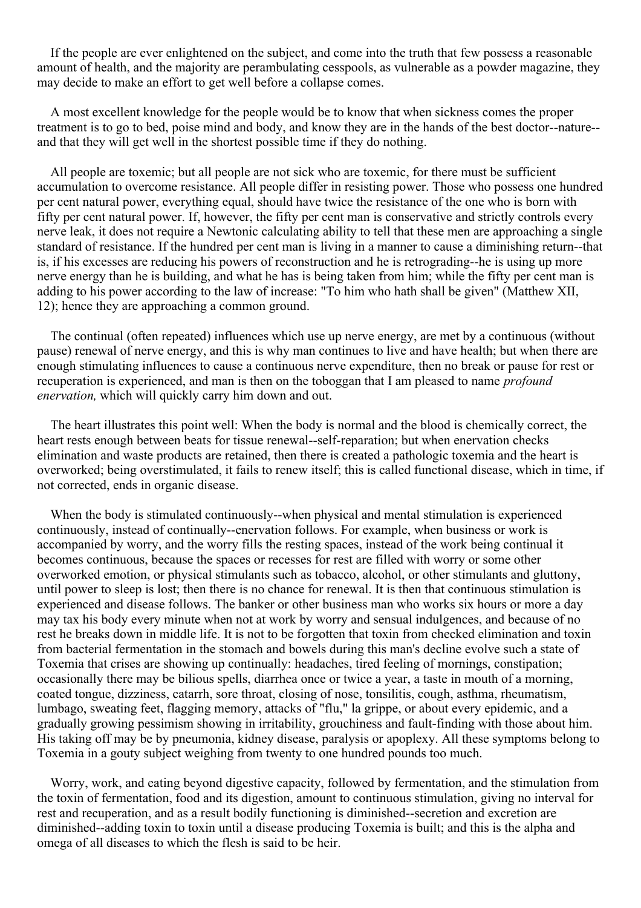If the people are ever enlightened on the subject, and come into the truth that few possess a reasonable amount of health, and the majority are perambulating cesspools, as vulnerable as a powder magazine, they may decide to make an effort to get well before a collapse comes.

A most excellent knowledge for the people would be to know that when sickness comes the proper treatment is to go to bed, poise mind and body, and know they are in the hands of the best doctor--nature--and that they will get well in the shortest possible time if they do nothing.

All people are toxemic; but all people are not sick who are toxemic, for there must be sufficient accumulation to overcome resistance. All people differ in resisting power. Those who possess one hundred per cent natural power, everything equal, should have twice the resistance of the one who is born with fifty per cent natural power. If, however, the fifty per cent man is conservative and strictly controls every nerve leak, it does not require a Newtonic calculating ability to tell that these men are approaching a single standard of resistance. If the hundred per cent man is living in a manner to cause a diminishing return--that is, if his excesses are reducing his powers of reconstruction and he is retrograding--he is using up more nerve energy than he is building, and what he has is being taken from him; while the fifty per cent man is adding to his power according to the law of increase: "To him who hath shall be given" (Matthew XII, 12); hence they are approaching a common ground.

The continual (often repeated) influences which use up nerve energy, are met by a continuous (without pause) renewal of nerve energy, and this is why man continues to live and have health; but when there are enough stimulating influences to cause a continuous nerve expenditure, then no break or pause for rest or recuperation is experienced, and man is then on the toboggan that I am pleased to name *profound enervation,* which will quickly carry him down and out.

The heart illustrates this point well: When the body is normal and the blood is chemically correct, the heart rests enough between beats for tissue renewal--self-reparation; but when enervation checks elimination and waste products are retained, then there is created a pathologic toxemia and the heart is overworked; being overstimulated, it fails to renew itself; this is called functional disease, which in time, if not corrected, ends in organic disease.

When the body is stimulated continuously--when physical and mental stimulation is experienced continuously, instead of continually--enervation follows. For example, when business or work is accompanied by worry, and the worry fills the resting spaces, instead of the work being continual it becomes continuous, because the spaces or recesses for rest are filled with worry or some other overworked emotion, or physical stimulants such as tobacco, alcohol, or other stimulants and gluttony, until power to sleep is lost; then there is no chance for renewal. It is then that continuous stimulation is experienced and disease follows. The banker or other business man who works six hours or more a day may tax his body every minute when not at work by worry and sensual indulgences, and because of no rest he breaks down in middle life. It is not to be forgotten that toxin from checked elimination and toxin from bacterial fermentation in the stomach and bowels during this man's decline evolve such a state of Toxemia that crises are showing up continually: headaches, tired feeling of mornings, constipation; occasionally there may be bilious spells, diarrhea once or twice a year, a taste in mouth of a morning, coated tongue, dizziness, catarrh, sore throat, closing of nose, tonsilitis, cough, asthma, rheumatism, lumbago, sweating feet, flagging memory, attacks of "flu," la grippe, or about every epidemic, and a gradually growing pessimism showing in irritability, grouchiness and fault-finding with those about him. His taking off may be by pneumonia, kidney disease, paralysis or apoplexy. All these symptoms belong to Toxemia in a gouty subject weighing from twenty to one hundred pounds too much.

Worry, work, and eating beyond digestive capacity, followed by fermentation, and the stimulation from the toxin of fermentation, food and its digestion, amount to continuous stimulation, giving no interval for rest and recuperation, and as a result bodily functioning is diminished--secretion and excretion are diminished--adding toxin to toxin until a disease producing Toxemia is built; and this is the alpha and omega of all diseases to which the flesh is said to be heir.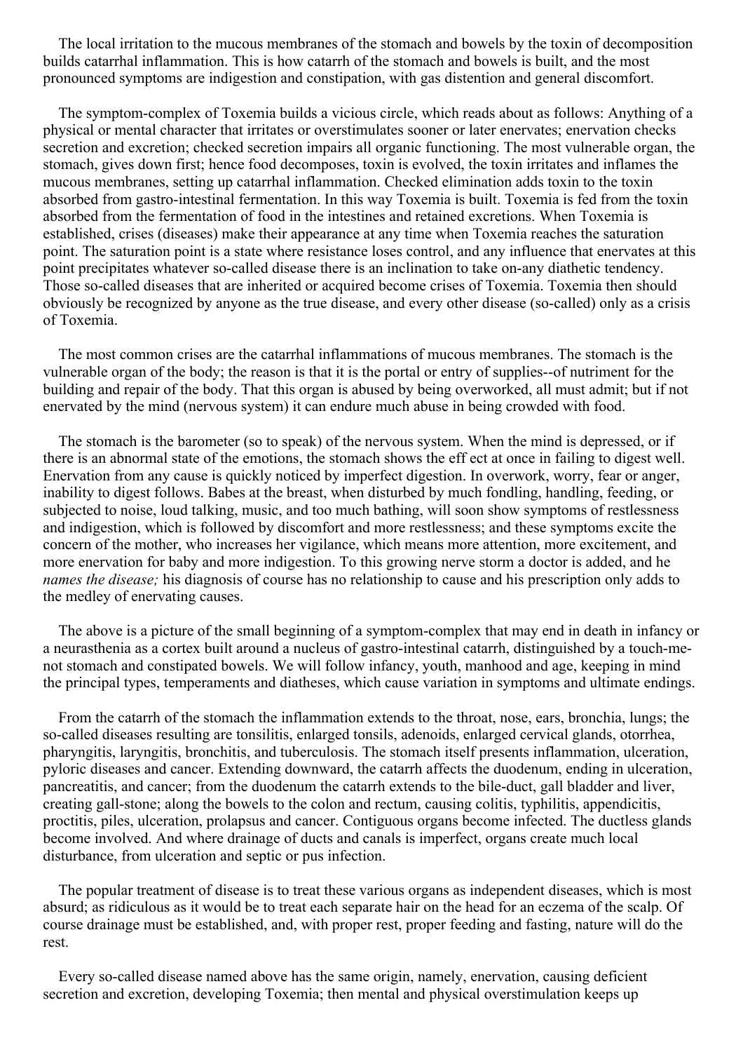The local irritation to the mucous membranes of the stomach and bowels by the toxin of decomposition builds catarrhal inflammation. This is how catarrh of the stomach and bowels is built, and the most pronounced symptoms are indigestion and constipation, with gas distention and general discomfort.

The symptom-complex of Toxemia builds a vicious circle, which reads about as follows: Anything of a physical or mental character that irritates or overstimulates sooner or later enervates; enervation checks secretion and excretion; checked secretion impairs all organic functioning. The most vulnerable organ, the stomach, gives down first; hence food decomposes, toxin is evolved, the toxin irritates and inflames the mucous membranes, setting up catarrhal inflammation. Checked elimination adds toxin to the toxin absorbed from gastro-intestinal fermentation. In this way Toxemia is built. Toxemia is fed from the toxin absorbed from the fermentation of food in the intestines and retained excretions. When Toxemia is established, crises (diseases) make their appearance at any time when Toxemia reaches the saturation point. The saturation point is a state where resistance loses control, and any influence that enervates at this point precipitates whatever so-called disease there is an inclination to take on-any diathetic tendency. Those so-called diseases that are inherited or acquired become crises of Toxemia. Toxemia then should obviously be recognized by anyone as the true disease, and every other disease (so-called) only as a crisis of Toxemia.

The most common crises are the catarrhal inflammations of mucous membranes. The stomach is the vulnerable organ of the body; the reason is that it is the portal or entry of supplies--of nutriment for the building and repair of the body. That this organ is abused by being overworked, all must admit; but if not enervated by the mind (nervous system) it can endure much abuse in being crowded with food.

The stomach is the barometer (so to speak) of the nervous system. When the mind is depressed, or if there is an abnormal state of the emotions, the stomach shows the eff ect at once in failing to digest well. Enervation from any cause is quickly noticed by imperfect digestion. In overwork, worry, fear or anger, inability to digest follows. Babes at the breast, when disturbed by much fondling, handling, feeding, or subjected to noise, loud talking, music, and too much bathing, will soon show symptoms of restlessness and indigestion, which is followed by discomfort and more restlessness; and these symptoms excite the concern of the mother, who increases her vigilance, which means more attention, more excitement, and more enervation for baby and more indigestion. To this growing nerve storm a doctor is added, and he *names the disease;* his diagnosis of course has no relationship to cause and his prescription only adds to the medley of enervating causes.

The above is a picture of the small beginning of a symptom-complex that may end in death in infancy or a neurasthenia as a cortex built around a nucleus of gastro-intestinal catarrh, distinguished by a touch-me-not stomach and constipated bowels. We will follow infancy, youth, manhood and age, keeping in mind the principal types, temperaments and diatheses, which cause variation in symptoms and ultimate endings.

From the catarrh of the stomach the inflammation extends to the throat, nose, ears, bronchia, lungs; the so-called diseases resulting are tonsilitis, enlarged tonsils, adenoids, enlarged cervical glands, otorrhea, pharyngitis, laryngitis, bronchitis, and tuberculosis. The stomach itself presents inflammation, ulceration, pyloric diseases and cancer. Extending downward, the catarrh affects the duodenum, ending in ulceration, pancreatitis, and cancer; from the duodenum the catarrh extends to the bile-duct, gall bladder and liver, creating gall-stone; along the bowels to the colon and rectum, causing colitis, typhilitis, appendicitis, proctitis, piles, ulceration, prolapsus and cancer. Contiguous organs become infected. The ductless glands become involved. And where drainage of ducts and canals is imperfect, organs create much local disturbance, from ulceration and septic or pus infection.

The popular treatment of disease is to treat these various organs as independent diseases, which is most absurd; as ridiculous as it would be to treat each separate hair on the head for an eczema of the scalp. Of course drainage must be established, and, with proper rest, proper feeding and fasting, nature will do the rest.

Every so-called disease named above has the same origin, namely, enervation, causing deficient secretion and excretion, developing Toxemia; then mental and physical overstimulation keeps up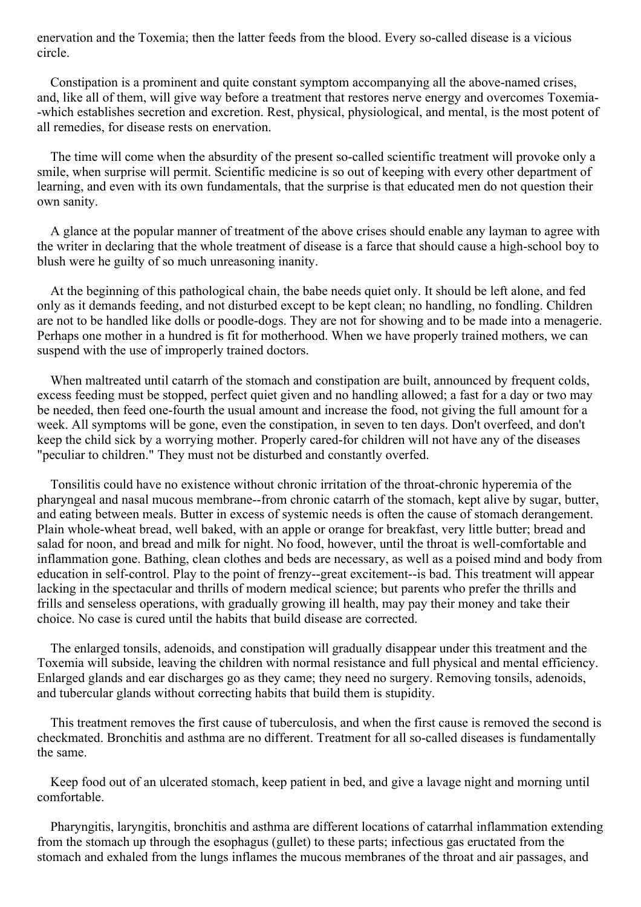enervation and the Toxemia; then the latter feeds from the blood. Every so-called disease is a vicious circle.

Constipation is a prominent and quite constant symptom accompanying all the above-named crises, and, like all of them, will give way before a treatment that restores nerve energy and overcomes Toxemia--which establishes secretion and excretion. Rest, physical, physiological, and mental, is the most potent of all remedies, for disease rests on enervation.

The time will come when the absurdity of the present so-called scientific treatment will provoke only a smile, when surprise will permit. Scientific medicine is so out of keeping with every other department of learning, and even with its own fundamentals, that the surprise is that educated men do not question their own sanity.

A glance at the popular manner of treatment of the above crises should enable any layman to agree with the writer in declaring that the whole treatment of disease is a farce that should cause a high-school boy to blush were he guilty of so much unreasoning inanity.

At the beginning of this pathological chain, the babe needs quiet only. It should be left alone, and fed only as it demands feeding, and not disturbed except to be kept clean; no handling, no fondling. Children are not to be handled like dolls or poodle-dogs. They are not for showing and to be made into a menagerie. Perhaps one mother in a hundred is fit for motherhood. When we have properly trained mothers, we can suspend with the use of improperly trained doctors.

When maltreated until catarrh of the stomach and constipation are built, announced by frequent colds, excess feeding must be stopped, perfect quiet given and no handling allowed; a fast for a day or two may be needed, then feed one-fourth the usual amount and increase the food, not giving the full amount for a week. All symptoms will be gone, even the constipation, in seven to ten days. Don't overfeed, and don't keep the child sick by a worrying mother. Properly cared-for children will not have any of the diseases "peculiar to children." They must not be disturbed and constantly overfed.

Tonsilitis could have no existence without chronic irritation of the throat-chronic hyperemia of the pharyngeal and nasal mucous membrane--from chronic catarrh of the stomach, kept alive by sugar, butter, and eating between meals. Butter in excess of systemic needs is often the cause of stomach derangement. Plain whole-wheat bread, well baked, with an apple or orange for breakfast, very little butter; bread and salad for noon, and bread and milk for night. No food, however, until the throat is well-comfortable and inflammation gone. Bathing, clean clothes and beds are necessary, as well as a poised mind and body from education in self-control. Play to the point of frenzy--great excitement--is bad. This treatment will appear lacking in the spectacular and thrills of modern medical science; but parents who prefer the thrills and frills and senseless operations, with gradually growing ill health, may pay their money and take their choice. No case is cured until the habits that build disease are corrected.

The enlarged tonsils, adenoids, and constipation will gradually disappear under this treatment and the Toxemia will subside, leaving the children with normal resistance and full physical and mental efficiency. Enlarged glands and ear discharges go as they came; they need no surgery. Removing tonsils, adenoids, and tubercular glands without correcting habits that build them is stupidity.

This treatment removes the first cause of tuberculosis, and when the first cause is removed the second is checkmated. Bronchitis and asthma are no different. Treatment for all so-called diseases is fundamentally the same.

Keep food out of an ulcerated stomach, keep patient in bed, and give a lavage night and morning until comfortable.

Pharyngitis, laryngitis, bronchitis and asthma are different locations of catarrhal inflammation extending from the stomach up through the esophagus (gullet) to these parts; infectious gas eructated from the stomach and exhaled from the lungs inflames the mucous membranes of the throat and air passages, and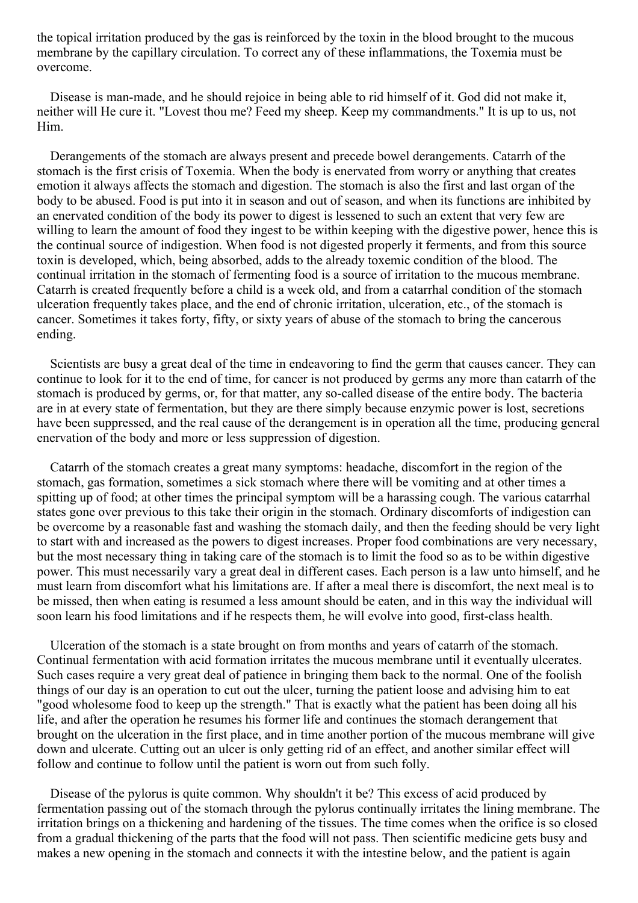the topical irritation produced by the gas is reinforced by the toxin in the blood brought to the mucous membrane by the capillary circulation. To correct any of these inflammations, the Toxemia must be overcome.

Disease is man-made, and he should rejoice in being able to rid himself of it. God did not make it, neither will He cure it. "Lovest thou me? Feed my sheep. Keep my commandments." It is up to us, not Him.

Derangements of the stomach are always present and precede bowel derangements. Catarrh of the stomach is the first crisis of Toxemia. When the body is enervated from worry or anything that creates emotion it always affects the stomach and digestion. The stomach is also the first and last organ of the body to be abused. Food is put into it in season and out of season, and when its functions are inhibited by an enervated condition of the body its power to digest is lessened to such an extent that very few are willing to learn the amount of food they ingest to be within keeping with the digestive power, hence this is the continual source of indigestion. When food is not digested properly it ferments, and from this source toxin is developed, which, being absorbed, adds to the already toxemic condition of the blood. The continual irritation in the stomach of fermenting food is a source of irritation to the mucous membrane. Catarrh is created frequently before a child is a week old, and from a catarrhal condition of the stomach ulceration frequently takes place, and the end of chronic irritation, ulceration, etc., of the stomach is cancer. Sometimes it takes forty, fifty, or sixty years of abuse of the stomach to bring the cancerous ending.

Scientists are busy a great deal of the time in endeavoring to find the germ that causes cancer. They can continue to look for it to the end of time, for cancer is not produced by germs any more than catarrh of the stomach is produced by germs, or, for that matter, any so-called disease of the entire body. The bacteria are in at every state of fermentation, but they are there simply because enzymic power is lost, secretions have been suppressed, and the real cause of the derangement is in operation all the time, producing general enervation of the body and more or less suppression of digestion.

Catarrh of the stomach creates a great many symptoms: headache, discomfort in the region of the stomach, gas formation, sometimes a sick stomach where there will be vomiting and at other times a spitting up of food; at other times the principal symptom will be a harassing cough. The various catarrhal states gone over previous to this take their origin in the stomach. Ordinary discomforts of indigestion can be overcome by a reasonable fast and washing the stomach daily, and then the feeding should be very light to start with and increased as the powers to digest increases. Proper food combinations are very necessary, but the most necessary thing in taking care of the stomach is to limit the food so as to be within digestive power. This must necessarily vary a great deal in different cases. Each person is a law unto himself, and he must learn from discomfort what his limitations are. If after a meal there is discomfort, the next meal is to be missed, then when eating is resumed a less amount should be eaten, and in this way the individual will soon learn his food limitations and if he respects them, he will evolve into good, first-class health.

Ulceration of the stomach is a state brought on from months and years of catarrh of the stomach. Continual fermentation with acid formation irritates the mucous membrane until it eventually ulcerates. Such cases require a very great deal of patience in bringing them back to the normal. One of the foolish things of our day is an operation to cut out the ulcer, turning the patient loose and advising him to eat "good wholesome food to keep up the strength." That is exactly what the patient has been doing all his life, and after the operation he resumes his former life and continues the stomach derangement that brought on the ulceration in the first place, and in time another portion of the mucous membrane will give down and ulcerate. Cutting out an ulcer is only getting rid of an effect, and another similar effect will follow and continue to follow until the patient is worn out from such folly.

Disease of the pylorus is quite common. Why shouldn't it be? This excess of acid produced by fermentation passing out of the stomach through the pylorus continually irritates the lining membrane. The irritation brings on a thickening and hardening of the tissues. The time comes when the orifice is so closed from a gradual thickening of the parts that the food will not pass. Then scientific medicine gets busy and makes a new opening in the stomach and connects it with the intestine below, and the patient is again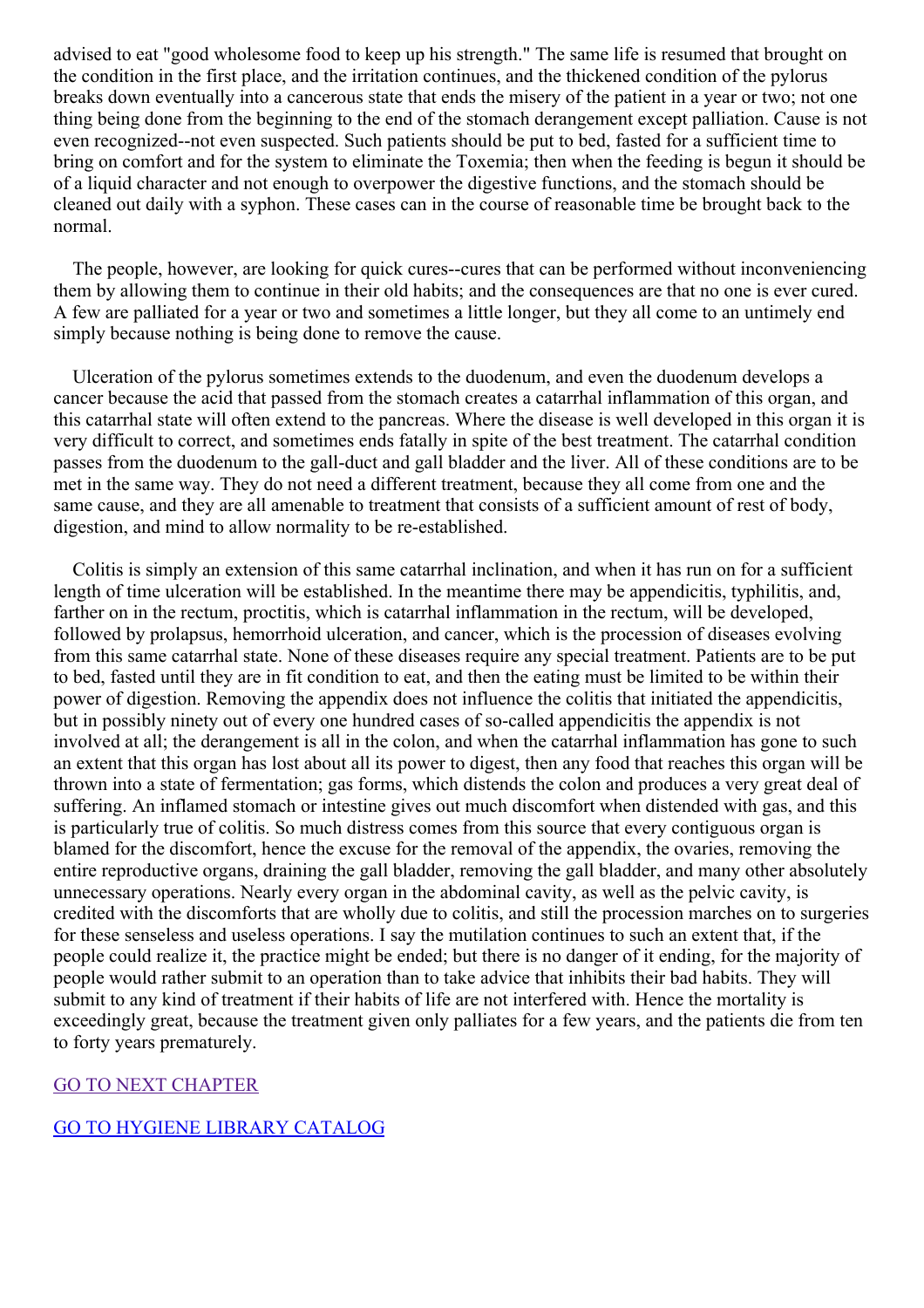advised to eat "good wholesome food to keep up his strength." The same life is resumed that brought on the condition in the first place, and the irritation continues, and the thickened condition of the pylorus breaks down eventually into a cancerous state that ends the misery of the patient in a year or two; not one thing being done from the beginning to the end of the stomach derangement except palliation. Cause is not even recognized--not even suspected. Such patients should be put to bed, fasted for a sufficient time to bring on comfort and for the system to eliminate the Toxemia; then when the feeding is begun it should be of a liquid character and not enough to overpower the digestive functions, and the stomach should be cleaned out daily with a syphon. These cases can in the course of reasonable time be brought back to the normal.

The people, however, are looking for quick cures--cures that can be performed without inconveniencing them by allowing them to continue in their old habits; and the consequences are that no one is ever cured. A few are palliated for a year or two and sometimes a little longer, but they all come to an untimely end simply because nothing is being done to remove the cause.

Ulceration of the pylorus sometimes extends to the duodenum, and even the duodenum develops a cancer because the acid that passed from the stomach creates a catarrhal inflammation of this organ, and this catarrhal state will often extend to the pancreas. Where the disease is well developed in this organ it is very difficult to correct, and sometimes ends fatally in spite of the best treatment. The catarrhal condition passes from the duodenum to the gall-duct and gall bladder and the liver. All of these conditions are to be met in the same way. They do not need a different treatment, because they all come from one and the same cause, and they are all amenable to treatment that consists of a sufficient amount of rest of body, digestion, and mind to allow normality to be re-established.

Colitis is simply an extension of this same catarrhal inclination, and when it has run on for a sufficient length of time ulceration will be established. In the meantime there may be appendicitis, typhilitis, and, farther on in the rectum, proctitis, which is catarrhal inflammation in the rectum, will be developed, followed by prolapsus, hemorrhoid ulceration, and cancer, which is the procession of diseases evolving from this same catarrhal state. None of these diseases require any special treatment. Patients are to be put to bed, fasted until they are in fit condition to eat, and then the eating must be limited to be within their power of digestion. Removing the appendix does not influence the colitis that initiated the appendicitis, but in possibly ninety out of every one hundred cases of so-called appendicitis the appendix is not involved at all; the derangement is all in the colon, and when the catarrhal inflammation has gone to such an extent that this organ has lost about all its power to digest, then any food that reaches this organ will be thrown into a state of fermentation; gas forms, which distends the colon and produces a very great deal of suffering. An inflamed stomach or intestine gives out much discomfort when distended with gas, and this is particularly true of colitis. So much distress comes from this source that every contiguous organ is blamed for the discomfort, hence the excuse for the removal of the appendix, the ovaries, removing the entire reproductive organs, draining the gall bladder, removing the gall bladder, and many other absolutely unnecessary operations. Nearly every organ in the abdominal cavity, as well as the pelvic cavity, is credited with the discomforts that are wholly due to colitis, and still the procession marches on to surgeries for these senseless and useless operations. I say the mutilation continues to such an extent that, if the people could realize it, the practice might be ended; but there is no danger of it ending, for the majority of people would rather submit to an operation than to take advice that inhibits their bad habits. They will submit to any kind of treatment if their habits of life are not interfered with. Hence the mortality is exceedingly great, because the treatment given only palliates for a few years, and the patients die from ten to forty years prematurely.

GO TO NEXT CHAPTER

GO TO HYGIENE LIBRARY CATALOG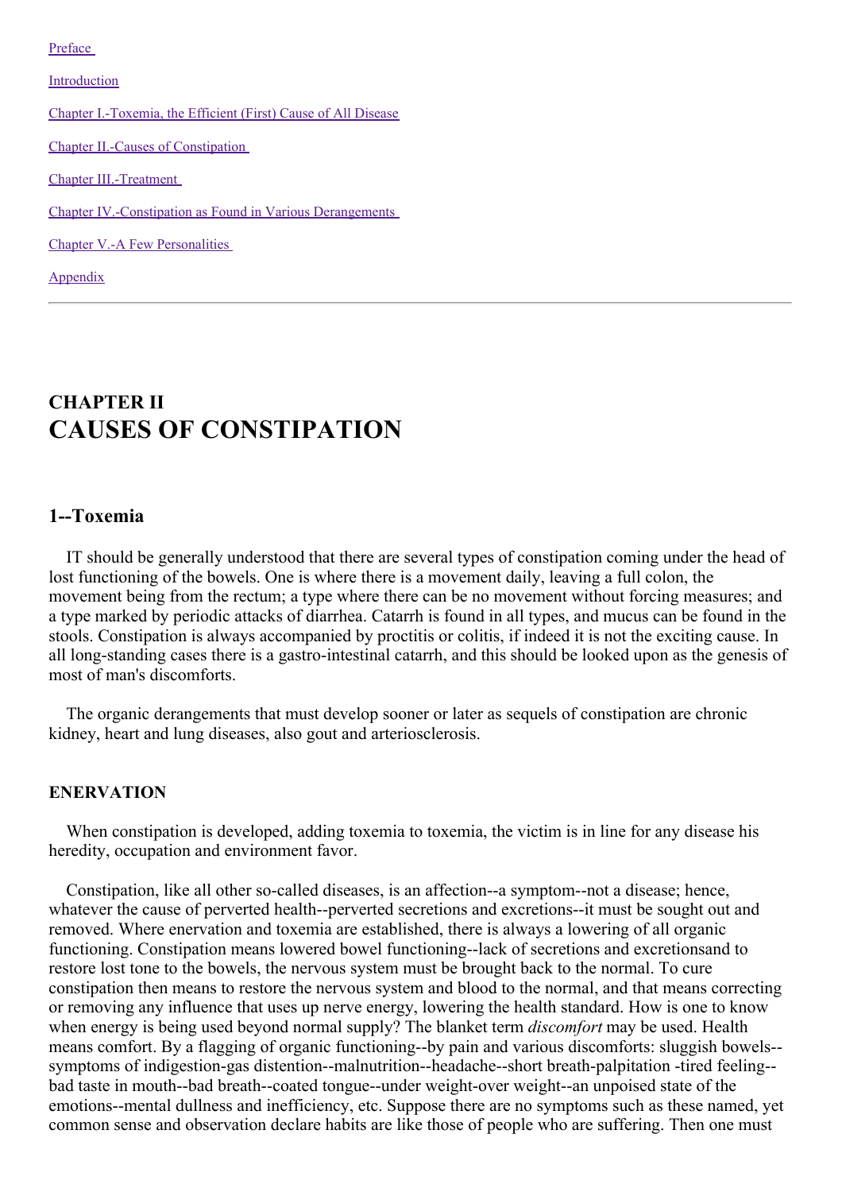[Preface](#)

[Introduction](#)

[Chapter I.-Toxemia, the Efficient (First) Cause of All Disease](#)

[Chapter II.-Causes of Constipation](#)

[Chapter III.-Treatment](#)

[Chapter IV.-Constipation as Found in Various Derangements](#)

[Chapter V.-A Few Personalities](#)

[Appendix](#)

---

## CHAPTER II
# CAUSES OF CONSTIPATION

### 1--Toxemia

IT should be generally understood that there are several types of constipation coming under the head of lost functioning of the bowels. One is where there is a movement daily, leaving a full colon, the movement being from the rectum; a type where there can be no movement without forcing measures; and a type marked by periodic attacks of diarrhea. Catarrh is found in all types, and mucus can be found in the stools. Constipation is always accompanied by proctitis or colitis, if indeed it is not the exciting cause. In all long-standing cases there is a gastro-intestinal catarrh, and this should be looked upon as the genesis of most of man's discomforts.

The organic derangements that must develop sooner or later as sequels of constipation are chronic kidney, heart and lung diseases, also gout and arteriosclerosis.

#### ENERVATION

When constipation is developed, adding toxemia to toxemia, the victim is in line for any disease his heredity, occupation and environment favor.

Constipation, like all other so-called diseases, is an affection--a symptom--not a disease; hence, whatever the cause of perverted health--perverted secretions and excretions--it must be sought out and removed. Where enervation and toxemia are established, there is always a lowering of all organic functioning. Constipation means lowered bowel functioning--lack of secretions and excretionsand to restore lost tone to the bowels, the nervous system must be brought back to the normal. To cure constipation then means to restore the nervous system and blood to the normal, and that means correcting or removing any influence that uses up nerve energy, lowering the health standard. How is one to know when energy is being used beyond normal supply? The blanket term *discomfort* may be used. Health means comfort. By a flagging of organic functioning--by pain and various discomforts: sluggish bowels--symptoms of indigestion-gas distention--malnutrition--headache--short breath-palpitation -tired feeling--bad taste in mouth--bad breath--coated tongue--under weight-over weight--an unpoised state of the emotions--mental dullness and inefficiency, etc. Suppose there are no symptoms such as these named, yet common sense and observation declare habits are like those of people who are suffering. Then one must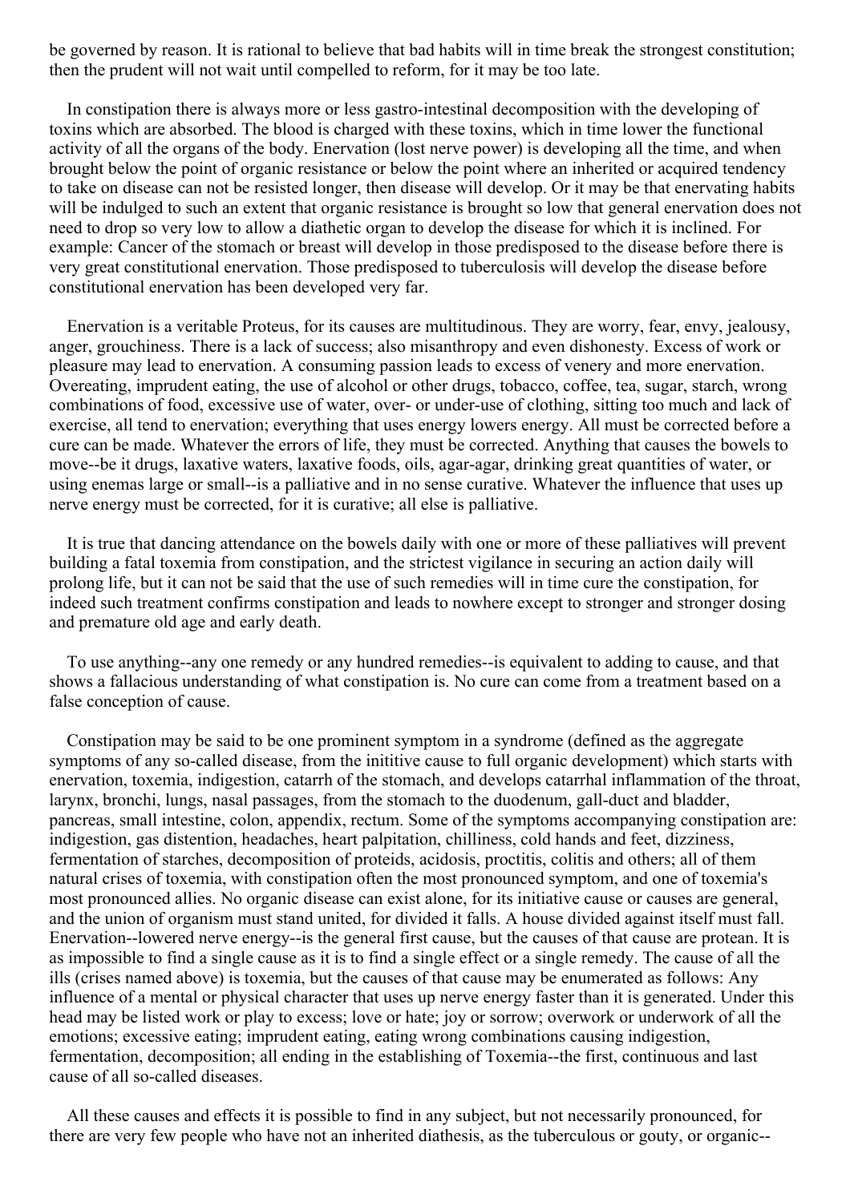be governed by reason. It is rational to believe that bad habits will in time break the strongest constitution; then the prudent will not wait until compelled to reform, for it may be too late.

In constipation there is always more or less gastro-intestinal decomposition with the developing of toxins which are absorbed. The blood is charged with these toxins, which in time lower the functional activity of all the organs of the body. Enervation (lost nerve power) is developing all the time, and when brought below the point of organic resistance or below the point where an inherited or acquired tendency to take on disease can not be resisted longer, then disease will develop. Or it may be that enervating habits will be indulged to such an extent that organic resistance is brought so low that general enervation does not need to drop so very low to allow a diathetic organ to develop the disease for which it is inclined. For example: Cancer of the stomach or breast will develop in those predisposed to the disease before there is very great constitutional enervation. Those predisposed to tuberculosis will develop the disease before constitutional enervation has been developed very far.

Enervation is a veritable Proteus, for its causes are multitudinous. They are worry, fear, envy, jealousy, anger, grouchiness. There is a lack of success; also misanthropy and even dishonesty. Excess of work or pleasure may lead to enervation. A consuming passion leads to excess of venery and more enervation. Overeating, imprudent eating, the use of alcohol or other drugs, tobacco, coffee, tea, sugar, starch, wrong combinations of food, excessive use of water, over- or under-use of clothing, sitting too much and lack of exercise, all tend to enervation; everything that uses energy lowers energy. All must be corrected before a cure can be made. Whatever the errors of life, they must be corrected. Anything that causes the bowels to move--be it drugs, laxative waters, laxative foods, oils, agar-agar, drinking great quantities of water, or using enemas large or small--is a palliative and in no sense curative. Whatever the influence that uses up nerve energy must be corrected, for it is curative; all else is palliative.

It is true that dancing attendance on the bowels daily with one or more of these palliatives will prevent building a fatal toxemia from constipation, and the strictest vigilance in securing an action daily will prolong life, but it can not be said that the use of such remedies will in time cure the constipation, for indeed such treatment confirms constipation and leads to nowhere except to stronger and stronger dosing and premature old age and early death.

To use anything--any one remedy or any hundred remedies--is equivalent to adding to cause, and that shows a fallacious understanding of what constipation is. No cure can come from a treatment based on a false conception of cause.

Constipation may be said to be one prominent symptom in a syndrome (defined as the aggregate symptoms of any so-called disease, from the inititive cause to full organic development) which starts with enervation, toxemia, indigestion, catarrh of the stomach, and develops catarrhal inflammation of the throat, larynx, bronchi, lungs, nasal passages, from the stomach to the duodenum, gall-duct and bladder, pancreas, small intestine, colon, appendix, rectum. Some of the symptoms accompanying constipation are: indigestion, gas distention, headaches, heart palpitation, chilliness, cold hands and feet, dizziness, fermentation of starches, decomposition of proteids, acidosis, proctitis, colitis and others; all of them natural crises of toxemia, with constipation often the most pronounced symptom, and one of toxemia's most pronounced allies. No organic disease can exist alone, for its initiative cause or causes are general, and the union of organism must stand united, for divided it falls. A house divided against itself must fall. Enervation--lowered nerve energy--is the general first cause, but the causes of that cause are protean. It is as impossible to find a single cause as it is to find a single effect or a single remedy. The cause of all the ills (crises named above) is toxemia, but the causes of that cause may be enumerated as follows: Any influence of a mental or physical character that uses up nerve energy faster than it is generated. Under this head may be listed work or play to excess; love or hate; joy or sorrow; overwork or underwork of all the emotions; excessive eating; imprudent eating, eating wrong combinations causing indigestion, fermentation, decomposition; all ending in the establishing of Toxemia--the first, continuous and last cause of all so-called diseases.

All these causes and effects it is possible to find in any subject, but not necessarily pronounced, for there are very few people who have not an inherited diathesis, as the tuberculous or gouty, or organic--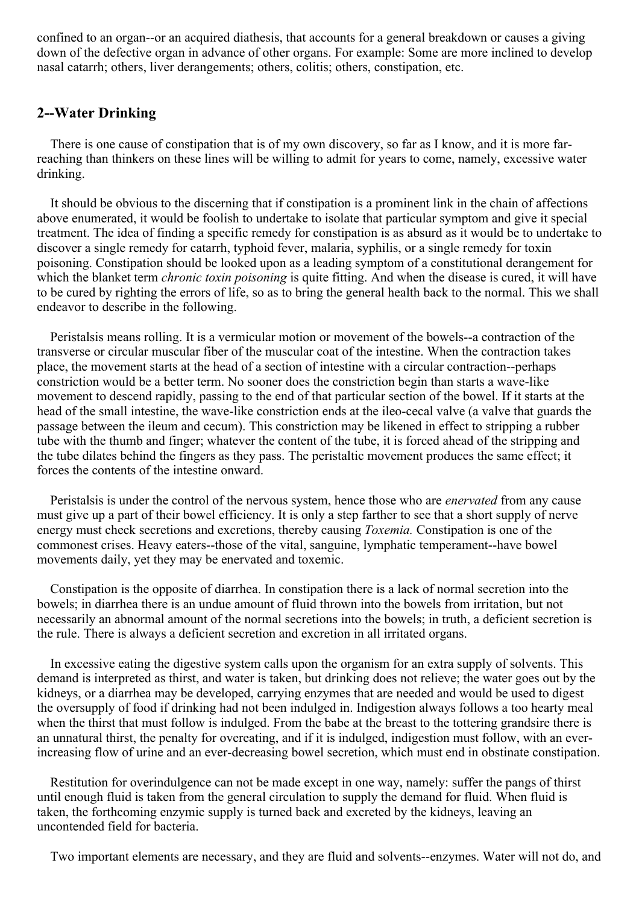confined to an organ--or an acquired diathesis, that accounts for a general breakdown or causes a giving down of the defective organ in advance of other organs. For example: Some are more inclined to develop nasal catarrh; others, liver derangements; others, colitis; others, constipation, etc.

## 2--Water Drinking

There is one cause of constipation that is of my own discovery, so far as I know, and it is more far-reaching than thinkers on these lines will be willing to admit for years to come, namely, excessive water drinking.

It should be obvious to the discerning that if constipation is a prominent link in the chain of affections above enumerated, it would be foolish to undertake to isolate that particular symptom and give it special treatment. The idea of finding a specific remedy for constipation is as absurd as it would be to undertake to discover a single remedy for catarrh, typhoid fever, malaria, syphilis, or a single remedy for toxin poisoning. Constipation should be looked upon as a leading symptom of a constitutional derangement for which the blanket term *chronic toxin poisoning* is quite fitting. And when the disease is cured, it will have to be cured by righting the errors of life, so as to bring the general health back to the normal. This we shall endeavor to describe in the following.

Peristalsis means rolling. It is a vermicular motion or movement of the bowels--a contraction of the transverse or circular muscular fiber of the muscular coat of the intestine. When the contraction takes place, the movement starts at the head of a section of intestine with a circular contraction--perhaps constriction would be a better term. No sooner does the constriction begin than starts a wave-like movement to descend rapidly, passing to the end of that particular section of the bowel. If it starts at the head of the small intestine, the wave-like constriction ends at the ileo-cecal valve (a valve that guards the passage between the ileum and cecum). This constriction may be likened in effect to stripping a rubber tube with the thumb and finger; whatever the content of the tube, it is forced ahead of the stripping and the tube dilates behind the fingers as they pass. The peristaltic movement produces the same effect; it forces the contents of the intestine onward.

Peristalsis is under the control of the nervous system, hence those who are *enervated* from any cause must give up a part of their bowel efficiency. It is only a step farther to see that a short supply of nerve energy must check secretions and excretions, thereby causing *Toxemia.* Constipation is one of the commonest crises. Heavy eaters--those of the vital, sanguine, lymphatic temperament--have bowel movements daily, yet they may be enervated and toxemic.

Constipation is the opposite of diarrhea. In constipation there is a lack of normal secretion into the bowels; in diarrhea there is an undue amount of fluid thrown into the bowels from irritation, but not necessarily an abnormal amount of the normal secretions into the bowels; in truth, a deficient secretion is the rule. There is always a deficient secretion and excretion in all irritated organs.

In excessive eating the digestive system calls upon the organism for an extra supply of solvents. This demand is interpreted as thirst, and water is taken, but drinking does not relieve; the water goes out by the kidneys, or a diarrhea may be developed, carrying enzymes that are needed and would be used to digest the oversupply of food if drinking had not been indulged in. Indigestion always follows a too hearty meal when the thirst that must follow is indulged. From the babe at the breast to the tottering grandsire there is an unnatural thirst, the penalty for overeating, and if it is indulged, indigestion must follow, with an ever-increasing flow of urine and an ever-decreasing bowel secretion, which must end in obstinate constipation.

Restitution for overindulgence can not be made except in one way, namely: suffer the pangs of thirst until enough fluid is taken from the general circulation to supply the demand for fluid. When fluid is taken, the forthcoming enzymic supply is turned back and excreted by the kidneys, leaving an uncontended field for bacteria.

Two important elements are necessary, and they are fluid and solvents--enzymes. Water will not do, and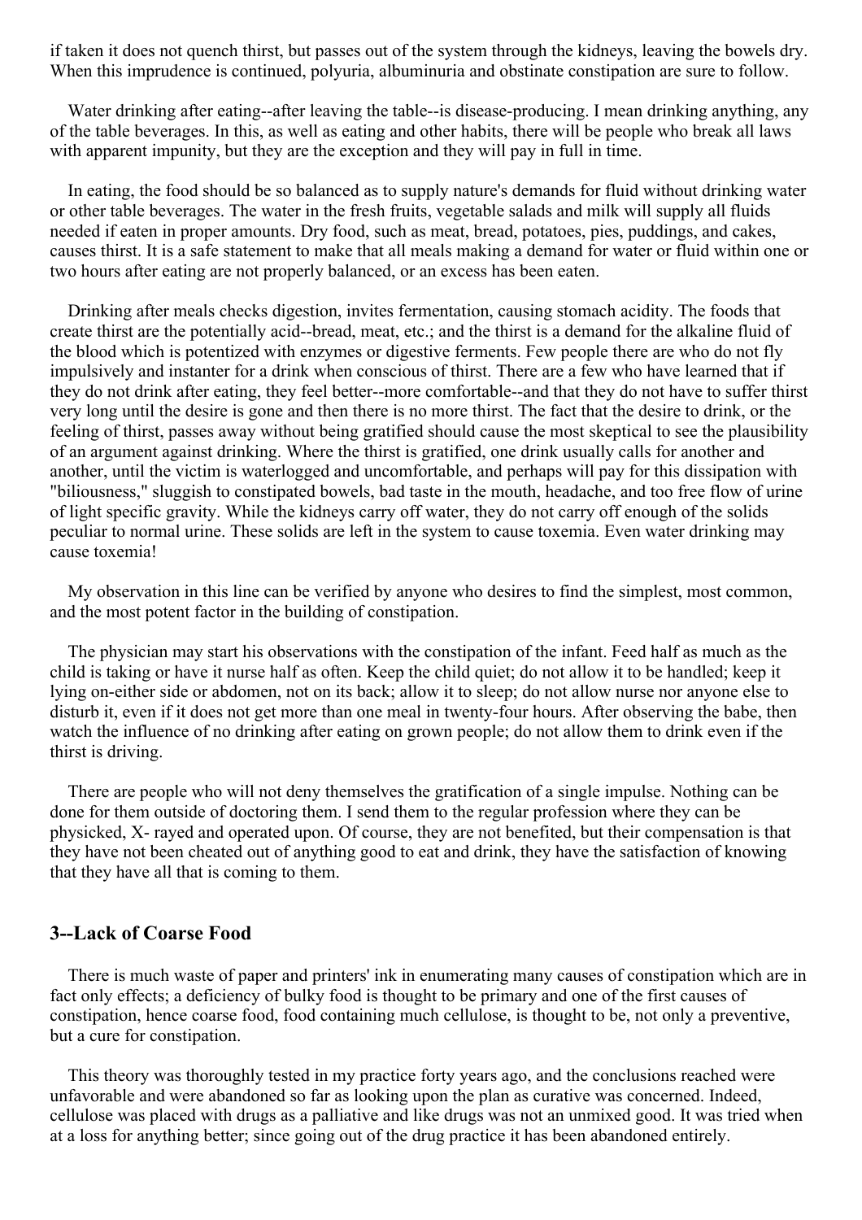if taken it does not quench thirst, but passes out of the system through the kidneys, leaving the bowels dry. When this imprudence is continued, polyuria, albuminuria and obstinate constipation are sure to follow.

Water drinking after eating--after leaving the table--is disease-producing. I mean drinking anything, any of the table beverages. In this, as well as eating and other habits, there will be people who break all laws with apparent impunity, but they are the exception and they will pay in full in time.

In eating, the food should be so balanced as to supply nature's demands for fluid without drinking water or other table beverages. The water in the fresh fruits, vegetable salads and milk will supply all fluids needed if eaten in proper amounts. Dry food, such as meat, bread, potatoes, pies, puddings, and cakes, causes thirst. It is a safe statement to make that all meals making a demand for water or fluid within one or two hours after eating are not properly balanced, or an excess has been eaten.

Drinking after meals checks digestion, invites fermentation, causing stomach acidity. The foods that create thirst are the potentially acid--bread, meat, etc.; and the thirst is a demand for the alkaline fluid of the blood which is potentized with enzymes or digestive ferments. Few people there are who do not fly impulsively and instanter for a drink when conscious of thirst. There are a few who have learned that if they do not drink after eating, they feel better--more comfortable--and that they do not have to suffer thirst very long until the desire is gone and then there is no more thirst. The fact that the desire to drink, or the feeling of thirst, passes away without being gratified should cause the most skeptical to see the plausibility of an argument against drinking. Where the thirst is gratified, one drink usually calls for another and another, until the victim is waterlogged and uncomfortable, and perhaps will pay for this dissipation with "biliousness," sluggish to constipated bowels, bad taste in the mouth, headache, and too free flow of urine of light specific gravity. While the kidneys carry off water, they do not carry off enough of the solids peculiar to normal urine. These solids are left in the system to cause toxemia. Even water drinking may cause toxemia!

My observation in this line can be verified by anyone who desires to find the simplest, most common, and the most potent factor in the building of constipation.

The physician may start his observations with the constipation of the infant. Feed half as much as the child is taking or have it nurse half as often. Keep the child quiet; do not allow it to be handled; keep it lying on-either side or abdomen, not on its back; allow it to sleep; do not allow nurse nor anyone else to disturb it, even if it does not get more than one meal in twenty-four hours. After observing the babe, then watch the influence of no drinking after eating on grown people; do not allow them to drink even if the thirst is driving.

There are people who will not deny themselves the gratification of a single impulse. Nothing can be done for them outside of doctoring them. I send them to the regular profession where they can be physicked, X- rayed and operated upon. Of course, they are not benefited, but their compensation is that they have not been cheated out of anything good to eat and drink, they have the satisfaction of knowing that they have all that is coming to them.

### 3--Lack of Coarse Food

There is much waste of paper and printers' ink in enumerating many causes of constipation which are in fact only effects; a deficiency of bulky food is thought to be primary and one of the first causes of constipation, hence coarse food, food containing much cellulose, is thought to be, not only a preventive, but a cure for constipation.

This theory was thoroughly tested in my practice forty years ago, and the conclusions reached were unfavorable and were abandoned so far as looking upon the plan as curative was concerned. Indeed, cellulose was placed with drugs as a palliative and like drugs was not an unmixed good. It was tried when at a loss for anything better; since going out of the drug practice it has been abandoned entirely.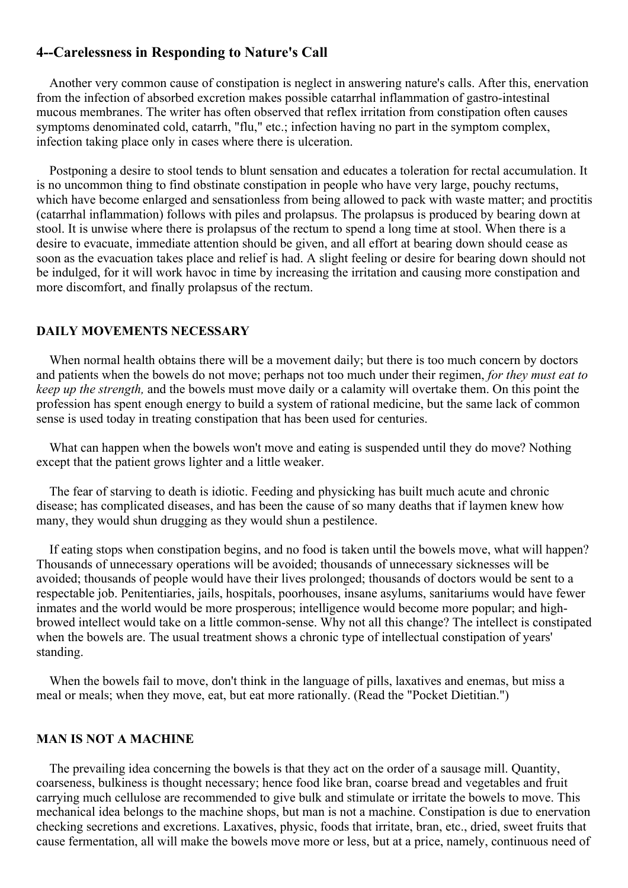## 4--Carelessness in Responding to Nature's Call

Another very common cause of constipation is neglect in answering nature's calls. After this, enervation from the infection of absorbed excretion makes possible catarrhal inflammation of gastro-intestinal mucous membranes. The writer has often observed that reflex irritation from constipation often causes symptoms denominated cold, catarrh, "flu," etc.; infection having no part in the symptom complex, infection taking place only in cases where there is ulceration.

Postponing a desire to stool tends to blunt sensation and educates a toleration for rectal accumulation. It is no uncommon thing to find obstinate constipation in people who have very large, pouchy rectums, which have become enlarged and sensationless from being allowed to pack with waste matter; and proctitis (catarrhal inflammation) follows with piles and prolapsus. The prolapsus is produced by bearing down at stool. It is unwise where there is prolapsus of the rectum to spend a long time at stool. When there is a desire to evacuate, immediate attention should be given, and all effort at bearing down should cease as soon as the evacuation takes place and relief is had. A slight feeling or desire for bearing down should not be indulged, for it will work havoc in time by increasing the irritation and causing more constipation and more discomfort, and finally prolapsus of the rectum.

### DAILY MOVEMENTS NECESSARY

When normal health obtains there will be a movement daily; but there is too much concern by doctors and patients when the bowels do not move; perhaps not too much under their regimen, *for they must eat to keep up the strength,* and the bowels must move daily or a calamity will overtake them. On this point the profession has spent enough energy to build a system of rational medicine, but the same lack of common sense is used today in treating constipation that has been used for centuries.

What can happen when the bowels won't move and eating is suspended until they do move? Nothing except that the patient grows lighter and a little weaker.

The fear of starving to death is idiotic. Feeding and physicking has built much acute and chronic disease; has complicated diseases, and has been the cause of so many deaths that if laymen knew how many, they would shun drugging as they would shun a pestilence.

If eating stops when constipation begins, and no food is taken until the bowels move, what will happen? Thousands of unnecessary operations will be avoided; thousands of unnecessary sicknesses will be avoided; thousands of people would have their lives prolonged; thousands of doctors would be sent to a respectable job. Penitentiaries, jails, hospitals, poorhouses, insane asylums, sanitariums would have fewer inmates and the world would be more prosperous; intelligence would become more popular; and high-browed intellect would take on a little common-sense. Why not all this change? The intellect is constipated when the bowels are. The usual treatment shows a chronic type of intellectual constipation of years' standing.

When the bowels fail to move, don't think in the language of pills, laxatives and enemas, but miss a meal or meals; when they move, eat, but eat more rationally. (Read the "Pocket Dietitian.")

### MAN IS NOT A MACHINE

The prevailing idea concerning the bowels is that they act on the order of a sausage mill. Quantity, coarseness, bulkiness is thought necessary; hence food like bran, coarse bread and vegetables and fruit carrying much cellulose are recommended to give bulk and stimulate or irritate the bowels to move. This mechanical idea belongs to the machine shops, but man is not a machine. Constipation is due to enervation checking secretions and excretions. Laxatives, physic, foods that irritate, bran, etc., dried, sweet fruits that cause fermentation, all will make the bowels move more or less, but at a price, namely, continuous need of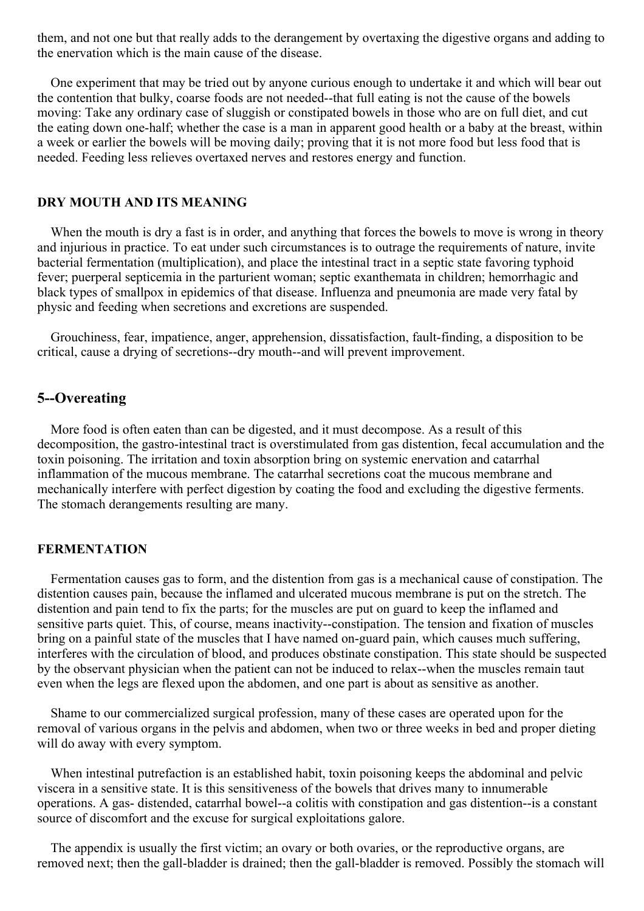them, and not one but that really adds to the derangement by overtaxing the digestive organs and adding to the enervation which is the main cause of the disease.

One experiment that may be tried out by anyone curious enough to undertake it and which will bear out the contention that bulky, coarse foods are not needed--that full eating is not the cause of the bowels moving: Take any ordinary case of sluggish or constipated bowels in those who are on full diet, and cut the eating down one-half; whether the case is a man in apparent good health or a baby at the breast, within a week or earlier the bowels will be moving daily; proving that it is not more food but less food that is needed. Feeding less relieves overtaxed nerves and restores energy and function.

### DRY MOUTH AND ITS MEANING

When the mouth is dry a fast is in order, and anything that forces the bowels to move is wrong in theory and injurious in practice. To eat under such circumstances is to outrage the requirements of nature, invite bacterial fermentation (multiplication), and place the intestinal tract in a septic state favoring typhoid fever; puerperal septicemia in the parturient woman; septic exanthemata in children; hemorrhagic and black types of smallpox in epidemics of that disease. Influenza and pneumonia are made very fatal by physic and feeding when secretions and excretions are suspended.

Grouchiness, fear, impatience, anger, apprehension, dissatisfaction, fault-finding, a disposition to be critical, cause a drying of secretions--dry mouth--and will prevent improvement.

## 5--Overeating

More food is often eaten than can be digested, and it must decompose. As a result of this decomposition, the gastro-intestinal tract is overstimulated from gas distention, fecal accumulation and the toxin poisoning. The irritation and toxin absorption bring on systemic enervation and catarrhal inflammation of the mucous membrane. The catarrhal secretions coat the mucous membrane and mechanically interfere with perfect digestion by coating the food and excluding the digestive ferments. The stomach derangements resulting are many.

### FERMENTATION

Fermentation causes gas to form, and the distention from gas is a mechanical cause of constipation. The distention causes pain, because the inflamed and ulcerated mucous membrane is put on the stretch. The distention and pain tend to fix the parts; for the muscles are put on guard to keep the inflamed and sensitive parts quiet. This, of course, means inactivity--constipation. The tension and fixation of muscles bring on a painful state of the muscles that I have named on-guard pain, which causes much suffering, interferes with the circulation of blood, and produces obstinate constipation. This state should be suspected by the observant physician when the patient can not be induced to relax--when the muscles remain taut even when the legs are flexed upon the abdomen, and one part is about as sensitive as another.

Shame to our commercialized surgical profession, many of these cases are operated upon for the removal of various organs in the pelvis and abdomen, when two or three weeks in bed and proper dieting will do away with every symptom.

When intestinal putrefaction is an established habit, toxin poisoning keeps the abdominal and pelvic viscera in a sensitive state. It is this sensitiveness of the bowels that drives many to innumerable operations. A gas- distended, catarrhal bowel--a colitis with constipation and gas distention--is a constant source of discomfort and the excuse for surgical exploitations galore.

The appendix is usually the first victim; an ovary or both ovaries, or the reproductive organs, are removed next; then the gall-bladder is drained; then the gall-bladder is removed. Possibly the stomach will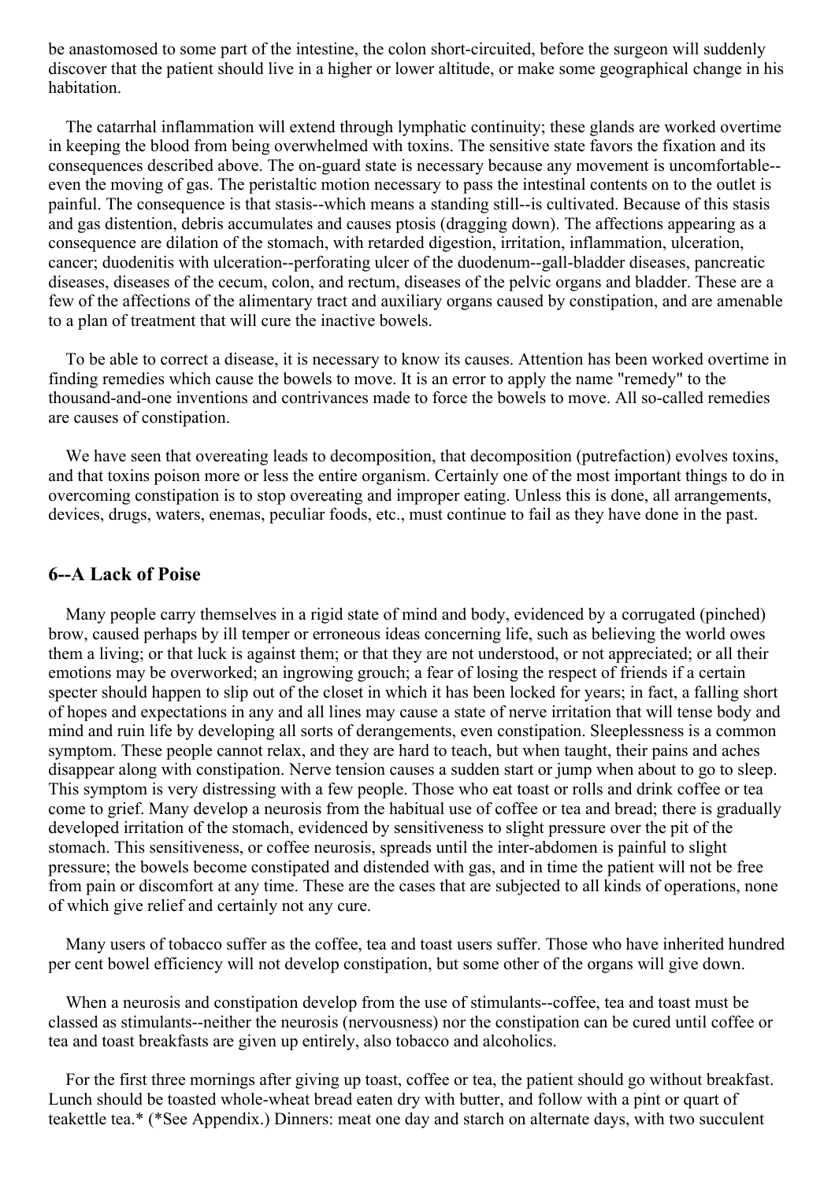be anastomosed to some part of the intestine, the colon short-circuited, before the surgeon will suddenly discover that the patient should live in a higher or lower altitude, or make some geographical change in his habitation.

The catarrhal inflammation will extend through lymphatic continuity; these glands are worked overtime in keeping the blood from being overwhelmed with toxins. The sensitive state favors the fixation and its consequences described above. The on-guard state is necessary because any movement is uncomfortable--even the moving of gas. The peristaltic motion necessary to pass the intestinal contents on to the outlet is painful. The consequence is that stasis--which means a standing still--is cultivated. Because of this stasis and gas distention, debris accumulates and causes ptosis (dragging down). The affections appearing as a consequence are dilation of the stomach, with retarded digestion, irritation, inflammation, ulceration, cancer; duodenitis with ulceration--perforating ulcer of the duodenum--gall-bladder diseases, pancreatic diseases, diseases of the cecum, colon, and rectum, diseases of the pelvic organs and bladder. These are a few of the affections of the alimentary tract and auxiliary organs caused by constipation, and are amenable to a plan of treatment that will cure the inactive bowels.

To be able to correct a disease, it is necessary to know its causes. Attention has been worked overtime in finding remedies which cause the bowels to move. It is an error to apply the name "remedy" to the thousand-and-one inventions and contrivances made to force the bowels to move. All so-called remedies are causes of constipation.

We have seen that overeating leads to decomposition, that decomposition (putrefaction) evolves toxins, and that toxins poison more or less the entire organism. Certainly one of the most important things to do in overcoming constipation is to stop overeating and improper eating. Unless this is done, all arrangements, devices, drugs, waters, enemas, peculiar foods, etc., must continue to fail as they have done in the past.

### 6--A Lack of Poise

Many people carry themselves in a rigid state of mind and body, evidenced by a corrugated (pinched) brow, caused perhaps by ill temper or erroneous ideas concerning life, such as believing the world owes them a living; or that luck is against them; or that they are not understood, or not appreciated; or all their emotions may be overworked; an ingrowing grouch; a fear of losing the respect of friends if a certain specter should happen to slip out of the closet in which it has been locked for years; in fact, a falling short of hopes and expectations in any and all lines may cause a state of nerve irritation that will tense body and mind and ruin life by developing all sorts of derangements, even constipation. Sleeplessness is a common symptom. These people cannot relax, and they are hard to teach, but when taught, their pains and aches disappear along with constipation. Nerve tension causes a sudden start or jump when about to go to sleep. This symptom is very distressing with a few people. Those who eat toast or rolls and drink coffee or tea come to grief. Many develop a neurosis from the habitual use of coffee or tea and bread; there is gradually developed irritation of the stomach, evidenced by sensitiveness to slight pressure over the pit of the stomach. This sensitiveness, or coffee neurosis, spreads until the inter-abdomen is painful to slight pressure; the bowels become constipated and distended with gas, and in time the patient will not be free from pain or discomfort at any time. These are the cases that are subjected to all kinds of operations, none of which give relief and certainly not any cure.

Many users of tobacco suffer as the coffee, tea and toast users suffer. Those who have inherited hundred per cent bowel efficiency will not develop constipation, but some other of the organs will give down.

When a neurosis and constipation develop from the use of stimulants--coffee, tea and toast must be classed as stimulants--neither the neurosis (nervousness) nor the constipation can be cured until coffee or tea and toast breakfasts are given up entirely, also tobacco and alcoholics.

For the first three mornings after giving up toast, coffee or tea, the patient should go without breakfast. Lunch should be toasted whole-wheat bread eaten dry with butter, and follow with a pint or quart of teakettle tea.* (*See Appendix.) Dinners: meat one day and starch on alternate days, with two succulent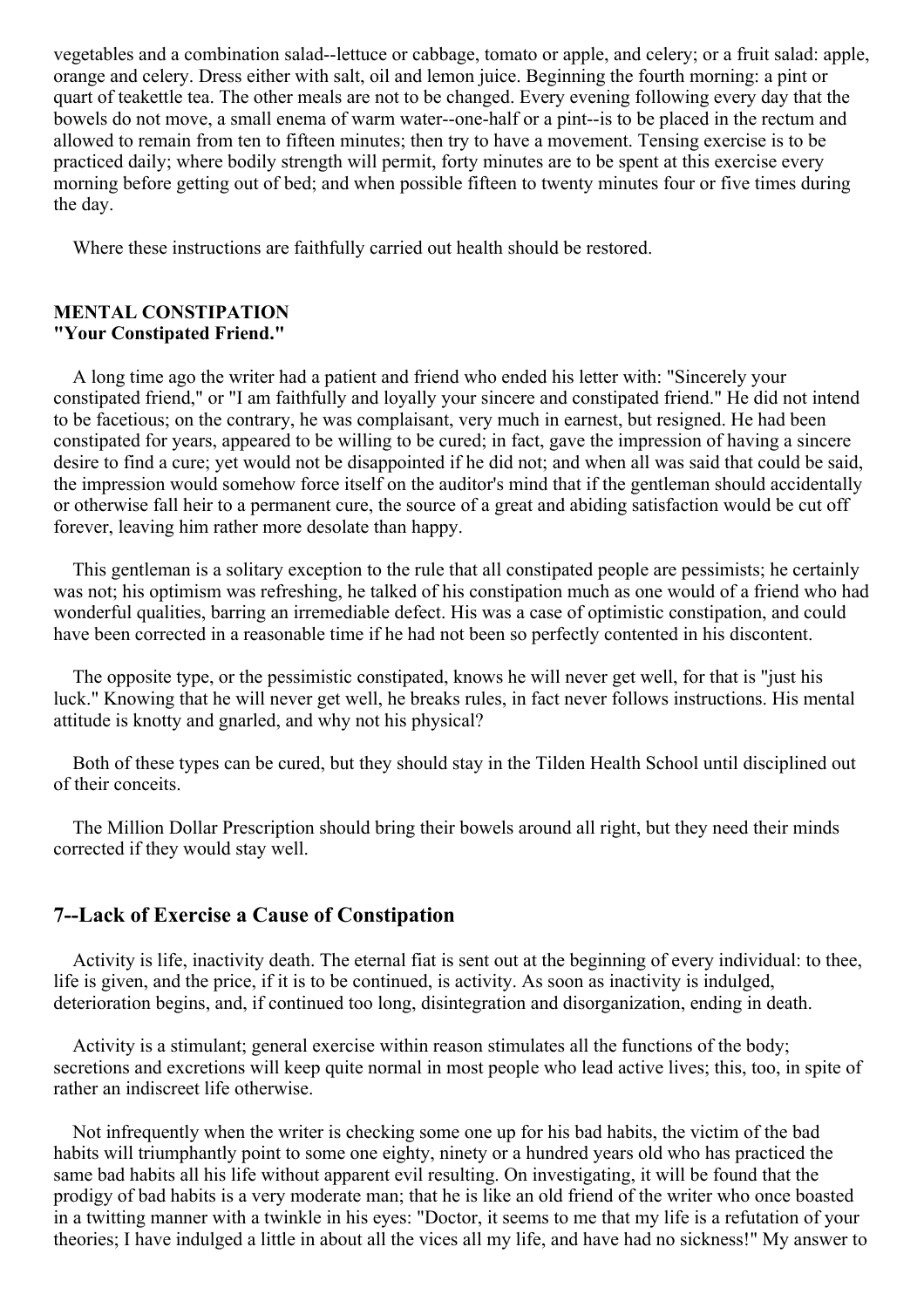vegetables and a combination salad--lettuce or cabbage, tomato or apple, and celery; or a fruit salad: apple, orange and celery. Dress either with salt, oil and lemon juice. Beginning the fourth morning: a pint or quart of teakettle tea. The other meals are not to be changed. Every evening following every day that the bowels do not move, a small enema of warm water--one-half or a pint--is to be placed in the rectum and allowed to remain from ten to fifteen minutes; then try to have a movement. Tensing exercise is to be practiced daily; where bodily strength will permit, forty minutes are to be spent at this exercise every morning before getting out of bed; and when possible fifteen to twenty minutes four or five times during the day.

Where these instructions are faithfully carried out health should be restored.

**MENTAL CONSTIPATION**
**"Your Constipated Friend."**

A long time ago the writer had a patient and friend who ended his letter with: "Sincerely your constipated friend," or "I am faithfully and loyally your sincere and constipated friend." He did not intend to be facetious; on the contrary, he was complaisant, very much in earnest, but resigned. He had been constipated for years, appeared to be willing to be cured; in fact, gave the impression of having a sincere desire to find a cure; yet would not be disappointed if he did not; and when all was said that could be said, the impression would somehow force itself on the auditor's mind that if the gentleman should accidentally or otherwise fall heir to a permanent cure, the source of a great and abiding satisfaction would be cut off forever, leaving him rather more desolate than happy.

This gentleman is a solitary exception to the rule that all constipated people are pessimists; he certainly was not; his optimism was refreshing, he talked of his constipation much as one would of a friend who had wonderful qualities, barring an irremediable defect. His was a case of optimistic constipation, and could have been corrected in a reasonable time if he had not been so perfectly contented in his discontent.

The opposite type, or the pessimistic constipated, knows he will never get well, for that is "just his luck." Knowing that he will never get well, he breaks rules, in fact never follows instructions. His mental attitude is knotty and gnarled, and why not his physical?

Both of these types can be cured, but they should stay in the Tilden Health School until disciplined out of their conceits.

The Million Dollar Prescription should bring their bowels around all right, but they need their minds corrected if they would stay well.

## 7--Lack of Exercise a Cause of Constipation

Activity is life, inactivity death. The eternal fiat is sent out at the beginning of every individual: to thee, life is given, and the price, if it is to be continued, is activity. As soon as inactivity is indulged, deterioration begins, and, if continued too long, disintegration and disorganization, ending in death.

Activity is a stimulant; general exercise within reason stimulates all the functions of the body; secretions and excretions will keep quite normal in most people who lead active lives; this, too, in spite of rather an indiscreet life otherwise.

Not infrequently when the writer is checking some one up for his bad habits, the victim of the bad habits will triumphantly point to some one eighty, ninety or a hundred years old who has practiced the same bad habits all his life without apparent evil resulting. On investigating, it will be found that the prodigy of bad habits is a very moderate man; that he is like an old friend of the writer who once boasted in a twitting manner with a twinkle in his eyes: "Doctor, it seems to me that my life is a refutation of your theories; I have indulged a little in about all the vices all my life, and have had no sickness!" My answer to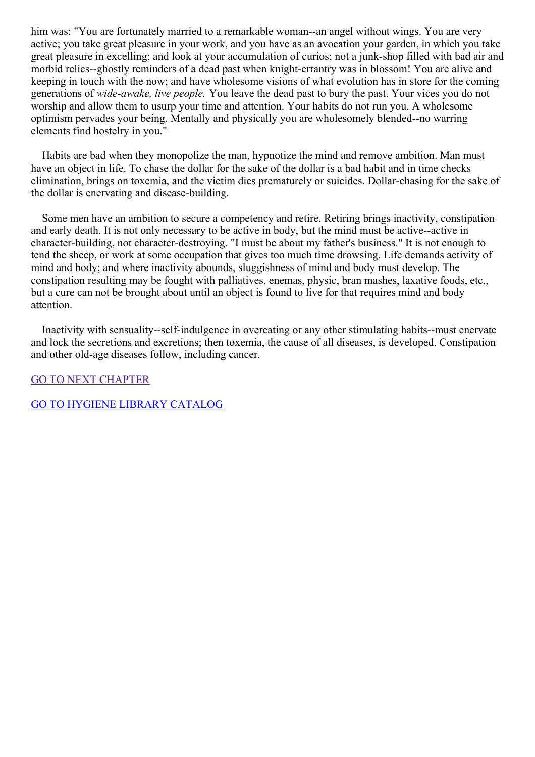him was: "You are fortunately married to a remarkable woman--an angel without wings. You are very active; you take great pleasure in your work, and you have as an avocation your garden, in which you take great pleasure in excelling; and look at your accumulation of curios; not a junk-shop filled with bad air and morbid relics--ghostly reminders of a dead past when knight-errantry was in blossom! You are alive and keeping in touch with the now; and have wholesome visions of what evolution has in store for the coming generations of *wide-awake, live people.* You leave the dead past to bury the past. Your vices you do not worship and allow them to usurp your time and attention. Your habits do not run you. A wholesome optimism pervades your being. Mentally and physically you are wholesomely blended--no warring elements find hostelry in you."

Habits are bad when they monopolize the man, hypnotize the mind and remove ambition. Man must have an object in life. To chase the dollar for the sake of the dollar is a bad habit and in time checks elimination, brings on toxemia, and the victim dies prematurely or suicides. Dollar-chasing for the sake of the dollar is enervating and disease-building.

Some men have an ambition to secure a competency and retire. Retiring brings inactivity, constipation and early death. It is not only necessary to be active in body, but the mind must be active--active in character-building, not character-destroying. "I must be about my father's business." It is not enough to tend the sheep, or work at some occupation that gives too much time drowsing. Life demands activity of mind and body; and where inactivity abounds, sluggishness of mind and body must develop. The constipation resulting may be fought with palliatives, enemas, physic, bran mashes, laxative foods, etc., but a cure can not be brought about until an object is found to live for that requires mind and body attention.

Inactivity with sensuality--self-indulgence in overeating or any other stimulating habits--must enervate and lock the secretions and excretions; then toxemia, the cause of all diseases, is developed. Constipation and other old-age diseases follow, including cancer.

GO TO NEXT CHAPTER

GO TO HYGIENE LIBRARY CATALOG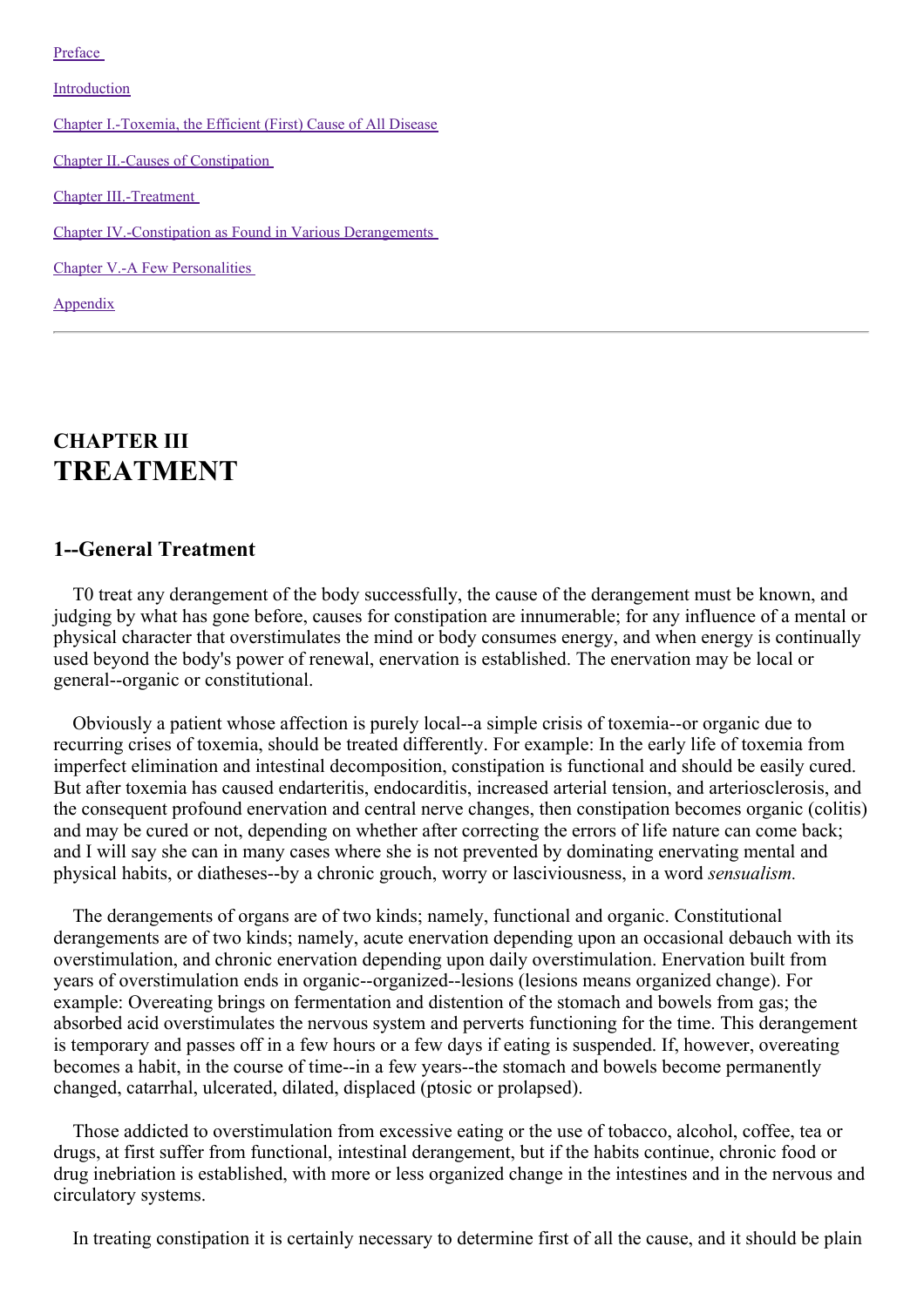Preface

Introduction

Chapter I.-Toxemia, the Efficient (First) Cause of All Disease

Chapter II.-Causes of Constipation

Chapter III.-Treatment

Chapter IV.-Constipation as Found in Various Derangements

Chapter V.-A Few Personalities

Appendix

---

## CHAPTER III
# TREATMENT

### 1--General Treatment

T0 treat any derangement of the body successfully, the cause of the derangement must be known, and judging by what has gone before, causes for constipation are innumerable; for any influence of a mental or physical character that overstimulates the mind or body consumes energy, and when energy is continually used beyond the body's power of renewal, enervation is established. The enervation may be local or general--organic or constitutional.

Obviously a patient whose affection is purely local--a simple crisis of toxemia--or organic due to recurring crises of toxemia, should be treated differently. For example: In the early life of toxemia from imperfect elimination and intestinal decomposition, constipation is functional and should be easily cured. But after toxemia has caused endarteritis, endocarditis, increased arterial tension, and arteriosclerosis, and the consequent profound enervation and central nerve changes, then constipation becomes organic (colitis) and may be cured or not, depending on whether after correcting the errors of life nature can come back; and I will say she can in many cases where she is not prevented by dominating enervating mental and physical habits, or diatheses--by a chronic grouch, worry or lasciviousness, in a word *sensualism.*

The derangements of organs are of two kinds; namely, functional and organic. Constitutional derangements are of two kinds; namely, acute enervation depending upon an occasional debauch with its overstimulation, and chronic enervation depending upon daily overstimulation. Enervation built from years of overstimulation ends in organic--organized--lesions (lesions means organized change). For example: Overeating brings on fermentation and distention of the stomach and bowels from gas; the absorbed acid overstimulates the nervous system and perverts functioning for the time. This derangement is temporary and passes off in a few hours or a few days if eating is suspended. If, however, overeating becomes a habit, in the course of time--in a few years--the stomach and bowels become permanently changed, catarrhal, ulcerated, dilated, displaced (ptosic or prolapsed).

Those addicted to overstimulation from excessive eating or the use of tobacco, alcohol, coffee, tea or drugs, at first suffer from functional, intestinal derangement, but if the habits continue, chronic food or drug inebriation is established, with more or less organized change in the intestines and in the nervous and circulatory systems.

In treating constipation it is certainly necessary to determine first of all the cause, and it should be plain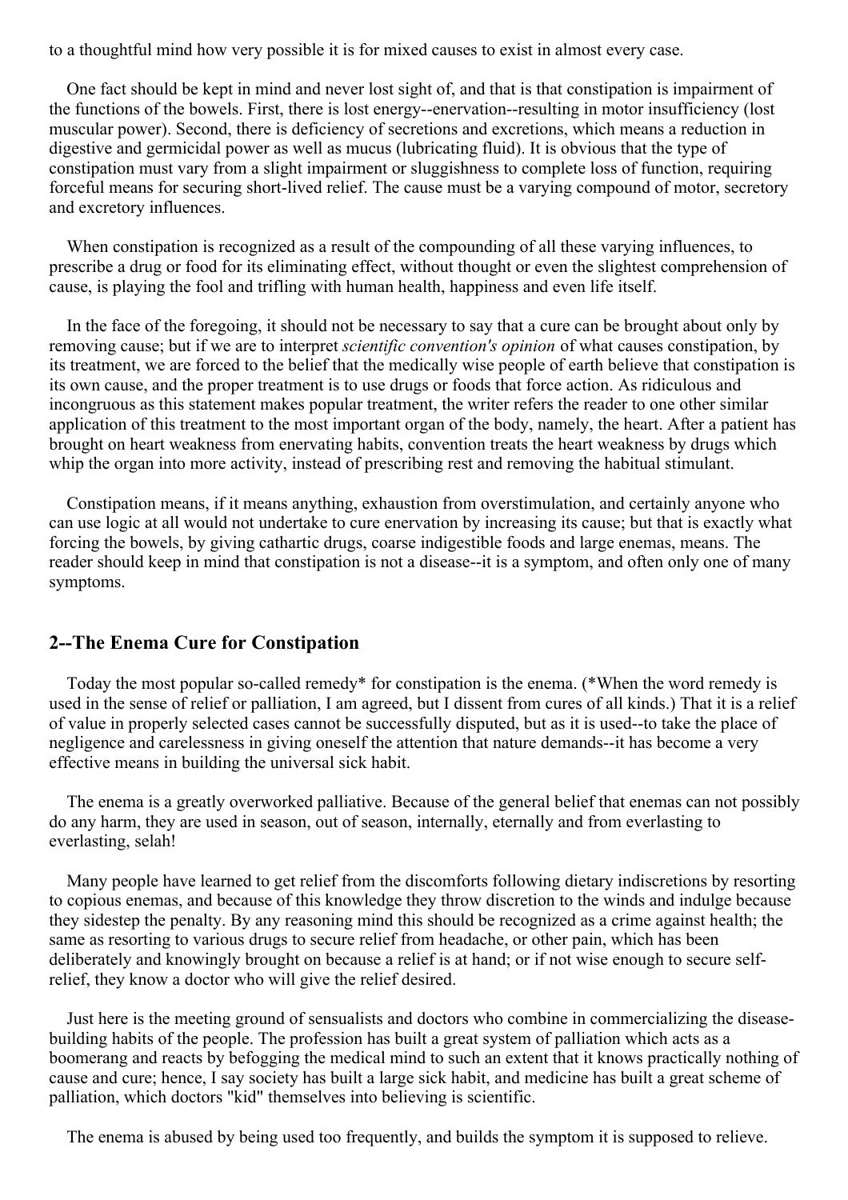to a thoughtful mind how very possible it is for mixed causes to exist in almost every case.

One fact should be kept in mind and never lost sight of, and that is that constipation is impairment of the functions of the bowels. First, there is lost energy--enervation--resulting in motor insufficiency (lost muscular power). Second, there is deficiency of secretions and excretions, which means a reduction in digestive and germicidal power as well as mucus (lubricating fluid). It is obvious that the type of constipation must vary from a slight impairment or sluggishness to complete loss of function, requiring forceful means for securing short-lived relief. The cause must be a varying compound of motor, secretory and excretory influences.

When constipation is recognized as a result of the compounding of all these varying influences, to prescribe a drug or food for its eliminating effect, without thought or even the slightest comprehension of cause, is playing the fool and trifling with human health, happiness and even life itself.

In the face of the foregoing, it should not be necessary to say that a cure can be brought about only by removing cause; but if we are to interpret *scientific convention's opinion* of what causes constipation, by its treatment, we are forced to the belief that the medically wise people of earth believe that constipation is its own cause, and the proper treatment is to use drugs or foods that force action. As ridiculous and incongruous as this statement makes popular treatment, the writer refers the reader to one other similar application of this treatment to the most important organ of the body, namely, the heart. After a patient has brought on heart weakness from enervating habits, convention treats the heart weakness by drugs which whip the organ into more activity, instead of prescribing rest and removing the habitual stimulant.

Constipation means, if it means anything, exhaustion from overstimulation, and certainly anyone who can use logic at all would not undertake to cure enervation by increasing its cause; but that is exactly what forcing the bowels, by giving cathartic drugs, coarse indigestible foods and large enemas, means. The reader should keep in mind that constipation is not a disease--it is a symptom, and often only one of many symptoms.

## 2--The Enema Cure for Constipation

Today the most popular so-called remedy* for constipation is the enema. (*When the word remedy is used in the sense of relief or palliation, I am agreed, but I dissent from cures of all kinds.) That it is a relief of value in properly selected cases cannot be successfully disputed, but as it is used--to take the place of negligence and carelessness in giving oneself the attention that nature demands--it has become a very effective means in building the universal sick habit.

The enema is a greatly overworked palliative. Because of the general belief that enemas can not possibly do any harm, they are used in season, out of season, internally, eternally and from everlasting to everlasting, selah!

Many people have learned to get relief from the discomforts following dietary indiscretions by resorting to copious enemas, and because of this knowledge they throw discretion to the winds and indulge because they sidestep the penalty. By any reasoning mind this should be recognized as a crime against health; the same as resorting to various drugs to secure relief from headache, or other pain, which has been deliberately and knowingly brought on because a relief is at hand; or if not wise enough to secure self-relief, they know a doctor who will give the relief desired.

Just here is the meeting ground of sensualists and doctors who combine in commercializing the disease-building habits of the people. The profession has built a great system of palliation which acts as a boomerang and reacts by befogging the medical mind to such an extent that it knows practically nothing of cause and cure; hence, I say society has built a large sick habit, and medicine has built a great scheme of palliation, which doctors "kid" themselves into believing is scientific.

The enema is abused by being used too frequently, and builds the symptom it is supposed to relieve.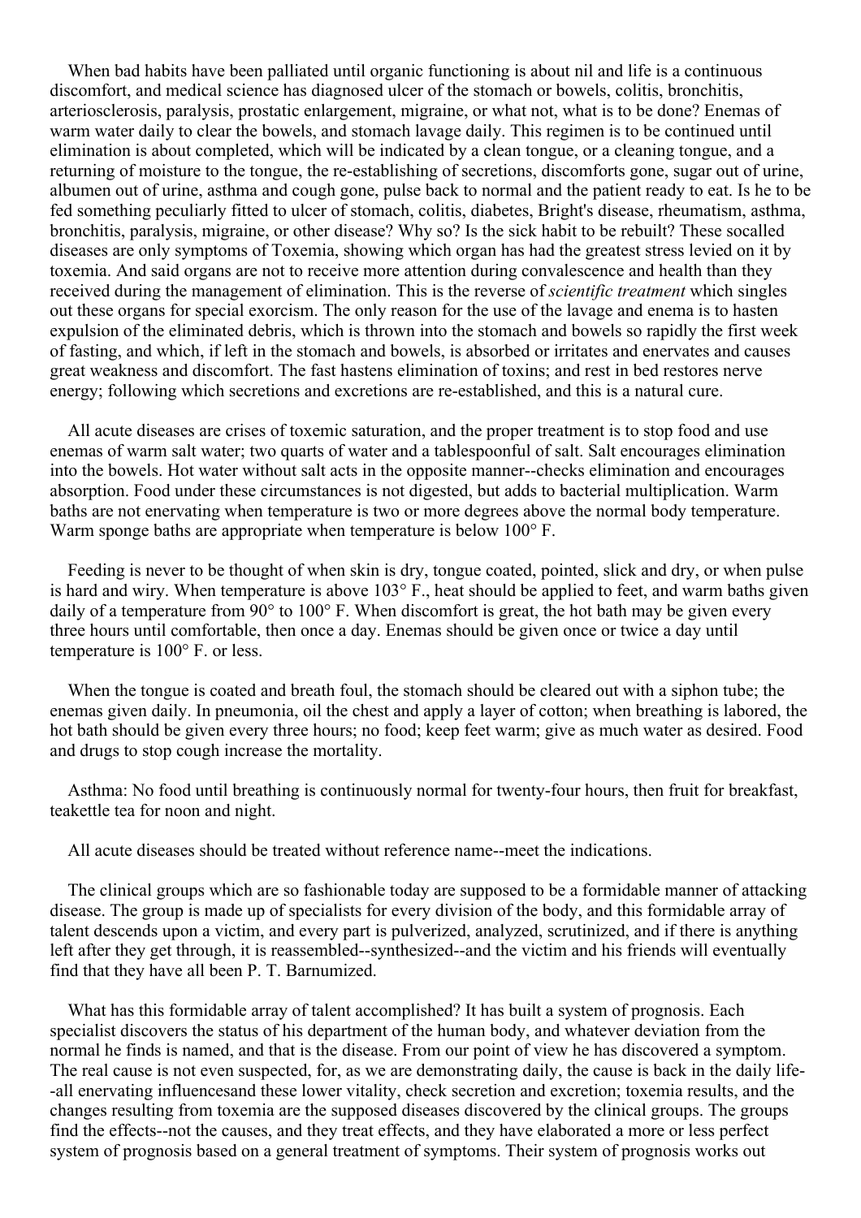When bad habits have been palliated until organic functioning is about nil and life is a continuous discomfort, and medical science has diagnosed ulcer of the stomach or bowels, colitis, bronchitis, arteriosclerosis, paralysis, prostatic enlargement, migraine, or what not, what is to be done? Enemas of warm water daily to clear the bowels, and stomach lavage daily. This regimen is to be continued until elimination is about completed, which will be indicated by a clean tongue, or a cleaning tongue, and a returning of moisture to the tongue, the re-establishing of secretions, discomforts gone, sugar out of urine, albumen out of urine, asthma and cough gone, pulse back to normal and the patient ready to eat. Is he to be fed something peculiarly fitted to ulcer of stomach, colitis, diabetes, Bright's disease, rheumatism, asthma, bronchitis, paralysis, migraine, or other disease? Why so? Is the sick habit to be rebuilt? These socalled diseases are only symptoms of Toxemia, showing which organ has had the greatest stress levied on it by toxemia. And said organs are not to receive more attention during convalescence and health than they received during the management of elimination. This is the reverse of *scientific treatment* which singles out these organs for special exorcism. The only reason for the use of the lavage and enema is to hasten expulsion of the eliminated debris, which is thrown into the stomach and bowels so rapidly the first week of fasting, and which, if left in the stomach and bowels, is absorbed or irritates and enervates and causes great weakness and discomfort. The fast hastens elimination of toxins; and rest in bed restores nerve energy; following which secretions and excretions are re-established, and this is a natural cure.

All acute diseases are crises of toxemic saturation, and the proper treatment is to stop food and use enemas of warm salt water; two quarts of water and a tablespoonful of salt. Salt encourages elimination into the bowels. Hot water without salt acts in the opposite manner--checks elimination and encourages absorption. Food under these circumstances is not digested, but adds to bacterial multiplication. Warm baths are not enervating when temperature is two or more degrees above the normal body temperature. Warm sponge baths are appropriate when temperature is below 100° F.

Feeding is never to be thought of when skin is dry, tongue coated, pointed, slick and dry, or when pulse is hard and wiry. When temperature is above 103° F., heat should be applied to feet, and warm baths given daily of a temperature from 90° to 100° F. When discomfort is great, the hot bath may be given every three hours until comfortable, then once a day. Enemas should be given once or twice a day until temperature is 100° F. or less.

When the tongue is coated and breath foul, the stomach should be cleared out with a siphon tube; the enemas given daily. In pneumonia, oil the chest and apply a layer of cotton; when breathing is labored, the hot bath should be given every three hours; no food; keep feet warm; give as much water as desired. Food and drugs to stop cough increase the mortality.

Asthma: No food until breathing is continuously normal for twenty-four hours, then fruit for breakfast, teakettle tea for noon and night.

All acute diseases should be treated without reference name--meet the indications.

The clinical groups which are so fashionable today are supposed to be a formidable manner of attacking disease. The group is made up of specialists for every division of the body, and this formidable array of talent descends upon a victim, and every part is pulverized, analyzed, scrutinized, and if there is anything left after they get through, it is reassembled--synthesized--and the victim and his friends will eventually find that they have all been P. T. Barnumized.

What has this formidable array of talent accomplished? It has built a system of prognosis. Each specialist discovers the status of his department of the human body, and whatever deviation from the normal he finds is named, and that is the disease. From our point of view he has discovered a symptom. The real cause is not even suspected, for, as we are demonstrating daily, the cause is back in the daily life--all enervating influencesand these lower vitality, check secretion and excretion; toxemia results, and the changes resulting from toxemia are the supposed diseases discovered by the clinical groups. The groups find the effects--not the causes, and they treat effects, and they have elaborated a more or less perfect system of prognosis based on a general treatment of symptoms. Their system of prognosis works out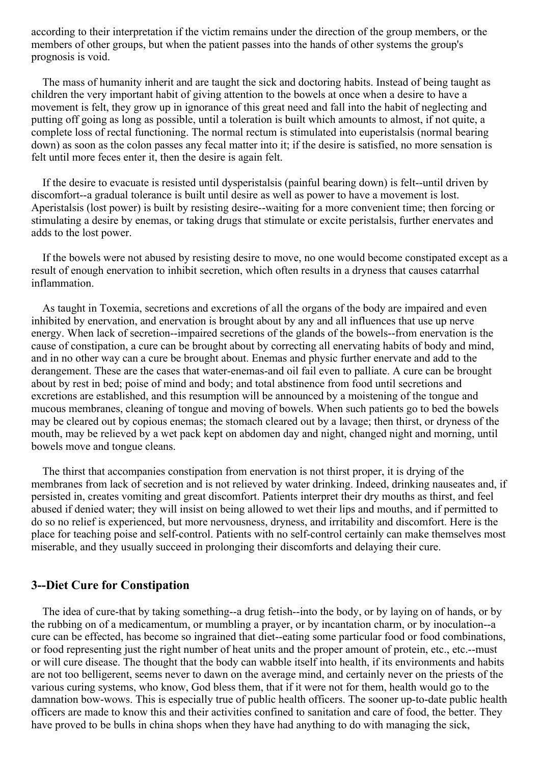according to their interpretation if the victim remains under the direction of the group members, or the members of other groups, but when the patient passes into the hands of other systems the group's prognosis is void.

The mass of humanity inherit and are taught the sick and doctoring habits. Instead of being taught as children the very important habit of giving attention to the bowels at once when a desire to have a movement is felt, they grow up in ignorance of this great need and fall into the habit of neglecting and putting off going as long as possible, until a toleration is built which amounts to almost, if not quite, a complete loss of rectal functioning. The normal rectum is stimulated into euperistalsis (normal bearing down) as soon as the colon passes any fecal matter into it; if the desire is satisfied, no more sensation is felt until more feces enter it, then the desire is again felt.

If the desire to evacuate is resisted until dysperistalsis (painful bearing down) is felt--until driven by discomfort--a gradual tolerance is built until desire as well as power to have a movement is lost. Aperistalsis (lost power) is built by resisting desire--waiting for a more convenient time; then forcing or stimulating a desire by enemas, or taking drugs that stimulate or excite peristalsis, further enervates and adds to the lost power.

If the bowels were not abused by resisting desire to move, no one would become constipated except as a result of enough enervation to inhibit secretion, which often results in a dryness that causes catarrhal inflammation.

As taught in Toxemia, secretions and excretions of all the organs of the body are impaired and even inhibited by enervation, and enervation is brought about by any and all influences that use up nerve energy. When lack of secretion--impaired secretions of the glands of the bowels--from enervation is the cause of constipation, a cure can be brought about by correcting all enervating habits of body and mind, and in no other way can a cure be brought about. Enemas and physic further enervate and add to the derangement. These are the cases that water-enemas-and oil fail even to palliate. A cure can be brought about by rest in bed; poise of mind and body; and total abstinence from food until secretions and excretions are established, and this resumption will be announced by a moistening of the tongue and mucous membranes, cleaning of tongue and moving of bowels. When such patients go to bed the bowels may be cleared out by copious enemas; the stomach cleared out by a lavage; then thirst, or dryness of the mouth, may be relieved by a wet pack kept on abdomen day and night, changed night and morning, until bowels move and tongue cleans.

The thirst that accompanies constipation from enervation is not thirst proper, it is drying of the membranes from lack of secretion and is not relieved by water drinking. Indeed, drinking nauseates and, if persisted in, creates vomiting and great discomfort. Patients interpret their dry mouths as thirst, and feel abused if denied water; they will insist on being allowed to wet their lips and mouths, and if permitted to do so no relief is experienced, but more nervousness, dryness, and irritability and discomfort. Here is the place for teaching poise and self-control. Patients with no self-control certainly can make themselves most miserable, and they usually succeed in prolonging their discomforts and delaying their cure.

### 3--Diet Cure for Constipation

The idea of cure-that by taking something--a drug fetish--into the body, or by laying on of hands, or by the rubbing on of a medicamentum, or mumbling a prayer, or by incantation charm, or by inoculation--a cure can be effected, has become so ingrained that diet--eating some particular food or food combinations, or food representing just the right number of heat units and the proper amount of protein, etc., etc.--must or will cure disease. The thought that the body can wabble itself into health, if its environments and habits are not too belligerent, seems never to dawn on the average mind, and certainly never on the priests of the various curing systems, who know, God bless them, that if it were not for them, health would go to the damnation bow-wows. This is especially true of public health officers. The sooner up-to-date public health officers are made to know this and their activities confined to sanitation and care of food, the better. They have proved to be bulls in china shops when they have had anything to do with managing the sick,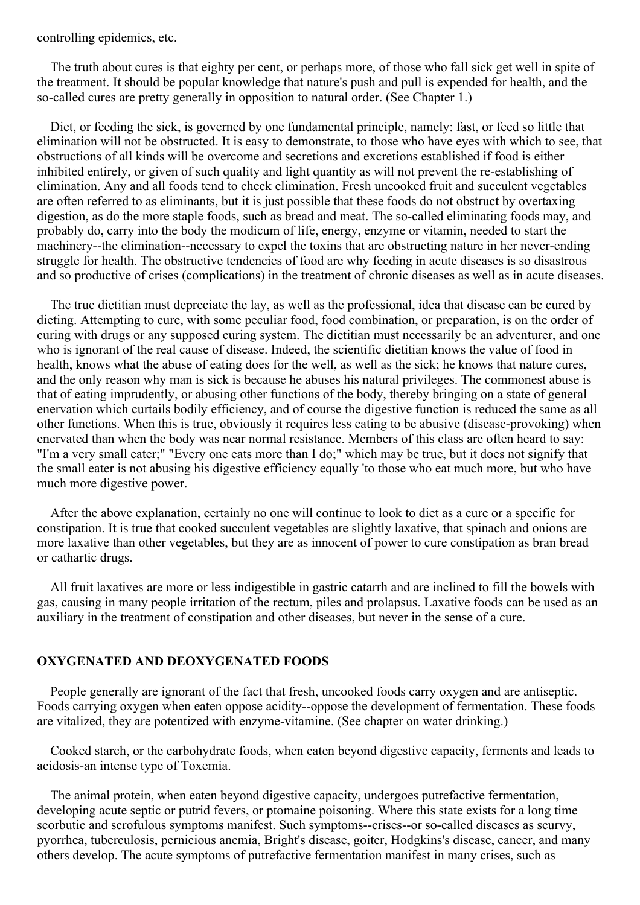controlling epidemics, etc.

The truth about cures is that eighty per cent, or perhaps more, of those who fall sick get well in spite of the treatment. It should be popular knowledge that nature's push and pull is expended for health, and the so-called cures are pretty generally in opposition to natural order. (See Chapter 1.)

Diet, or feeding the sick, is governed by one fundamental principle, namely: fast, or feed so little that elimination will not be obstructed. It is easy to demonstrate, to those who have eyes with which to see, that obstructions of all kinds will be overcome and secretions and excretions established if food is either inhibited entirely, or given of such quality and light quantity as will not prevent the re-establishing of elimination. Any and all foods tend to check elimination. Fresh uncooked fruit and succulent vegetables are often referred to as eliminants, but it is just possible that these foods do not obstruct by overtaxing digestion, as do the more staple foods, such as bread and meat. The so-called eliminating foods may, and probably do, carry into the body the modicum of life, energy, enzyme or vitamin, needed to start the machinery--the elimination--necessary to expel the toxins that are obstructing nature in her never-ending struggle for health. The obstructive tendencies of food are why feeding in acute diseases is so disastrous and so productive of crises (complications) in the treatment of chronic diseases as well as in acute diseases.

The true dietitian must depreciate the lay, as well as the professional, idea that disease can be cured by dieting. Attempting to cure, with some peculiar food, food combination, or preparation, is on the order of curing with drugs or any supposed curing system. The dietitian must necessarily be an adventurer, and one who is ignorant of the real cause of disease. Indeed, the scientific dietitian knows the value of food in health, knows what the abuse of eating does for the well, as well as the sick; he knows that nature cures, and the only reason why man is sick is because he abuses his natural privileges. The commonest abuse is that of eating imprudently, or abusing other functions of the body, thereby bringing on a state of general enervation which curtails bodily efficiency, and of course the digestive function is reduced the same as all other functions. When this is true, obviously it requires less eating to be abusive (disease-provoking) when enervated than when the body was near normal resistance. Members of this class are often heard to say: "I'm a very small eater;" "Every one eats more than I do;" which may be true, but it does not signify that the small eater is not abusing his digestive efficiency equally 'to those who eat much more, but who have much more digestive power.

After the above explanation, certainly no one will continue to look to diet as a cure or a specific for constipation. It is true that cooked succulent vegetables are slightly laxative, that spinach and onions are more laxative than other vegetables, but they are as innocent of power to cure constipation as bran bread or cathartic drugs.

All fruit laxatives are more or less indigestible in gastric catarrh and are inclined to fill the bowels with gas, causing in many people irritation of the rectum, piles and prolapsus. Laxative foods can be used as an auxiliary in the treatment of constipation and other diseases, but never in the sense of a cure.

### OXYGENATED AND DEOXYGENATED FOODS

People generally are ignorant of the fact that fresh, uncooked foods carry oxygen and are antiseptic. Foods carrying oxygen when eaten oppose acidity--oppose the development of fermentation. These foods are vitalized, they are potentized with enzyme-vitamine. (See chapter on water drinking.)

Cooked starch, or the carbohydrate foods, when eaten beyond digestive capacity, ferments and leads to acidosis-an intense type of Toxemia.

The animal protein, when eaten beyond digestive capacity, undergoes putrefactive fermentation, developing acute septic or putrid fevers, or ptomaine poisoning. Where this state exists for a long time scorbutic and scrofulous symptoms manifest. Such symptoms--crises--or so-called diseases as scurvy, pyorrhea, tuberculosis, pernicious anemia, Bright's disease, goiter, Hodgkins's disease, cancer, and many others develop. The acute symptoms of putrefactive fermentation manifest in many crises, such as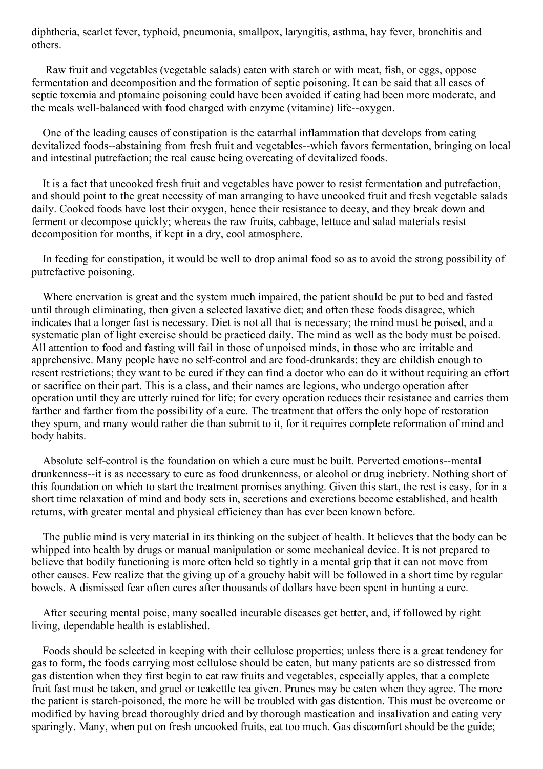diphtheria, scarlet fever, typhoid, pneumonia, smallpox, laryngitis, asthma, hay fever, bronchitis and others.

Raw fruit and vegetables (vegetable salads) eaten with starch or with meat, fish, or eggs, oppose fermentation and decomposition and the formation of septic poisoning. It can be said that all cases of septic toxemia and ptomaine poisoning could have been avoided if eating had been more moderate, and the meals well-balanced with food charged with enzyme (vitamine) life--oxygen.

One of the leading causes of constipation is the catarrhal inflammation that develops from eating devitalized foods--abstaining from fresh fruit and vegetables--which favors fermentation, bringing on local and intestinal putrefaction; the real cause being overeating of devitalized foods.

It is a fact that uncooked fresh fruit and vegetables have power to resist fermentation and putrefaction, and should point to the great necessity of man arranging to have uncooked fruit and fresh vegetable salads daily. Cooked foods have lost their oxygen, hence their resistance to decay, and they break down and ferment or decompose quickly; whereas the raw fruits, cabbage, lettuce and salad materials resist decomposition for months, if kept in a dry, cool atmosphere.

In feeding for constipation, it would be well to drop animal food so as to avoid the strong possibility of putrefactive poisoning.

Where enervation is great and the system much impaired, the patient should be put to bed and fasted until through eliminating, then given a selected laxative diet; and often these foods disagree, which indicates that a longer fast is necessary. Diet is not all that is necessary; the mind must be poised, and a systematic plan of light exercise should be practiced daily. The mind as well as the body must be poised. All attention to food and fasting will fail in those of unpoised minds, in those who are irritable and apprehensive. Many people have no self-control and are food-drunkards; they are childish enough to resent restrictions; they want to be cured if they can find a doctor who can do it without requiring an effort or sacrifice on their part. This is a class, and their names are legions, who undergo operation after operation until they are utterly ruined for life; for every operation reduces their resistance and carries them farther and farther from the possibility of a cure. The treatment that offers the only hope of restoration they spurn, and many would rather die than submit to it, for it requires complete reformation of mind and body habits.

Absolute self-control is the foundation on which a cure must be built. Perverted emotions--mental drunkenness--it is as necessary to cure as food drunkenness, or alcohol or drug inebriety. Nothing short of this foundation on which to start the treatment promises anything. Given this start, the rest is easy, for in a short time relaxation of mind and body sets in, secretions and excretions become established, and health returns, with greater mental and physical efficiency than has ever been known before.

The public mind is very material in its thinking on the subject of health. It believes that the body can be whipped into health by drugs or manual manipulation or some mechanical device. It is not prepared to believe that bodily functioning is more often held so tightly in a mental grip that it can not move from other causes. Few realize that the giving up of a grouchy habit will be followed in a short time by regular bowels. A dismissed fear often cures after thousands of dollars have been spent in hunting a cure.

After securing mental poise, many socalled incurable diseases get better, and, if followed by right living, dependable health is established.

Foods should be selected in keeping with their cellulose properties; unless there is a great tendency for gas to form, the foods carrying most cellulose should be eaten, but many patients are so distressed from gas distention when they first begin to eat raw fruits and vegetables, especially apples, that a complete fruit fast must be taken, and gruel or teakettle tea given. Prunes may be eaten when they agree. The more the patient is starch-poisoned, the more he will be troubled with gas distention. This must be overcome or modified by having bread thoroughly dried and by thorough mastication and insalivation and eating very sparingly. Many, when put on fresh uncooked fruits, eat too much. Gas discomfort should be the guide;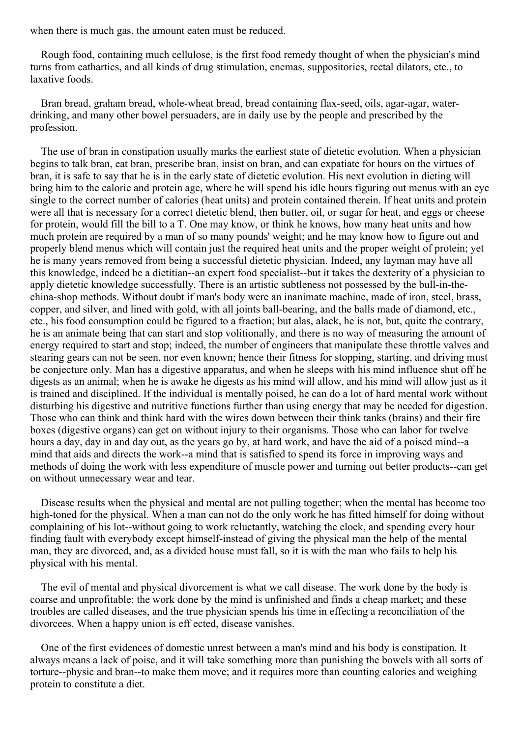when there is much gas, the amount eaten must be reduced.

Rough food, containing much cellulose, is the first food remedy thought of when the physician's mind turns from cathartics, and all kinds of drug stimulation, enemas, suppositories, rectal dilators, etc., to laxative foods.

Bran bread, graham bread, whole-wheat bread, bread containing flax-seed, oils, agar-agar, water-drinking, and many other bowel persuaders, are in daily use by the people and prescribed by the profession.

The use of bran in constipation usually marks the earliest state of dietetic evolution. When a physician begins to talk bran, eat bran, prescribe bran, insist on bran, and can expatiate for hours on the virtues of bran, it is safe to say that he is in the early state of dietetic evolution. His next evolution in dieting will bring him to the calorie and protein age, where he will spend his idle hours figuring out menus with an eye single to the correct number of calories (heat units) and protein contained therein. If heat units and protein were all that is necessary for a correct dietetic blend, then butter, oil, or sugar for heat, and eggs or cheese for protein, would fill the bill to a T. One may know, or think he knows, how many heat units and how much protein are required by a man of so many pounds' weight; and he may know how to figure out and properly blend menus which will contain just the required heat units and the proper weight of protein; yet he is many years removed from being a successful dietetic physician. Indeed, any layman may have all this knowledge, indeed be a dietitian--an expert food specialist--but it takes the dexterity of a physician to apply dietetic knowledge successfully. There is an artistic subtleness not possessed by the bull-in-the-china-shop methods. Without doubt if man's body were an inanimate machine, made of iron, steel, brass, copper, and silver, and lined with gold, with all joints ball-bearing, and the balls made of diamond, etc., etc., his food consumption could be figured to a fraction; but alas, alack, he is not, but, quite the contrary, he is an animate being that can start and stop volitionally, and there is no way of measuring the amount of energy required to start and stop; indeed, the number of engineers that manipulate these throttle valves and stearing gears can not be seen, nor even known; hence their fitness for stopping, starting, and driving must be conjecture only. Man has a digestive apparatus, and when he sleeps with his mind influence shut off he digests as an animal; when he is awake he digests as his mind will allow, and his mind will allow just as it is trained and disciplined. If the individual is mentally poised, he can do a lot of hard mental work without disturbing his digestive and nutritive functions further than using energy that may be needed for digestion. Those who can think and think hard with the wires down between their think tanks (brains) and their fire boxes (digestive organs) can get on without injury to their organisms. Those who can labor for twelve hours a day, day in and day out, as the years go by, at hard work, and have the aid of a poised mind--a mind that aids and directs the work--a mind that is satisfied to spend its force in improving ways and methods of doing the work with less expenditure of muscle power and turning out better products--can get on without unnecessary wear and tear.

Disease results when the physical and mental are not pulling together; when the mental has become too high-toned for the physical. When a man can not do the only work he has fitted himself for doing without complaining of his lot--without going to work reluctantly, watching the clock, and spending every hour finding fault with everybody except himself-instead of giving the physical man the help of the mental man, they are divorced, and, as a divided house must fall, so it is with the man who fails to help his physical with his mental.

The evil of mental and physical divorcement is what we call disease. The work done by the body is coarse and unprofitable; the work done by the mind is unfinished and finds a cheap market; and these troubles are called diseases, and the true physician spends his time in effecting a reconciliation of the divorcees. When a happy union is eff ected, disease vanishes.

One of the first evidences of domestic unrest between a man's mind and his body is constipation. It always means a lack of poise, and it will take something more than punishing the bowels with all sorts of torture--physic and bran--to make them move; and it requires more than counting calories and weighing protein to constitute a diet.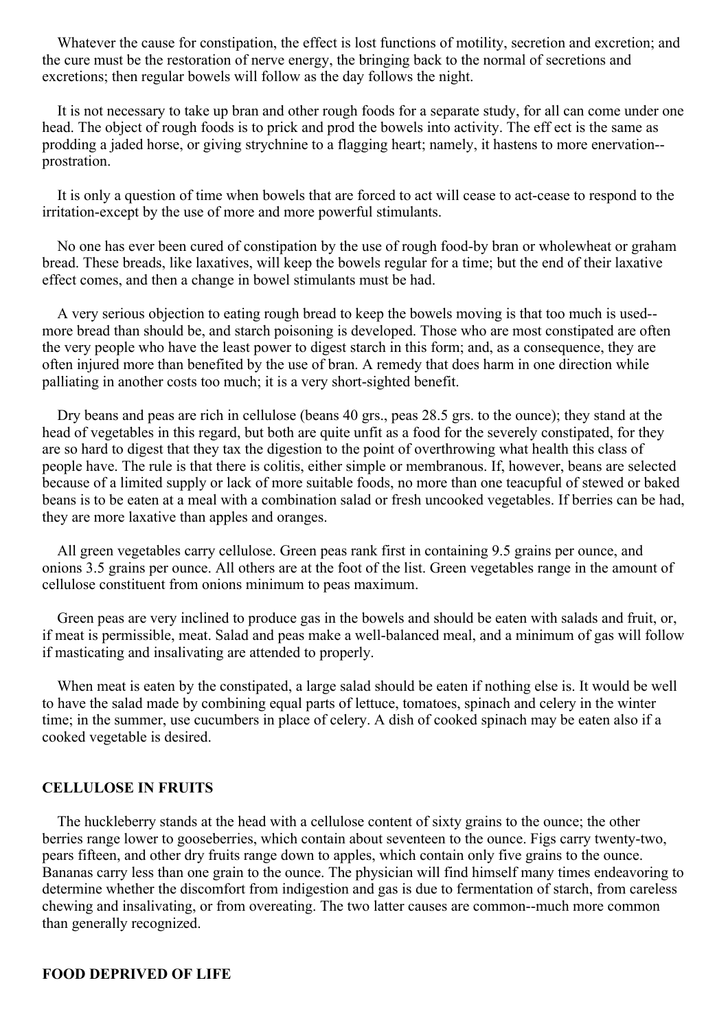Whatever the cause for constipation, the effect is lost functions of motility, secretion and excretion; and the cure must be the restoration of nerve energy, the bringing back to the normal of secretions and excretions; then regular bowels will follow as the day follows the night.

It is not necessary to take up bran and other rough foods for a separate study, for all can come under one head. The object of rough foods is to prick and prod the bowels into activity. The eff ect is the same as prodding a jaded horse, or giving strychnine to a flagging heart; namely, it hastens to more enervation--prostration.

It is only a question of time when bowels that are forced to act will cease to act-cease to respond to the irritation-except by the use of more and more powerful stimulants.

No one has ever been cured of constipation by the use of rough food-by bran or wholewheat or graham bread. These breads, like laxatives, will keep the bowels regular for a time; but the end of their laxative effect comes, and then a change in bowel stimulants must be had.

A very serious objection to eating rough bread to keep the bowels moving is that too much is used--more bread than should be, and starch poisoning is developed. Those who are most constipated are often the very people who have the least power to digest starch in this form; and, as a consequence, they are often injured more than benefited by the use of bran. A remedy that does harm in one direction while palliating in another costs too much; it is a very short-sighted benefit.

Dry beans and peas are rich in cellulose (beans 40 grs., peas 28.5 grs. to the ounce); they stand at the head of vegetables in this regard, but both are quite unfit as a food for the severely constipated, for they are so hard to digest that they tax the digestion to the point of overthrowing what health this class of people have. The rule is that there is colitis, either simple or membranous. If, however, beans are selected because of a limited supply or lack of more suitable foods, no more than one teacupful of stewed or baked beans is to be eaten at a meal with a combination salad or fresh uncooked vegetables. If berries can be had, they are more laxative than apples and oranges.

All green vegetables carry cellulose. Green peas rank first in containing 9.5 grains per ounce, and onions 3.5 grains per ounce. All others are at the foot of the list. Green vegetables range in the amount of cellulose constituent from onions minimum to peas maximum.

Green peas are very inclined to produce gas in the bowels and should be eaten with salads and fruit, or, if meat is permissible, meat. Salad and peas make a well-balanced meal, and a minimum of gas will follow if masticating and insalivating are attended to properly.

When meat is eaten by the constipated, a large salad should be eaten if nothing else is. It would be well to have the salad made by combining equal parts of lettuce, tomatoes, spinach and celery in the winter time; in the summer, use cucumbers in place of celery. A dish of cooked spinach may be eaten also if a cooked vegetable is desired.

## CELLULOSE IN FRUITS

The huckleberry stands at the head with a cellulose content of sixty grains to the ounce; the other berries range lower to gooseberries, which contain about seventeen to the ounce. Figs carry twenty-two, pears fifteen, and other dry fruits range down to apples, which contain only five grains to the ounce. Bananas carry less than one grain to the ounce. The physician will find himself many times endeavoring to determine whether the discomfort from indigestion and gas is due to fermentation of starch, from careless chewing and insalivating, or from overeating. The two latter causes are common--much more common than generally recognized.

## FOOD DEPRIVED OF LIFE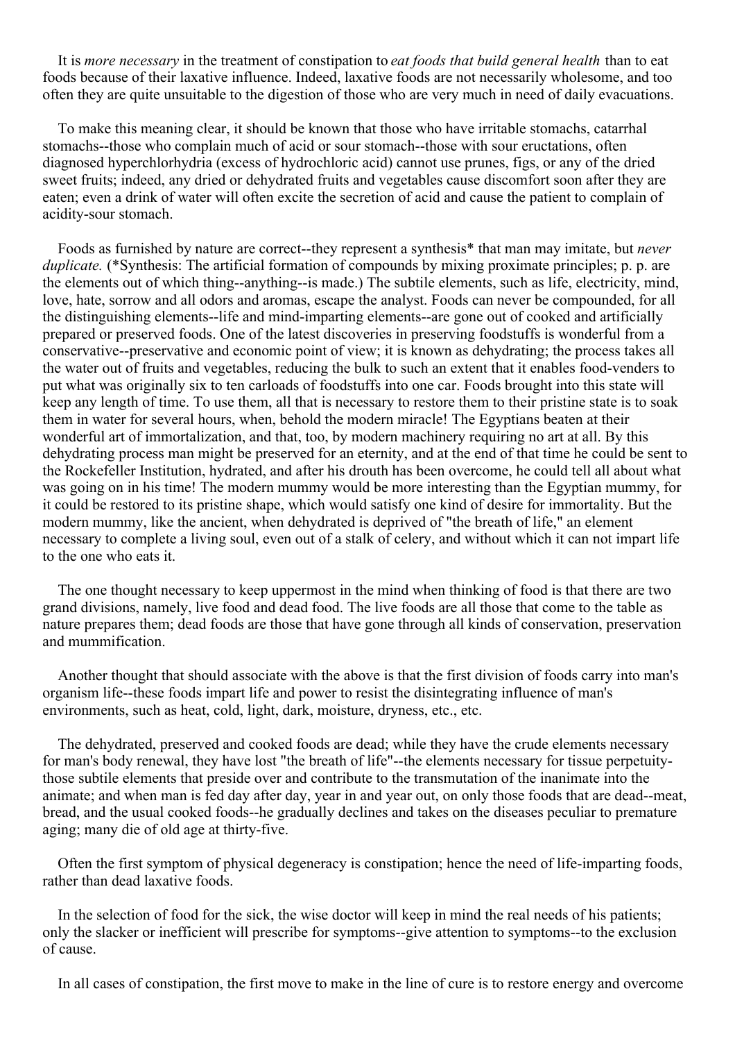It is *more necessary* in the treatment of constipation to *eat foods that build general health* than to eat foods because of their laxative influence. Indeed, laxative foods are not necessarily wholesome, and too often they are quite unsuitable to the digestion of those who are very much in need of daily evacuations.

To make this meaning clear, it should be known that those who have irritable stomachs, catarrhal stomachs--those who complain much of acid or sour stomach--those with sour eructations, often diagnosed hyperchlorhydria (excess of hydrochloric acid) cannot use prunes, figs, or any of the dried sweet fruits; indeed, any dried or dehydrated fruits and vegetables cause discomfort soon after they are eaten; even a drink of water will often excite the secretion of acid and cause the patient to complain of acidity-sour stomach.

Foods as furnished by nature are correct--they represent a synthesis* that man may imitate, but *never duplicate.* (*Synthesis: The artificial formation of compounds by mixing proximate principles; p. p. are the elements out of which thing--anything--is made.) The subtile elements, such as life, electricity, mind, love, hate, sorrow and all odors and aromas, escape the analyst. Foods can never be compounded, for all the distinguishing elements--life and mind-imparting elements--are gone out of cooked and artificially prepared or preserved foods. One of the latest discoveries in preserving foodstuffs is wonderful from a conservative--preservative and economic point of view; it is known as dehydrating; the process takes all the water out of fruits and vegetables, reducing the bulk to such an extent that it enables food-venders to put what was originally six to ten carloads of foodstuffs into one car. Foods brought into this state will keep any length of time. To use them, all that is necessary to restore them to their pristine state is to soak them in water for several hours, when, behold the modern miracle! The Egyptians beaten at their wonderful art of immortalization, and that, too, by modern machinery requiring no art at all. By this dehydrating process man might be preserved for an eternity, and at the end of that time he could be sent to the Rockefeller Institution, hydrated, and after his drouth has been overcome, he could tell all about what was going on in his time! The modern mummy would be more interesting than the Egyptian mummy, for it could be restored to its pristine shape, which would satisfy one kind of desire for immortality. But the modern mummy, like the ancient, when dehydrated is deprived of "the breath of life," an element necessary to complete a living soul, even out of a stalk of celery, and without which it can not impart life to the one who eats it.

The one thought necessary to keep uppermost in the mind when thinking of food is that there are two grand divisions, namely, live food and dead food. The live foods are all those that come to the table as nature prepares them; dead foods are those that have gone through all kinds of conservation, preservation and mummification.

Another thought that should associate with the above is that the first division of foods carry into man's organism life--these foods impart life and power to resist the disintegrating influence of man's environments, such as heat, cold, light, dark, moisture, dryness, etc., etc.

The dehydrated, preserved and cooked foods are dead; while they have the crude elements necessary for man's body renewal, they have lost "the breath of life"--the elements necessary for tissue perpetuity-those subtile elements that preside over and contribute to the transmutation of the inanimate into the animate; and when man is fed day after day, year in and year out, on only those foods that are dead--meat, bread, and the usual cooked foods--he gradually declines and takes on the diseases peculiar to premature aging; many die of old age at thirty-five.

Often the first symptom of physical degeneracy is constipation; hence the need of life-imparting foods, rather than dead laxative foods.

In the selection of food for the sick, the wise doctor will keep in mind the real needs of his patients; only the slacker or inefficient will prescribe for symptoms--give attention to symptoms--to the exclusion of cause.

In all cases of constipation, the first move to make in the line of cure is to restore energy and overcome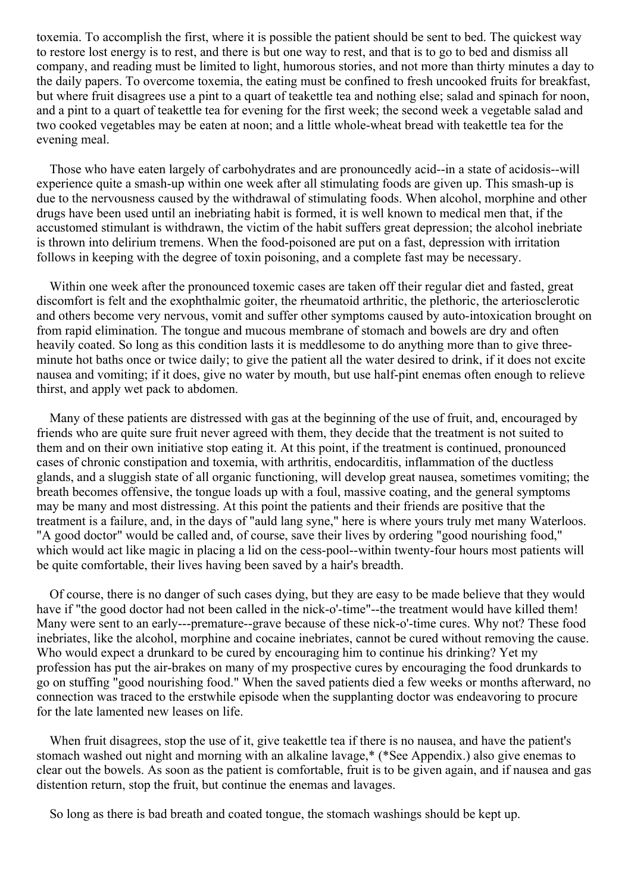toxemia. To accomplish the first, where it is possible the patient should be sent to bed. The quickest way to restore lost energy is to rest, and there is but one way to rest, and that is to go to bed and dismiss all company, and reading must be limited to light, humorous stories, and not more than thirty minutes a day to the daily papers. To overcome toxemia, the eating must be confined to fresh uncooked fruits for breakfast, but where fruit disagrees use a pint to a quart of teakettle tea and nothing else; salad and spinach for noon, and a pint to a quart of teakettle tea for evening for the first week; the second week a vegetable salad and two cooked vegetables may be eaten at noon; and a little whole-wheat bread with teakettle tea for the evening meal.

Those who have eaten largely of carbohydrates and are pronouncedly acid--in a state of acidosis--will experience quite a smash-up within one week after all stimulating foods are given up. This smash-up is due to the nervousness caused by the withdrawal of stimulating foods. When alcohol, morphine and other drugs have been used until an inebriating habit is formed, it is well known to medical men that, if the accustomed stimulant is withdrawn, the victim of the habit suffers great depression; the alcohol inebriate is thrown into delirium tremens. When the food-poisoned are put on a fast, depression with irritation follows in keeping with the degree of toxin poisoning, and a complete fast may be necessary.

Within one week after the pronounced toxemic cases are taken off their regular diet and fasted, great discomfort is felt and the exophthalmic goiter, the rheumatoid arthritic, the plethoric, the arteriosclerotic and others become very nervous, vomit and suffer other symptoms caused by auto-intoxication brought on from rapid elimination. The tongue and mucous membrane of stomach and bowels are dry and often heavily coated. So long as this condition lasts it is meddlesome to do anything more than to give three-minute hot baths once or twice daily; to give the patient all the water desired to drink, if it does not excite nausea and vomiting; if it does, give no water by mouth, but use half-pint enemas often enough to relieve thirst, and apply wet pack to abdomen.

Many of these patients are distressed with gas at the beginning of the use of fruit, and, encouraged by friends who are quite sure fruit never agreed with them, they decide that the treatment is not suited to them and on their own initiative stop eating it. At this point, if the treatment is continued, pronounced cases of chronic constipation and toxemia, with arthritis, endocarditis, inflammation of the ductless glands, and a sluggish state of all organic functioning, will develop great nausea, sometimes vomiting; the breath becomes offensive, the tongue loads up with a foul, massive coating, and the general symptoms may be many and most distressing. At this point the patients and their friends are positive that the treatment is a failure, and, in the days of "auld lang syne," here is where yours truly met many Waterloos. "A good doctor" would be called and, of course, save their lives by ordering "good nourishing food," which would act like magic in placing a lid on the cess-pool--within twenty-four hours most patients will be quite comfortable, their lives having been saved by a hair's breadth.

Of course, there is no danger of such cases dying, but they are easy to be made believe that they would have if "the good doctor had not been called in the nick-o'-time"--the treatment would have killed them! Many were sent to an early---premature--grave because of these nick-o'-time cures. Why not? These food inebriates, like the alcohol, morphine and cocaine inebriates, cannot be cured without removing the cause. Who would expect a drunkard to be cured by encouraging him to continue his drinking? Yet my profession has put the air-brakes on many of my prospective cures by encouraging the food drunkards to go on stuffing "good nourishing food." When the saved patients died a few weeks or months afterward, no connection was traced to the erstwhile episode when the supplanting doctor was endeavoring to procure for the late lamented new leases on life.

When fruit disagrees, stop the use of it, give teakettle tea if there is no nausea, and have the patient's stomach washed out night and morning with an alkaline lavage,* (*See Appendix.) also give enemas to clear out the bowels. As soon as the patient is comfortable, fruit is to be given again, and if nausea and gas distention return, stop the fruit, but continue the enemas and lavages.

So long as there is bad breath and coated tongue, the stomach washings should be kept up.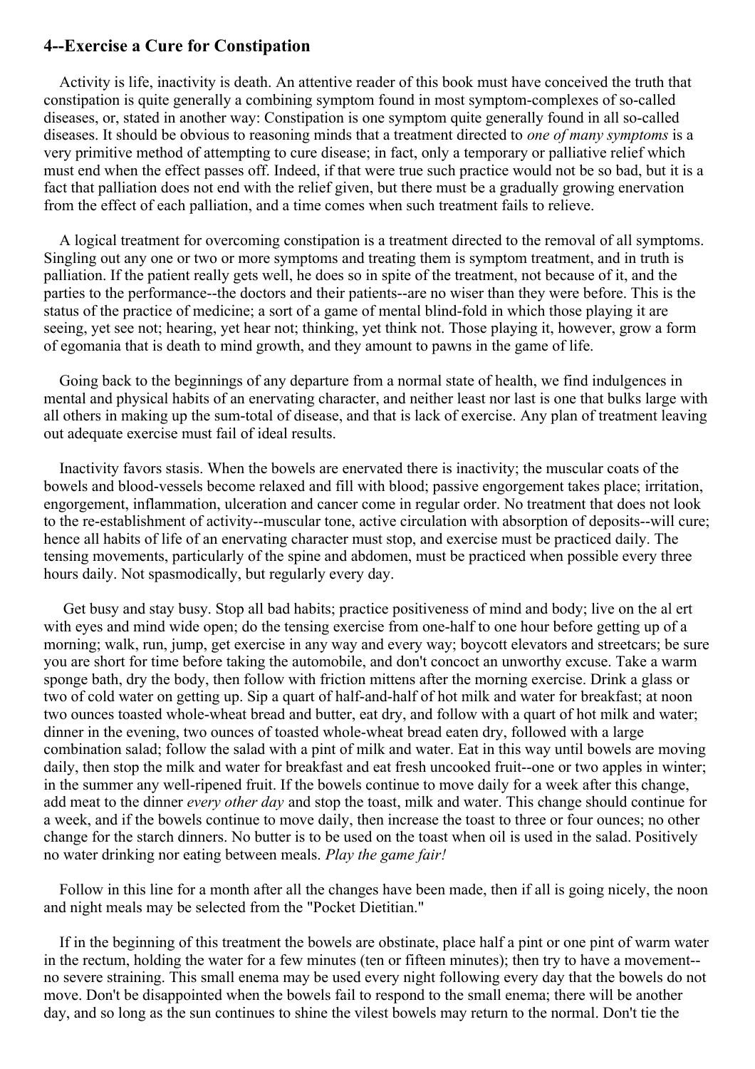## 4--Exercise a Cure for Constipation

Activity is life, inactivity is death. An attentive reader of this book must have conceived the truth that constipation is quite generally a combining symptom found in most symptom-complexes of so-called diseases, or, stated in another way: Constipation is one symptom quite generally found in all so-called diseases. It should be obvious to reasoning minds that a treatment directed to *one of many symptoms* is a very primitive method of attempting to cure disease; in fact, only a temporary or palliative relief which must end when the effect passes off. Indeed, if that were true such practice would not be so bad, but it is a fact that palliation does not end with the relief given, but there must be a gradually growing enervation from the effect of each palliation, and a time comes when such treatment fails to relieve.

A logical treatment for overcoming constipation is a treatment directed to the removal of all symptoms. Singling out any one or two or more symptoms and treating them is symptom treatment, and in truth is palliation. If the patient really gets well, he does so in spite of the treatment, not because of it, and the parties to the performance--the doctors and their patients--are no wiser than they were before. This is the status of the practice of medicine; a sort of a game of mental blind-fold in which those playing it are seeing, yet see not; hearing, yet hear not; thinking, yet think not. Those playing it, however, grow a form of egomania that is death to mind growth, and they amount to pawns in the game of life.

Going back to the beginnings of any departure from a normal state of health, we find indulgences in mental and physical habits of an enervating character, and neither least nor last is one that bulks large with all others in making up the sum-total of disease, and that is lack of exercise. Any plan of treatment leaving out adequate exercise must fail of ideal results.

Inactivity favors stasis. When the bowels are enervated there is inactivity; the muscular coats of the bowels and blood-vessels become relaxed and fill with blood; passive engorgement takes place; irritation, engorgement, inflammation, ulceration and cancer come in regular order. No treatment that does not look to the re-establishment of activity--muscular tone, active circulation with absorption of deposits--will cure; hence all habits of life of an enervating character must stop, and exercise must be practiced daily. The tensing movements, particularly of the spine and abdomen, must be practiced when possible every three hours daily. Not spasmodically, but regularly every day.

Get busy and stay busy. Stop all bad habits; practice positiveness of mind and body; live on the al ert with eyes and mind wide open; do the tensing exercise from one-half to one hour before getting up of a morning; walk, run, jump, get exercise in any way and every way; boycott elevators and streetcars; be sure you are short for time before taking the automobile, and don't concoct an unworthy excuse. Take a warm sponge bath, dry the body, then follow with friction mittens after the morning exercise. Drink a glass or two of cold water on getting up. Sip a quart of half-and-half of hot milk and water for breakfast; at noon two ounces toasted whole-wheat bread and butter, eat dry, and follow with a quart of hot milk and water; dinner in the evening, two ounces of toasted whole-wheat bread eaten dry, followed with a large combination salad; follow the salad with a pint of milk and water. Eat in this way until bowels are moving daily, then stop the milk and water for breakfast and eat fresh uncooked fruit--one or two apples in winter; in the summer any well-ripened fruit. If the bowels continue to move daily for a week after this change, add meat to the dinner *every other day* and stop the toast, milk and water. This change should continue for a week, and if the bowels continue to move daily, then increase the toast to three or four ounces; no other change for the starch dinners. No butter is to be used on the toast when oil is used in the salad. Positively no water drinking nor eating between meals. *Play the game fair!*

Follow in this line for a month after all the changes have been made, then if all is going nicely, the noon and night meals may be selected from the "Pocket Dietitian."

If in the beginning of this treatment the bowels are obstinate, place half a pint or one pint of warm water in the rectum, holding the water for a few minutes (ten or fifteen minutes); then try to have a movement--no severe straining. This small enema may be used every night following every day that the bowels do not move. Don't be disappointed when the bowels fail to respond to the small enema; there will be another day, and so long as the sun continues to shine the vilest bowels may return to the normal. Don't tie the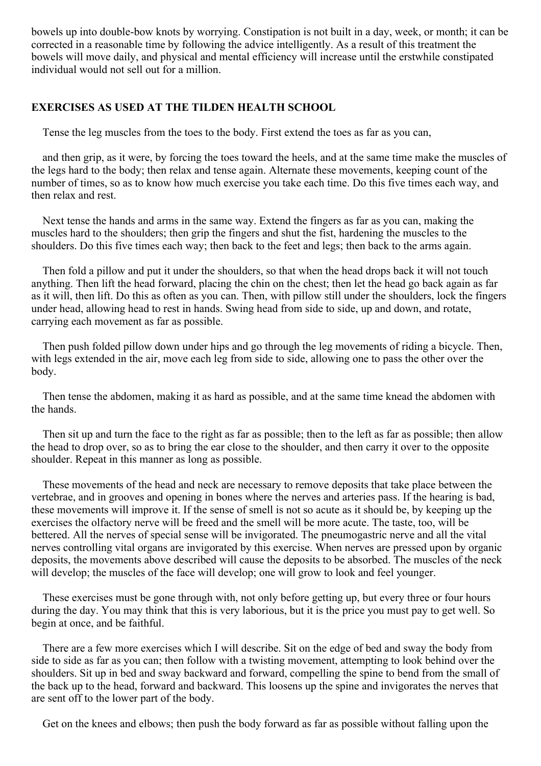bowels up into double-bow knots by worrying. Constipation is not built in a day, week, or month; it can be corrected in a reasonable time by following the advice intelligently. As a result of this treatment the bowels will move daily, and physical and mental efficiency will increase until the erstwhile constipated individual would not sell out for a million.

### EXERCISES AS USED AT THE TILDEN HEALTH SCHOOL

Tense the leg muscles from the toes to the body. First extend the toes as far as you can,

and then grip, as it were, by forcing the toes toward the heels, and at the same time make the muscles of the legs hard to the body; then relax and tense again. Alternate these movements, keeping count of the number of times, so as to know how much exercise you take each time. Do this five times each way, and then relax and rest.

Next tense the hands and arms in the same way. Extend the fingers as far as you can, making the muscles hard to the shoulders; then grip the fingers and shut the fist, hardening the muscles to the shoulders. Do this five times each way; then back to the feet and legs; then back to the arms again.

Then fold a pillow and put it under the shoulders, so that when the head drops back it will not touch anything. Then lift the head forward, placing the chin on the chest; then let the head go back again as far as it will, then lift. Do this as often as you can. Then, with pillow still under the shoulders, lock the fingers under head, allowing head to rest in hands. Swing head from side to side, up and down, and rotate, carrying each movement as far as possible.

Then push folded pillow down under hips and go through the leg movements of riding a bicycle. Then, with legs extended in the air, move each leg from side to side, allowing one to pass the other over the body.

Then tense the abdomen, making it as hard as possible, and at the same time knead the abdomen with the hands.

Then sit up and turn the face to the right as far as possible; then to the left as far as possible; then allow the head to drop over, so as to bring the ear close to the shoulder, and then carry it over to the opposite shoulder. Repeat in this manner as long as possible.

These movements of the head and neck are necessary to remove deposits that take place between the vertebrae, and in grooves and opening in bones where the nerves and arteries pass. If the hearing is bad, these movements will improve it. If the sense of smell is not so acute as it should be, by keeping up the exercises the olfactory nerve will be freed and the smell will be more acute. The taste, too, will be bettered. All the nerves of special sense will be invigorated. The pneumogastric nerve and all the vital nerves controlling vital organs are invigorated by this exercise. When nerves are pressed upon by organic deposits, the movements above described will cause the deposits to be absorbed. The muscles of the neck will develop; the muscles of the face will develop; one will grow to look and feel younger.

These exercises must be gone through with, not only before getting up, but every three or four hours during the day. You may think that this is very laborious, but it is the price you must pay to get well. So begin at once, and be faithful.

There are a few more exercises which I will describe. Sit on the edge of bed and sway the body from side to side as far as you can; then follow with a twisting movement, attempting to look behind over the shoulders. Sit up in bed and sway backward and forward, compelling the spine to bend from the small of the back up to the head, forward and backward. This loosens up the spine and invigorates the nerves that are sent off to the lower part of the body.

Get on the knees and elbows; then push the body forward as far as possible without falling upon the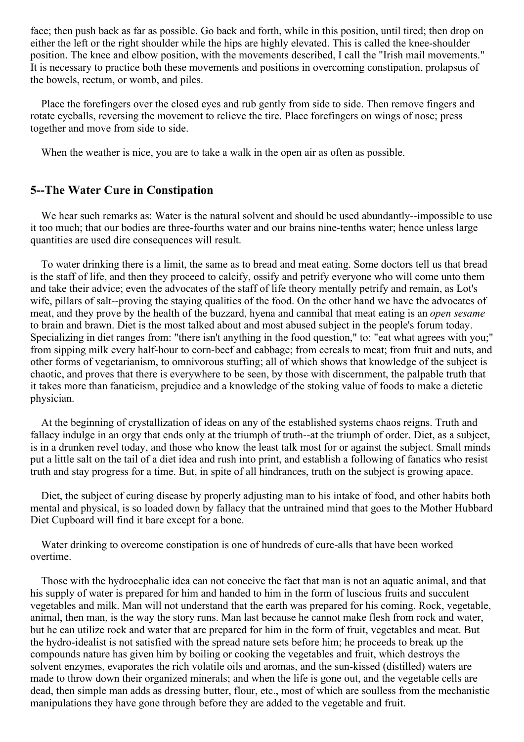face; then push back as far as possible. Go back and forth, while in this position, until tired; then drop on either the left or the right shoulder while the hips are highly elevated. This is called the knee-shoulder position. The knee and elbow position, with the movements described, I call the "Irish mail movements." It is necessary to practice both these movements and positions in overcoming constipation, prolapsus of the bowels, rectum, or womb, and piles.

Place the forefingers over the closed eyes and rub gently from side to side. Then remove fingers and rotate eyeballs, reversing the movement to relieve the tire. Place forefingers on wings of nose; press together and move from side to side.

When the weather is nice, you are to take a walk in the open air as often as possible.

## 5--The Water Cure in Constipation

We hear such remarks as: Water is the natural solvent and should be used abundantly--impossible to use it too much; that our bodies are three-fourths water and our brains nine-tenths water; hence unless large quantities are used dire consequences will result.

To water drinking there is a limit, the same as to bread and meat eating. Some doctors tell us that bread is the staff of life, and then they proceed to calcify, ossify and petrify everyone who will come unto them and take their advice; even the advocates of the staff of life theory mentally petrify and remain, as Lot's wife, pillars of salt--proving the staying qualities of the food. On the other hand we have the advocates of meat, and they prove by the health of the buzzard, hyena and cannibal that meat eating is an *open sesame* to brain and brawn. Diet is the most talked about and most abused subject in the people's forum today. Specializing in diet ranges from: "there isn't anything in the food question," to: "eat what agrees with you;" from sipping milk every half-hour to corn-beef and cabbage; from cereals to meat; from fruit and nuts, and other forms of vegetarianism, to omnivorous stuffing; all of which shows that knowledge of the subject is chaotic, and proves that there is everywhere to be seen, by those with discernment, the palpable truth that it takes more than fanaticism, prejudice and a knowledge of the stoking value of foods to make a dietetic physician.

At the beginning of crystallization of ideas on any of the established systems chaos reigns. Truth and fallacy indulge in an orgy that ends only at the triumph of truth--at the triumph of order. Diet, as a subject, is in a drunken revel today, and those who know the least talk most for or against the subject. Small minds put a little salt on the tail of a diet idea and rush into print, and establish a following of fanatics who resist truth and stay progress for a time. But, in spite of all hindrances, truth on the subject is growing apace.

Diet, the subject of curing disease by properly adjusting man to his intake of food, and other habits both mental and physical, is so loaded down by fallacy that the untrained mind that goes to the Mother Hubbard Diet Cupboard will find it bare except for a bone.

Water drinking to overcome constipation is one of hundreds of cure-alls that have been worked overtime.

Those with the hydrocephalic idea can not conceive the fact that man is not an aquatic animal, and that his supply of water is prepared for him and handed to him in the form of luscious fruits and succulent vegetables and milk. Man will not understand that the earth was prepared for his coming. Rock, vegetable, animal, then man, is the way the story runs. Man last because he cannot make flesh from rock and water, but he can utilize rock and water that are prepared for him in the form of fruit, vegetables and meat. But the hydro-idealist is not satisfied with the spread nature sets before him; he proceeds to break up the compounds nature has given him by boiling or cooking the vegetables and fruit, which destroys the solvent enzymes, evaporates the rich volatile oils and aromas, and the sun-kissed (distilled) waters are made to throw down their organized minerals; and when the life is gone out, and the vegetable cells are dead, then simple man adds as dressing butter, flour, etc., most of which are soulless from the mechanistic manipulations they have gone through before they are added to the vegetable and fruit.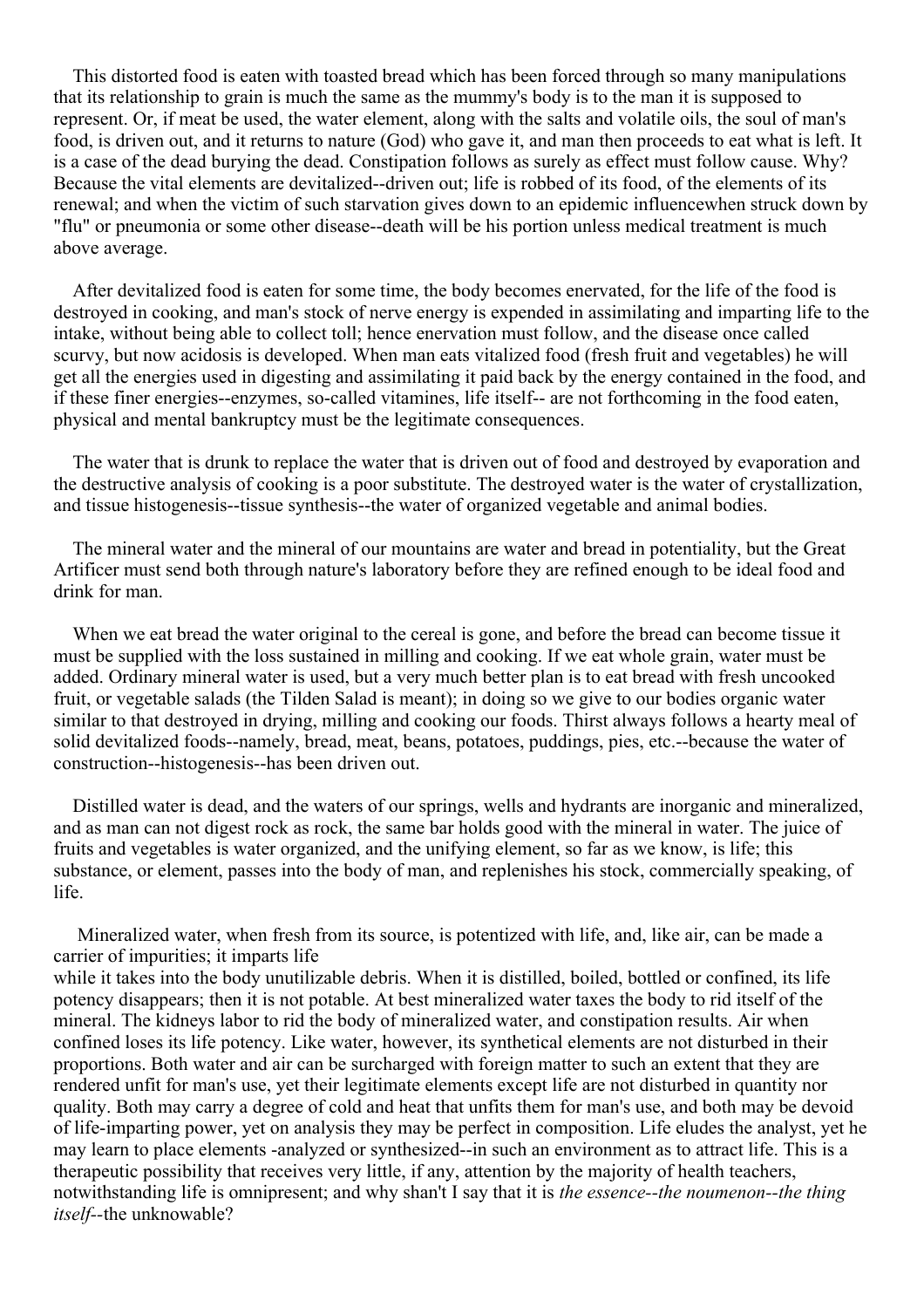This distorted food is eaten with toasted bread which has been forced through so many manipulations that its relationship to grain is much the same as the mummy's body is to the man it is supposed to represent. Or, if meat be used, the water element, along with the salts and volatile oils, the soul of man's food, is driven out, and it returns to nature (God) who gave it, and man then proceeds to eat what is left. It is a case of the dead burying the dead. Constipation follows as surely as effect must follow cause. Why? Because the vital elements are devitalized--driven out; life is robbed of its food, of the elements of its renewal; and when the victim of such starvation gives down to an epidemic influencewhen struck down by "flu" or pneumonia or some other disease--death will be his portion unless medical treatment is much above average.

After devitalized food is eaten for some time, the body becomes enervated, for the life of the food is destroyed in cooking, and man's stock of nerve energy is expended in assimilating and imparting life to the intake, without being able to collect toll; hence enervation must follow, and the disease once called scurvy, but now acidosis is developed. When man eats vitalized food (fresh fruit and vegetables) he will get all the energies used in digesting and assimilating it paid back by the energy contained in the food, and if these finer energies--enzymes, so-called vitamines, life itself-- are not forthcoming in the food eaten, physical and mental bankruptcy must be the legitimate consequences.

The water that is drunk to replace the water that is driven out of food and destroyed by evaporation and the destructive analysis of cooking is a poor substitute. The destroyed water is the water of crystallization, and tissue histogenesis--tissue synthesis--the water of organized vegetable and animal bodies.

The mineral water and the mineral of our mountains are water and bread in potentiality, but the Great Artificer must send both through nature's laboratory before they are refined enough to be ideal food and drink for man.

When we eat bread the water original to the cereal is gone, and before the bread can become tissue it must be supplied with the loss sustained in milling and cooking. If we eat whole grain, water must be added. Ordinary mineral water is used, but a very much better plan is to eat bread with fresh uncooked fruit, or vegetable salads (the Tilden Salad is meant); in doing so we give to our bodies organic water similar to that destroyed in drying, milling and cooking our foods. Thirst always follows a hearty meal of solid devitalized foods--namely, bread, meat, beans, potatoes, puddings, pies, etc.--because the water of construction--histogenesis--has been driven out.

Distilled water is dead, and the waters of our springs, wells and hydrants are inorganic and mineralized, and as man can not digest rock as rock, the same bar holds good with the mineral in water. The juice of fruits and vegetables is water organized, and the unifying element, so far as we know, is life; this substance, or element, passes into the body of man, and replenishes his stock, commercially speaking, of life.

Mineralized water, when fresh from its source, is potentized with life, and, like air, can be made a carrier of impurities; it imparts life while it takes into the body unutilizable debris. When it is distilled, boiled, bottled or confined, its life potency disappears; then it is not potable. At best mineralized water taxes the body to rid itself of the mineral. The kidneys labor to rid the body of mineralized water, and constipation results. Air when confined loses its life potency. Like water, however, its synthetical elements are not disturbed in their proportions. Both water and air can be surcharged with foreign matter to such an extent that they are rendered unfit for man's use, yet their legitimate elements except life are not disturbed in quantity nor quality. Both may carry a degree of cold and heat that unfits them for man's use, and both may be devoid of life-imparting power, yet on analysis they may be perfect in composition. Life eludes the analyst, yet he may learn to place elements -analyzed or synthesized--in such an environment as to attract life. This is a therapeutic possibility that receives very little, if any, attention by the majority of health teachers, notwithstanding life is omnipresent; and why shan't I say that it is *the essence--the noumenon--the thing itself*--the unknowable?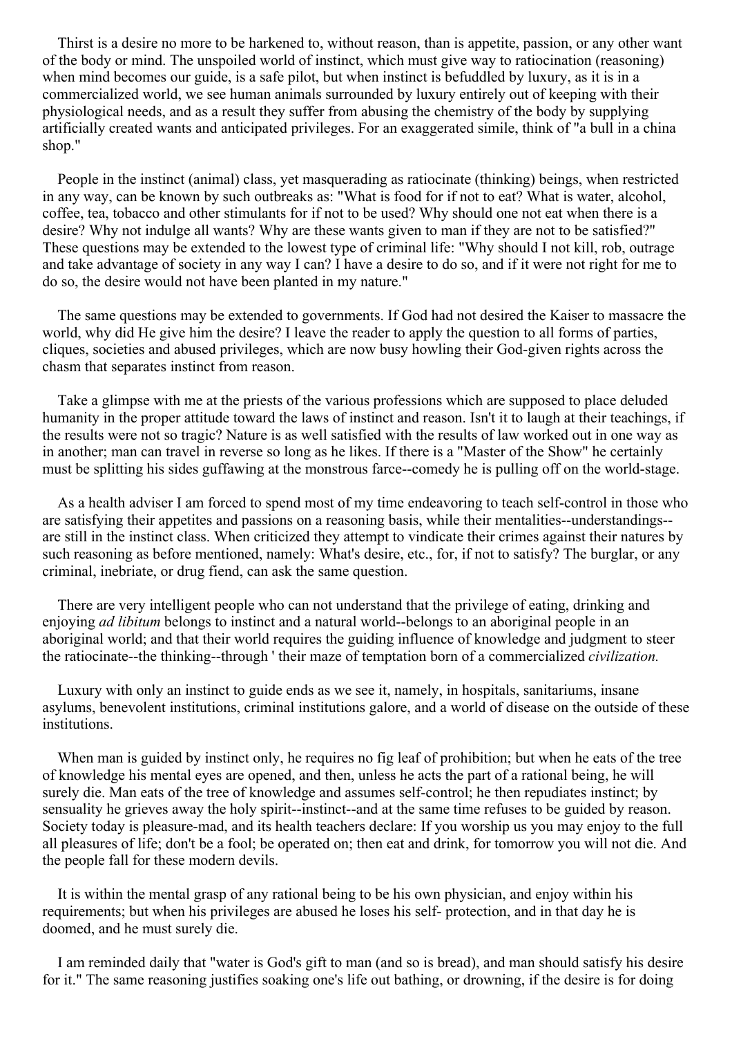Thirst is a desire no more to be harkened to, without reason, than is appetite, passion, or any other want of the body or mind. The unspoiled world of instinct, which must give way to ratiocination (reasoning) when mind becomes our guide, is a safe pilot, but when instinct is befuddled by luxury, as it is in a commercialized world, we see human animals surrounded by luxury entirely out of keeping with their physiological needs, and as a result they suffer from abusing the chemistry of the body by supplying artificially created wants and anticipated privileges. For an exaggerated simile, think of "a bull in a china shop."

People in the instinct (animal) class, yet masquerading as ratiocinate (thinking) beings, when restricted in any way, can be known by such outbreaks as: "What is food for if not to eat? What is water, alcohol, coffee, tea, tobacco and other stimulants for if not to be used? Why should one not eat when there is a desire? Why not indulge all wants? Why are these wants given to man if they are not to be satisfied?" These questions may be extended to the lowest type of criminal life: "Why should I not kill, rob, outrage and take advantage of society in any way I can? I have a desire to do so, and if it were not right for me to do so, the desire would not have been planted in my nature."

The same questions may be extended to governments. If God had not desired the Kaiser to massacre the world, why did He give him the desire? I leave the reader to apply the question to all forms of parties, cliques, societies and abused privileges, which are now busy howling their God-given rights across the chasm that separates instinct from reason.

Take a glimpse with me at the priests of the various professions which are supposed to place deluded humanity in the proper attitude toward the laws of instinct and reason. Isn't it to laugh at their teachings, if the results were not so tragic? Nature is as well satisfied with the results of law worked out in one way as in another; man can travel in reverse so long as he likes. If there is a "Master of the Show" he certainly must be splitting his sides guffawing at the monstrous farce--comedy he is pulling off on the world-stage.

As a health adviser I am forced to spend most of my time endeavoring to teach self-control in those who are satisfying their appetites and passions on a reasoning basis, while their mentalities--understandings--are still in the instinct class. When criticized they attempt to vindicate their crimes against their natures by such reasoning as before mentioned, namely: What's desire, etc., for, if not to satisfy? The burglar, or any criminal, inebriate, or drug fiend, can ask the same question.

There are very intelligent people who can not understand that the privilege of eating, drinking and enjoying *ad libitum* belongs to instinct and a natural world--belongs to an aboriginal people in an aboriginal world; and that their world requires the guiding influence of knowledge and judgment to steer the ratiocinate--the thinking--through ' their maze of temptation born of a commercialized *civilization.*

Luxury with only an instinct to guide ends as we see it, namely, in hospitals, sanitariums, insane asylums, benevolent institutions, criminal institutions galore, and a world of disease on the outside of these institutions.

When man is guided by instinct only, he requires no fig leaf of prohibition; but when he eats of the tree of knowledge his mental eyes are opened, and then, unless he acts the part of a rational being, he will surely die. Man eats of the tree of knowledge and assumes self-control; he then repudiates instinct; by sensuality he grieves away the holy spirit--instinct--and at the same time refuses to be guided by reason. Society today is pleasure-mad, and its health teachers declare: If you worship us you may enjoy to the full all pleasures of life; don't be a fool; be operated on; then eat and drink, for tomorrow you will not die. And the people fall for these modern devils.

It is within the mental grasp of any rational being to be his own physician, and enjoy within his requirements; but when his privileges are abused he loses his self- protection, and in that day he is doomed, and he must surely die.

I am reminded daily that "water is God's gift to man (and so is bread), and man should satisfy his desire for it." The same reasoning justifies soaking one's life out bathing, or drowning, if the desire is for doing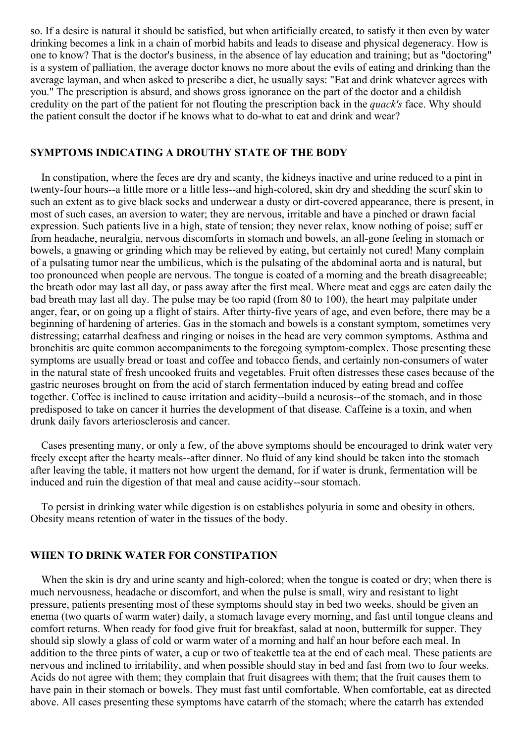so. If a desire is natural it should be satisfied, but when artificially created, to satisfy it then even by water drinking becomes a link in a chain of morbid habits and leads to disease and physical degeneracy. How is one to know? That is the doctor's business, in the absence of lay education and training; but as "doctoring" is a system of palliation, the average doctor knows no more about the evils of eating and drinking than the average layman, and when asked to prescribe a diet, he usually says: "Eat and drink whatever agrees with you." The prescription is absurd, and shows gross ignorance on the part of the doctor and a childish credulity on the part of the patient for not flouting the prescription back in the *quack's* face. Why should the patient consult the doctor if he knows what to do-what to eat and drink and wear?

## SYMPTOMS INDICATING A DROUTHY STATE OF THE BODY

In constipation, where the feces are dry and scanty, the kidneys inactive and urine reduced to a pint in twenty-four hours--a little more or a little less--and high-colored, skin dry and shedding the scurf skin to such an extent as to give black socks and underwear a dusty or dirt-covered appearance, there is present, in most of such cases, an aversion to water; they are nervous, irritable and have a pinched or drawn facial expression. Such patients live in a high, state of tension; they never relax, know nothing of poise; suff er from headache, neuralgia, nervous discomforts in stomach and bowels, an all-gone feeling in stomach or bowels, a gnawing or grinding which may be relieved by eating, but certainly not cured! Many complain of a pulsating tumor near the umbilicus, which is the pulsating of the abdominal aorta and is natural, but too pronounced when people are nervous. The tongue is coated of a morning and the breath disagreeable; the breath odor may last all day, or pass away after the first meal. Where meat and eggs are eaten daily the bad breath may last all day. The pulse may be too rapid (from 80 to 100), the heart may palpitate under anger, fear, or on going up a flight of stairs. After thirty-five years of age, and even before, there may be a beginning of hardening of arteries. Gas in the stomach and bowels is a constant symptom, sometimes very distressing; catarrhal deafness and ringing or noises in the head are very common symptoms. Asthma and bronchitis are quite common accompaniments to the foregoing symptom-complex. Those presenting these symptoms are usually bread or toast and coffee and tobacco fiends, and certainly non-consumers of water in the natural state of fresh uncooked fruits and vegetables. Fruit often distresses these cases because of the gastric neuroses brought on from the acid of starch fermentation induced by eating bread and coffee together. Coffee is inclined to cause irritation and acidity--build a neurosis--of the stomach, and in those predisposed to take on cancer it hurries the development of that disease. Caffeine is a toxin, and when drunk daily favors arteriosclerosis and cancer.

Cases presenting many, or only a few, of the above symptoms should be encouraged to drink water very freely except after the hearty meals--after dinner. No fluid of any kind should be taken into the stomach after leaving the table, it matters not how urgent the demand, for if water is drunk, fermentation will be induced and ruin the digestion of that meal and cause acidity--sour stomach.

To persist in drinking water while digestion is on establishes polyuria in some and obesity in others. Obesity means retention of water in the tissues of the body.

## WHEN TO DRINK WATER FOR CONSTIPATION

When the skin is dry and urine scanty and high-colored; when the tongue is coated or dry; when there is much nervousness, headache or discomfort, and when the pulse is small, wiry and resistant to light pressure, patients presenting most of these symptoms should stay in bed two weeks, should be given an enema (two quarts of warm water) daily, a stomach lavage every morning, and fast until tongue cleans and comfort returns. When ready for food give fruit for breakfast, salad at noon, buttermilk for supper. They should sip slowly a glass of cold or warm water of a morning and half an hour before each meal. In addition to the three pints of water, a cup or two of teakettle tea at the end of each meal. These patients are nervous and inclined to irritability, and when possible should stay in bed and fast from two to four weeks. Acids do not agree with them; they complain that fruit disagrees with them; that the fruit causes them to have pain in their stomach or bowels. They must fast until comfortable. When comfortable, eat as directed above. All cases presenting these symptoms have catarrh of the stomach; where the catarrh has extended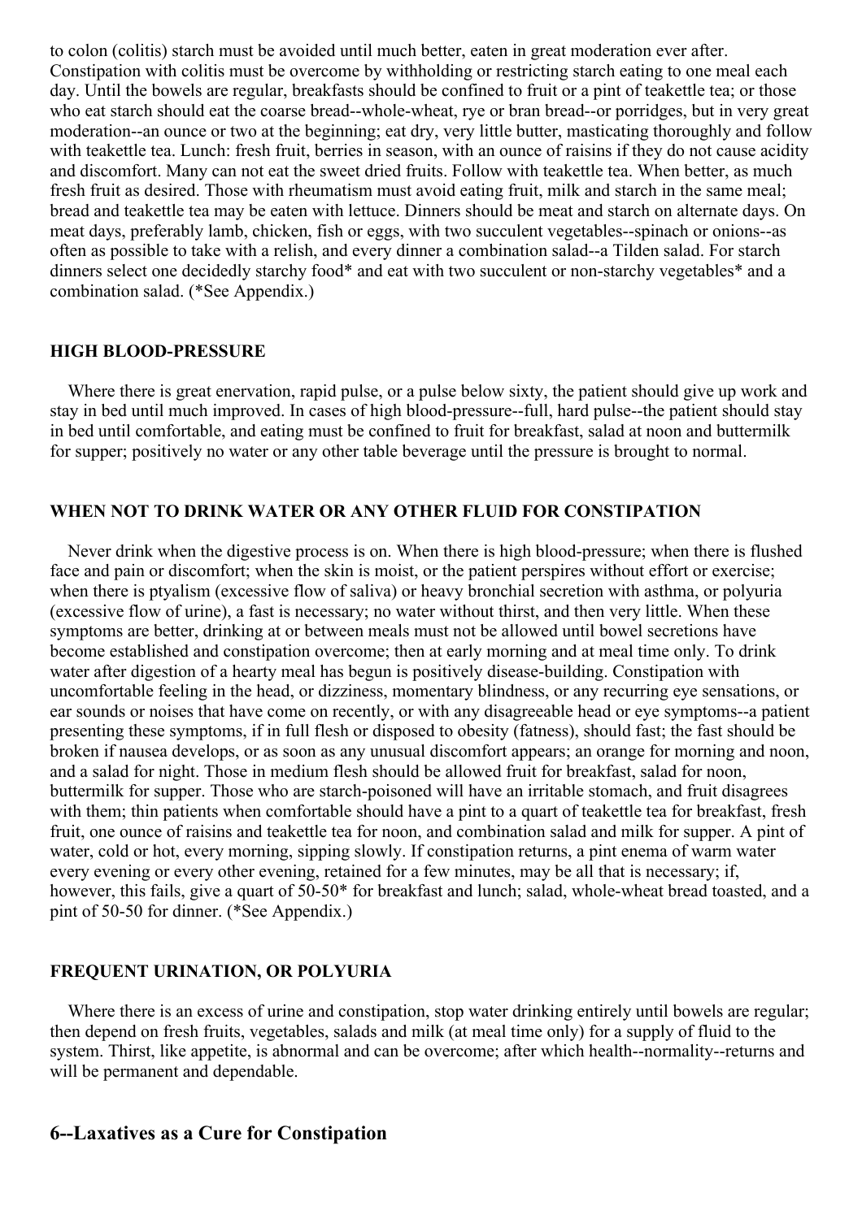to colon (colitis) starch must be avoided until much better, eaten in great moderation ever after. Constipation with colitis must be overcome by withholding or restricting starch eating to one meal each day. Until the bowels are regular, breakfasts should be confined to fruit or a pint of teakettle tea; or those who eat starch should eat the coarse bread--whole-wheat, rye or bran bread--or porridges, but in very great moderation--an ounce or two at the beginning; eat dry, very little butter, masticating thoroughly and follow with teakettle tea. Lunch: fresh fruit, berries in season, with an ounce of raisins if they do not cause acidity and discomfort. Many can not eat the sweet dried fruits. Follow with teakettle tea. When better, as much fresh fruit as desired. Those with rheumatism must avoid eating fruit, milk and starch in the same meal; bread and teakettle tea may be eaten with lettuce. Dinners should be meat and starch on alternate days. On meat days, preferably lamb, chicken, fish or eggs, with two succulent vegetables--spinach or onions--as often as possible to take with a relish, and every dinner a combination salad--a Tilden salad. For starch dinners select one decidedly starchy food* and eat with two succulent or non-starchy vegetables* and a combination salad. (*See Appendix.)

### HIGH BLOOD-PRESSURE

Where there is great enervation, rapid pulse, or a pulse below sixty, the patient should give up work and stay in bed until much improved. In cases of high blood-pressure--full, hard pulse--the patient should stay in bed until comfortable, and eating must be confined to fruit for breakfast, salad at noon and buttermilk for supper; positively no water or any other table beverage until the pressure is brought to normal.

### WHEN NOT TO DRINK WATER OR ANY OTHER FLUID FOR CONSTIPATION

Never drink when the digestive process is on. When there is high blood-pressure; when there is flushed face and pain or discomfort; when the skin is moist, or the patient perspires without effort or exercise; when there is ptyalism (excessive flow of saliva) or heavy bronchial secretion with asthma, or polyuria (excessive flow of urine), a fast is necessary; no water without thirst, and then very little. When these symptoms are better, drinking at or between meals must not be allowed until bowel secretions have become established and constipation overcome; then at early morning and at meal time only. To drink water after digestion of a hearty meal has begun is positively disease-building. Constipation with uncomfortable feeling in the head, or dizziness, momentary blindness, or any recurring eye sensations, or ear sounds or noises that have come on recently, or with any disagreeable head or eye symptoms--a patient presenting these symptoms, if in full flesh or disposed to obesity (fatness), should fast; the fast should be broken if nausea develops, or as soon as any unusual discomfort appears; an orange for morning and noon, and a salad for night. Those in medium flesh should be allowed fruit for breakfast, salad for noon, buttermilk for supper. Those who are starch-poisoned will have an irritable stomach, and fruit disagrees with them; thin patients when comfortable should have a pint to a quart of teakettle tea for breakfast, fresh fruit, one ounce of raisins and teakettle tea for noon, and combination salad and milk for supper. A pint of water, cold or hot, every morning, sipping slowly. If constipation returns, a pint enema of warm water every evening or every other evening, retained for a few minutes, may be all that is necessary; if, however, this fails, give a quart of 50-50* for breakfast and lunch; salad, whole-wheat bread toasted, and a pint of 50-50 for dinner. (*See Appendix.)

### FREQUENT URINATION, OR POLYURIA

Where there is an excess of urine and constipation, stop water drinking entirely until bowels are regular; then depend on fresh fruits, vegetables, salads and milk (at meal time only) for a supply of fluid to the system. Thirst, like appetite, is abnormal and can be overcome; after which health--normality--returns and will be permanent and dependable.

## 6--Laxatives as a Cure for Constipation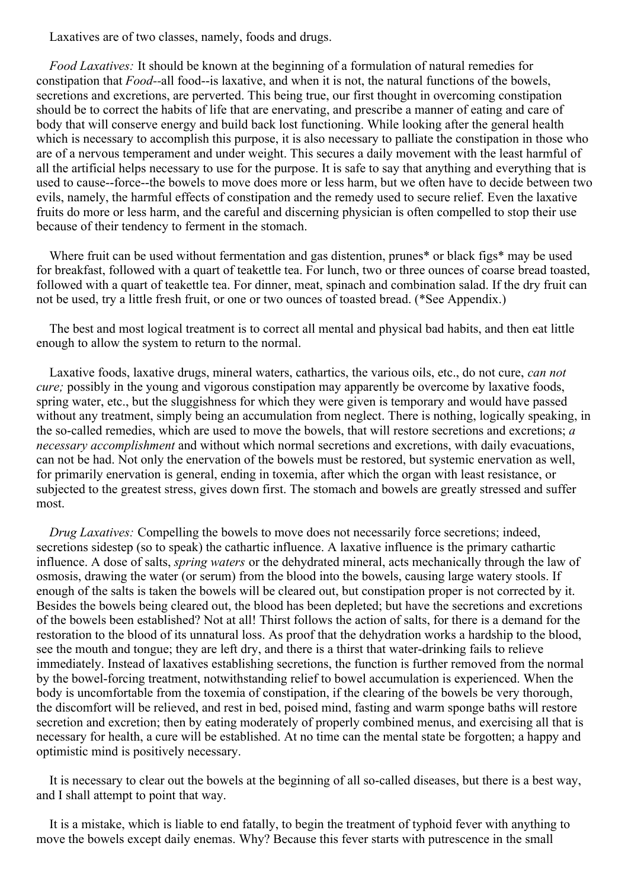Laxatives are of two classes, namely, foods and drugs.

*Food Laxatives:* It should be known at the beginning of a formulation of natural remedies for constipation that *Food*--all food--is laxative, and when it is not, the natural functions of the bowels, secretions and excretions, are perverted. This being true, our first thought in overcoming constipation should be to correct the habits of life that are enervating, and prescribe a manner of eating and care of body that will conserve energy and build back lost functioning. While looking after the general health which is necessary to accomplish this purpose, it is also necessary to palliate the constipation in those who are of a nervous temperament and under weight. This secures a daily movement with the least harmful of all the artificial helps necessary to use for the purpose. It is safe to say that anything and everything that is used to cause--force--the bowels to move does more or less harm, but we often have to decide between two evils, namely, the harmful effects of constipation and the remedy used to secure relief. Even the laxative fruits do more or less harm, and the careful and discerning physician is often compelled to stop their use because of their tendency to ferment in the stomach.

Where fruit can be used without fermentation and gas distention, prunes* or black figs* may be used for breakfast, followed with a quart of teakettle tea. For lunch, two or three ounces of coarse bread toasted, followed with a quart of teakettle tea. For dinner, meat, spinach and combination salad. If the dry fruit can not be used, try a little fresh fruit, or one or two ounces of toasted bread. (*See Appendix.)

The best and most logical treatment is to correct all mental and physical bad habits, and then eat little enough to allow the system to return to the normal.

Laxative foods, laxative drugs, mineral waters, cathartics, the various oils, etc., do not cure, *can not cure;* possibly in the young and vigorous constipation may apparently be overcome by laxative foods, spring water, etc., but the sluggishness for which they were given is temporary and would have passed without any treatment, simply being an accumulation from neglect. There is nothing, logically speaking, in the so-called remedies, which are used to move the bowels, that will restore secretions and excretions; *a necessary accomplishment* and without which normal secretions and excretions, with daily evacuations, can not be had. Not only the enervation of the bowels must be restored, but systemic enervation as well, for primarily enervation is general, ending in toxemia, after which the organ with least resistance, or subjected to the greatest stress, gives down first. The stomach and bowels are greatly stressed and suffer most.

*Drug Laxatives:* Compelling the bowels to move does not necessarily force secretions; indeed, secretions sidestep (so to speak) the cathartic influence. A laxative influence is the primary cathartic influence. A dose of salts, *spring waters* or the dehydrated mineral, acts mechanically through the law of osmosis, drawing the water (or serum) from the blood into the bowels, causing large watery stools. If enough of the salts is taken the bowels will be cleared out, but constipation proper is not corrected by it. Besides the bowels being cleared out, the blood has been depleted; but have the secretions and excretions of the bowels been established? Not at all! Thirst follows the action of salts, for there is a demand for the restoration to the blood of its unnatural loss. As proof that the dehydration works a hardship to the blood, see the mouth and tongue; they are left dry, and there is a thirst that water-drinking fails to relieve immediately. Instead of laxatives establishing secretions, the function is further removed from the normal by the bowel-forcing treatment, notwithstanding relief to bowel accumulation is experienced. When the body is uncomfortable from the toxemia of constipation, if the clearing of the bowels be very thorough, the discomfort will be relieved, and rest in bed, poised mind, fasting and warm sponge baths will restore secretion and excretion; then by eating moderately of properly combined menus, and exercising all that is necessary for health, a cure will be established. At no time can the mental state be forgotten; a happy and optimistic mind is positively necessary.

It is necessary to clear out the bowels at the beginning of all so-called diseases, but there is a best way, and I shall attempt to point that way.

It is a mistake, which is liable to end fatally, to begin the treatment of typhoid fever with anything to move the bowels except daily enemas. Why? Because this fever starts with putrescence in the small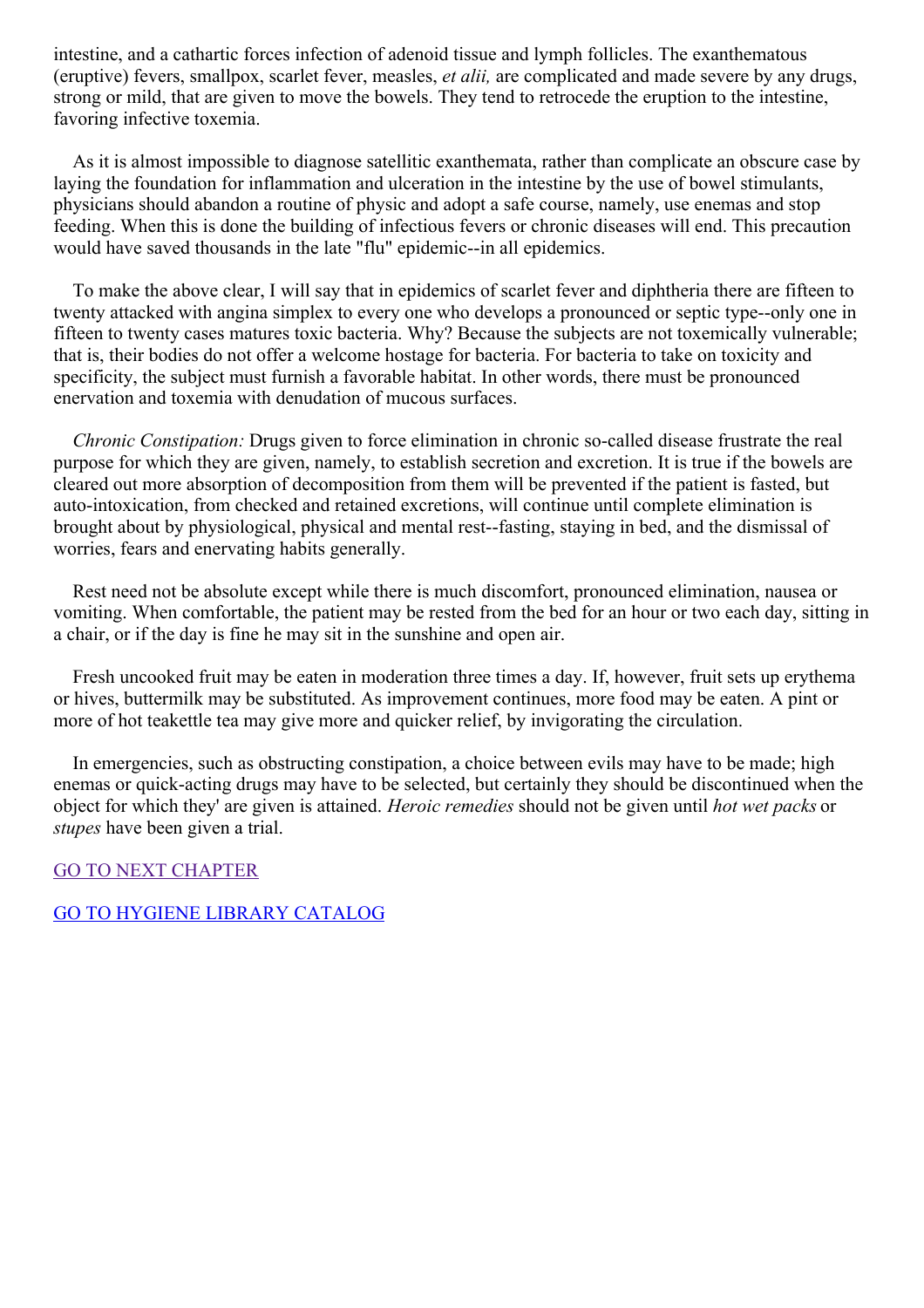intestine, and a cathartic forces infection of adenoid tissue and lymph follicles. The exanthematous (eruptive) fevers, smallpox, scarlet fever, measles, *et alii,* are complicated and made severe by any drugs, strong or mild, that are given to move the bowels. They tend to retrocede the eruption to the intestine, favoring infective toxemia.

As it is almost impossible to diagnose satellitic exanthemata, rather than complicate an obscure case by laying the foundation for inflammation and ulceration in the intestine by the use of bowel stimulants, physicians should abandon a routine of physic and adopt a safe course, namely, use enemas and stop feeding. When this is done the building of infectious fevers or chronic diseases will end. This precaution would have saved thousands in the late "flu" epidemic--in all epidemics.

To make the above clear, I will say that in epidemics of scarlet fever and diphtheria there are fifteen to twenty attacked with angina simplex to every one who develops a pronounced or septic type--only one in fifteen to twenty cases matures toxic bacteria. Why? Because the subjects are not toxemically vulnerable; that is, their bodies do not offer a welcome hostage for bacteria. For bacteria to take on toxicity and specificity, the subject must furnish a favorable habitat. In other words, there must be pronounced enervation and toxemia with denudation of mucous surfaces.

*Chronic Constipation:* Drugs given to force elimination in chronic so-called disease frustrate the real purpose for which they are given, namely, to establish secretion and excretion. It is true if the bowels are cleared out more absorption of decomposition from them will be prevented if the patient is fasted, but auto-intoxication, from checked and retained excretions, will continue until complete elimination is brought about by physiological, physical and mental rest--fasting, staying in bed, and the dismissal of worries, fears and enervating habits generally.

Rest need not be absolute except while there is much discomfort, pronounced elimination, nausea or vomiting. When comfortable, the patient may be rested from the bed for an hour or two each day, sitting in a chair, or if the day is fine he may sit in the sunshine and open air.

Fresh uncooked fruit may be eaten in moderation three times a day. If, however, fruit sets up erythema or hives, buttermilk may be substituted. As improvement continues, more food may be eaten. A pint or more of hot teakettle tea may give more and quicker relief, by invigorating the circulation.

In emergencies, such as obstructing constipation, a choice between evils may have to be made; high enemas or quick-acting drugs may have to be selected, but certainly they should be discontinued when the object for which they' are given is attained. *Heroic remedies* should not be given until *hot wet packs* or *stupes* have been given a trial.

GO TO NEXT CHAPTER

GO TO HYGIENE LIBRARY CATALOG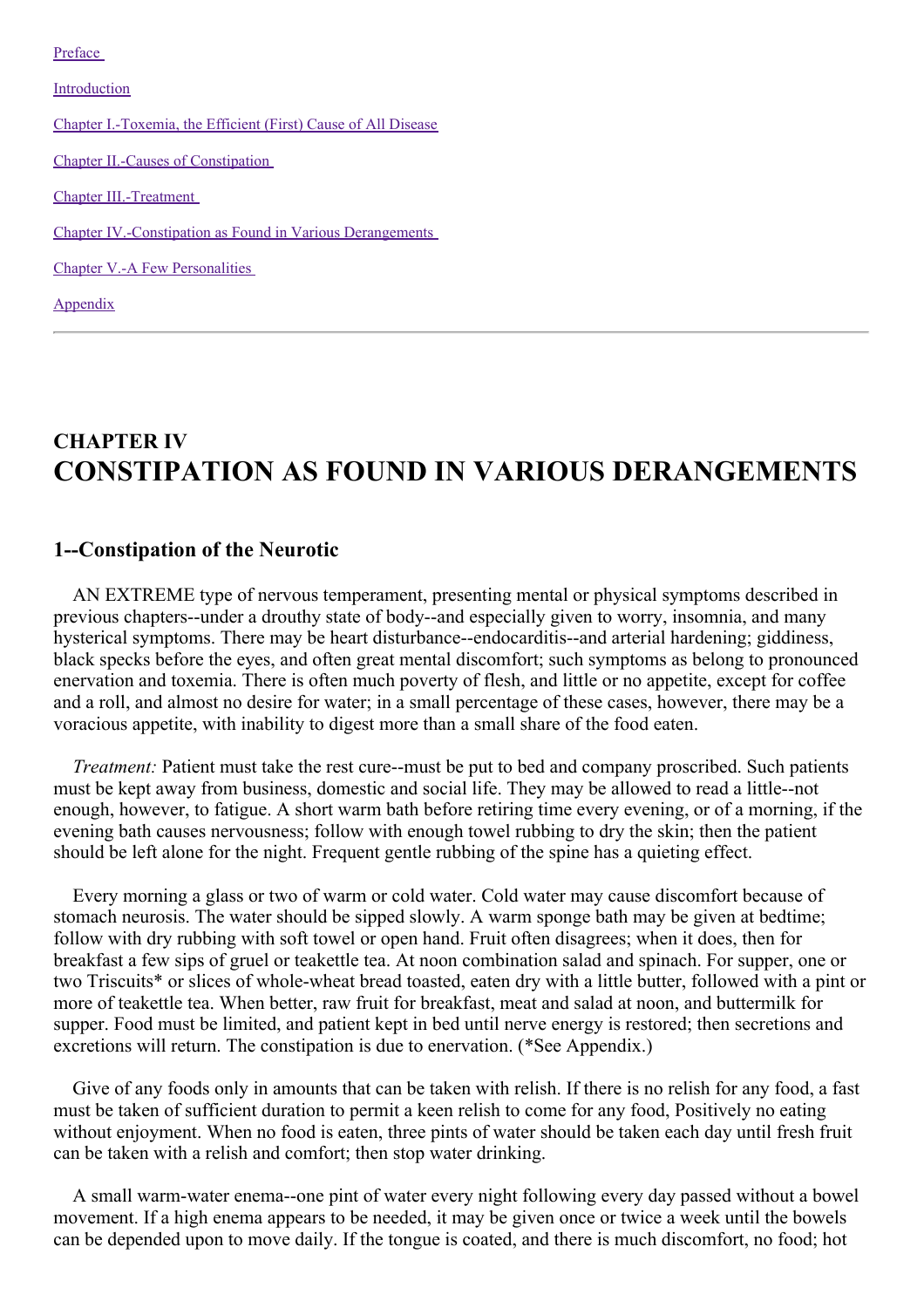[Preface](#)

[Introduction](#)

[Chapter I.-Toxemia, the Efficient (First) Cause of All Disease](#)

[Chapter II.-Causes of Constipation](#)

[Chapter III.-Treatment](#)

[Chapter IV.-Constipation as Found in Various Derangements](#)

[Chapter V.-A Few Personalities](#)

[Appendix](#)

---

# CHAPTER IV
# CONSTIPATION AS FOUND IN VARIOUS DERANGEMENTS

## 1--Constipation of the Neurotic

AN EXTREME type of nervous temperament, presenting mental or physical symptoms described in previous chapters--under a drouthy state of body--and especially given to worry, insomnia, and many hysterical symptoms. There may be heart disturbance--endocarditis--and arterial hardening; giddiness, black specks before the eyes, and often great mental discomfort; such symptoms as belong to pronounced enervation and toxemia. There is often much poverty of flesh, and little or no appetite, except for coffee and a roll, and almost no desire for water; in a small percentage of these cases, however, there may be a voracious appetite, with inability to digest more than a small share of the food eaten.

*Treatment:* Patient must take the rest cure--must be put to bed and company proscribed. Such patients must be kept away from business, domestic and social life. They may be allowed to read a little--not enough, however, to fatigue. A short warm bath before retiring time every evening, or of a morning, if the evening bath causes nervousness; follow with enough towel rubbing to dry the skin; then the patient should be left alone for the night. Frequent gentle rubbing of the spine has a quieting effect.

Every morning a glass or two of warm or cold water. Cold water may cause discomfort because of stomach neurosis. The water should be sipped slowly. A warm sponge bath may be given at bedtime; follow with dry rubbing with soft towel or open hand. Fruit often disagrees; when it does, then for breakfast a few sips of gruel or teakettle tea. At noon combination salad and spinach. For supper, one or two Triscuits* or slices of whole-wheat bread toasted, eaten dry with a little butter, followed with a pint or more of teakettle tea. When better, raw fruit for breakfast, meat and salad at noon, and buttermilk for supper. Food must be limited, and patient kept in bed until nerve energy is restored; then secretions and excretions will return. The constipation is due to enervation. (*See Appendix.)

Give of any foods only in amounts that can be taken with relish. If there is no relish for any food, a fast must be taken of sufficient duration to permit a keen relish to come for any food, Positively no eating without enjoyment. When no food is eaten, three pints of water should be taken each day until fresh fruit can be taken with a relish and comfort; then stop water drinking.

A small warm-water enema--one pint of water every night following every day passed without a bowel movement. If a high enema appears to be needed, it may be given once or twice a week until the bowels can be depended upon to move daily. If the tongue is coated, and there is much discomfort, no food; hot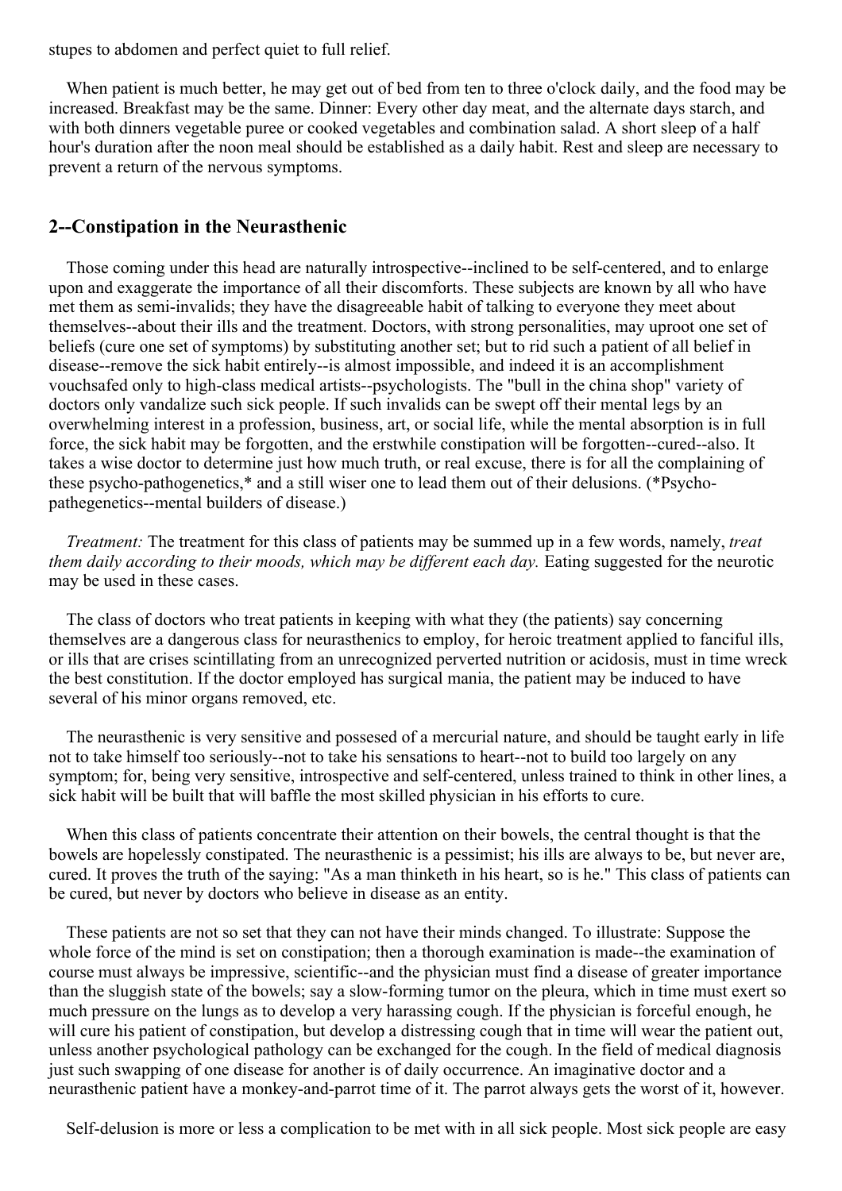stupes to abdomen and perfect quiet to full relief.

When patient is much better, he may get out of bed from ten to three o'clock daily, and the food may be increased. Breakfast may be the same. Dinner: Every other day meat, and the alternate days starch, and with both dinners vegetable puree or cooked vegetables and combination salad. A short sleep of a half hour's duration after the noon meal should be established as a daily habit. Rest and sleep are necessary to prevent a return of the nervous symptoms.

## 2--Constipation in the Neurasthenic

Those coming under this head are naturally introspective--inclined to be self-centered, and to enlarge upon and exaggerate the importance of all their discomforts. These subjects are known by all who have met them as semi-invalids; they have the disagreeable habit of talking to everyone they meet about themselves--about their ills and the treatment. Doctors, with strong personalities, may uproot one set of beliefs (cure one set of symptoms) by substituting another set; but to rid such a patient of all belief in disease--remove the sick habit entirely--is almost impossible, and indeed it is an accomplishment vouchsafed only to high-class medical artists--psychologists. The "bull in the china shop" variety of doctors only vandalize such sick people. If such invalids can be swept off their mental legs by an overwhelming interest in a profession, business, art, or social life, while the mental absorption is in full force, the sick habit may be forgotten, and the erstwhile constipation will be forgotten--cured--also. It takes a wise doctor to determine just how much truth, or real excuse, there is for all the complaining of these psycho-pathogenetics,* and a still wiser one to lead them out of their delusions. (*Psycho-pathegenetics--mental builders of disease.)

*Treatment:* The treatment for this class of patients may be summed up in a few words, namely, *treat them daily according to their moods, which may be different each day.* Eating suggested for the neurotic may be used in these cases.

The class of doctors who treat patients in keeping with what they (the patients) say concerning themselves are a dangerous class for neurasthenics to employ, for heroic treatment applied to fanciful ills, or ills that are crises scintillating from an unrecognized perverted nutrition or acidosis, must in time wreck the best constitution. If the doctor employed has surgical mania, the patient may be induced to have several of his minor organs removed, etc.

The neurasthenic is very sensitive and possessed of a mercurial nature, and should be taught early in life not to take himself too seriously--not to take his sensations to heart--not to build too largely on any symptom; for, being very sensitive, introspective and self-centered, unless trained to think in other lines, a sick habit will be built that will baffle the most skilled physician in his efforts to cure.

When this class of patients concentrate their attention on their bowels, the central thought is that the bowels are hopelessly constipated. The neurasthenic is a pessimist; his ills are always to be, but never are, cured. It proves the truth of the saying: "As a man thinketh in his heart, so is he." This class of patients can be cured, but never by doctors who believe in disease as an entity.

These patients are not so set that they can not have their minds changed. To illustrate: Suppose the whole force of the mind is set on constipation; then a thorough examination is made--the examination of course must always be impressive, scientific--and the physician must find a disease of greater importance than the sluggish state of the bowels; say a slow-forming tumor on the pleura, which in time must exert so much pressure on the lungs as to develop a very harassing cough. If the physician is forceful enough, he will cure his patient of constipation, but develop a distressing cough that in time will wear the patient out, unless another psychological pathology can be exchanged for the cough. In the field of medical diagnosis just such swapping of one disease for another is of daily occurrence. An imaginative doctor and a neurasthenic patient have a monkey-and-parrot time of it. The parrot always gets the worst of it, however.

Self-delusion is more or less a complication to be met with in all sick people. Most sick people are easy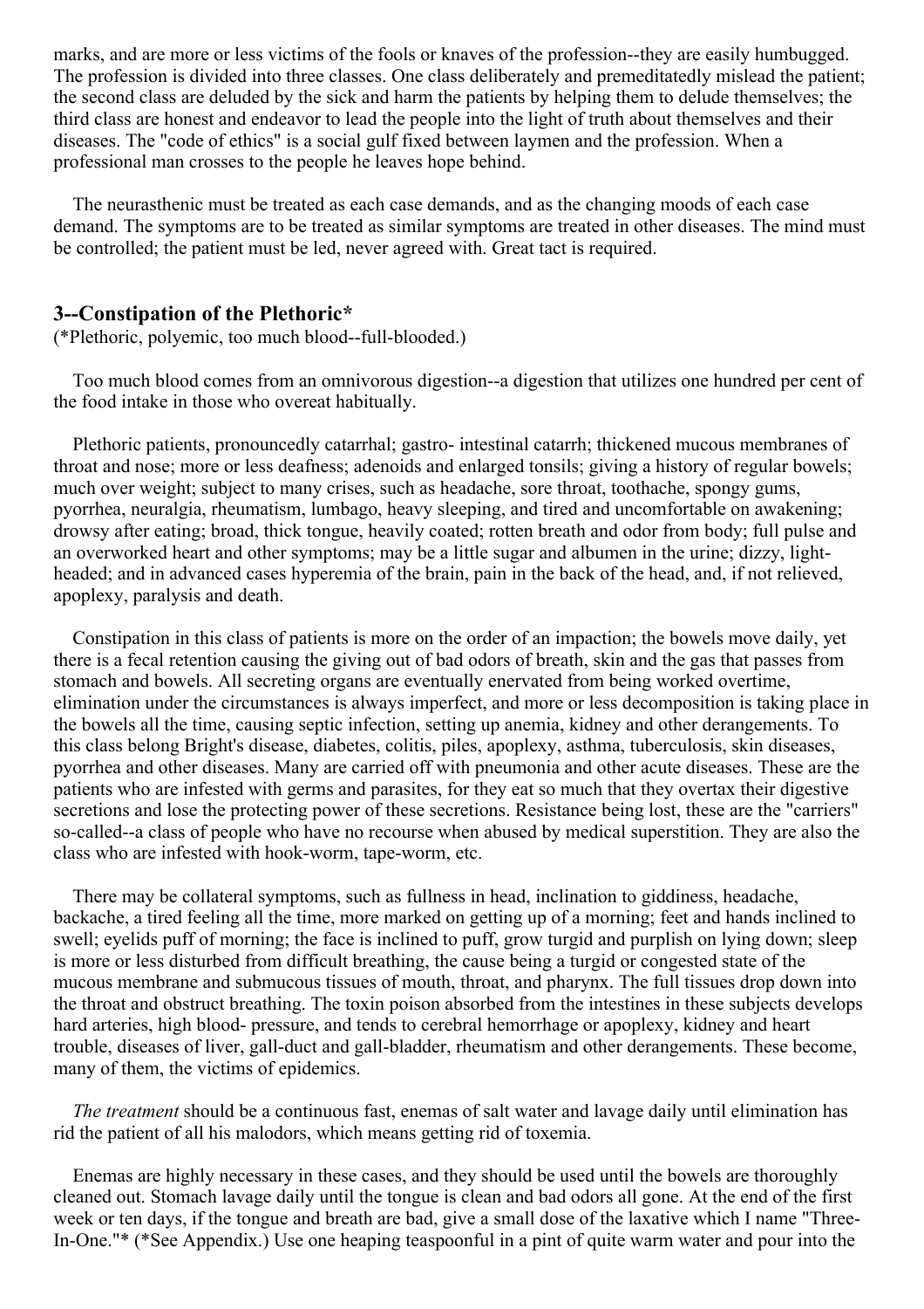marks, and are more or less victims of the fools or knaves of the profession--they are easily humbugged. The profession is divided into three classes. One class deliberately and premeditatedly mislead the patient; the second class are deluded by the sick and harm the patients by helping them to delude themselves; the third class are honest and endeavor to lead the people into the light of truth about themselves and their diseases. The "code of ethics" is a social gulf fixed between laymen and the profession. When a professional man crosses to the people he leaves hope behind.

The neurasthenic must be treated as each case demands, and as the changing moods of each case demand. The symptoms are to be treated as similar symptoms are treated in other diseases. The mind must be controlled; the patient must be led, never agreed with. Great tact is required.

### 3--Constipation of the Plethoric*

(*Plethoric, polyemic, too much blood--full-blooded.)

Too much blood comes from an omnivorous digestion--a digestion that utilizes one hundred per cent of the food intake in those who overeat habitually.

Plethoric patients, pronouncedly catarrhal; gastro- intestinal catarrh; thickened mucous membranes of throat and nose; more or less deafness; adenoids and enlarged tonsils; giving a history of regular bowels; much over weight; subject to many crises, such as headache, sore throat, toothache, spongy gums, pyorrhea, neuralgia, rheumatism, lumbago, heavy sleeping, and tired and uncomfortable on awakening; drowsy after eating; broad, thick tongue, heavily coated; rotten breath and odor from body; full pulse and an overworked heart and other symptoms; may be a little sugar and albumen in the urine; dizzy, light-headed; and in advanced cases hyperemia of the brain, pain in the back of the head, and, if not relieved, apoplexy, paralysis and death.

Constipation in this class of patients is more on the order of an impaction; the bowels move daily, yet there is a fecal retention causing the giving out of bad odors of breath, skin and the gas that passes from stomach and bowels. All secreting organs are eventually enervated from being worked overtime, elimination under the circumstances is always imperfect, and more or less decomposition is taking place in the bowels all the time, causing septic infection, setting up anemia, kidney and other derangements. To this class belong Bright's disease, diabetes, colitis, piles, apoplexy, asthma, tuberculosis, skin diseases, pyorrhea and other diseases. Many are carried off with pneumonia and other acute diseases. These are the patients who are infested with germs and parasites, for they eat so much that they overtax their digestive secretions and lose the protecting power of these secretions. Resistance being lost, these are the "carriers" so-called--a class of people who have no recourse when abused by medical superstition. They are also the class who are infested with hook-worm, tape-worm, etc.

There may be collateral symptoms, such as fullness in head, inclination to giddiness, headache, backache, a tired feeling all the time, more marked on getting up of a morning; feet and hands inclined to swell; eyelids puff of morning; the face is inclined to puff, grow turgid and purplish on lying down; sleep is more or less disturbed from difficult breathing, the cause being a turgid or congested state of the mucous membrane and submucous tissues of mouth, throat, and pharynx. The full tissues drop down into the throat and obstruct breathing. The toxin poison absorbed from the intestines in these subjects develops hard arteries, high blood- pressure, and tends to cerebral hemorrhage or apoplexy, kidney and heart trouble, diseases of liver, gall-duct and gall-bladder, rheumatism and other derangements. These become, many of them, the victims of epidemics.

*The treatment* should be a continuous fast, enemas of salt water and lavage daily until elimination has rid the patient of all his malodors, which means getting rid of toxemia.

Enemas are highly necessary in these cases, and they should be used until the bowels are thoroughly cleaned out. Stomach lavage daily until the tongue is clean and bad odors all gone. At the end of the first week or ten days, if the tongue and breath are bad, give a small dose of the laxative which I name "Three-In-One."* (*See Appendix.) Use one heaping teaspoonful in a pint of quite warm water and pour into the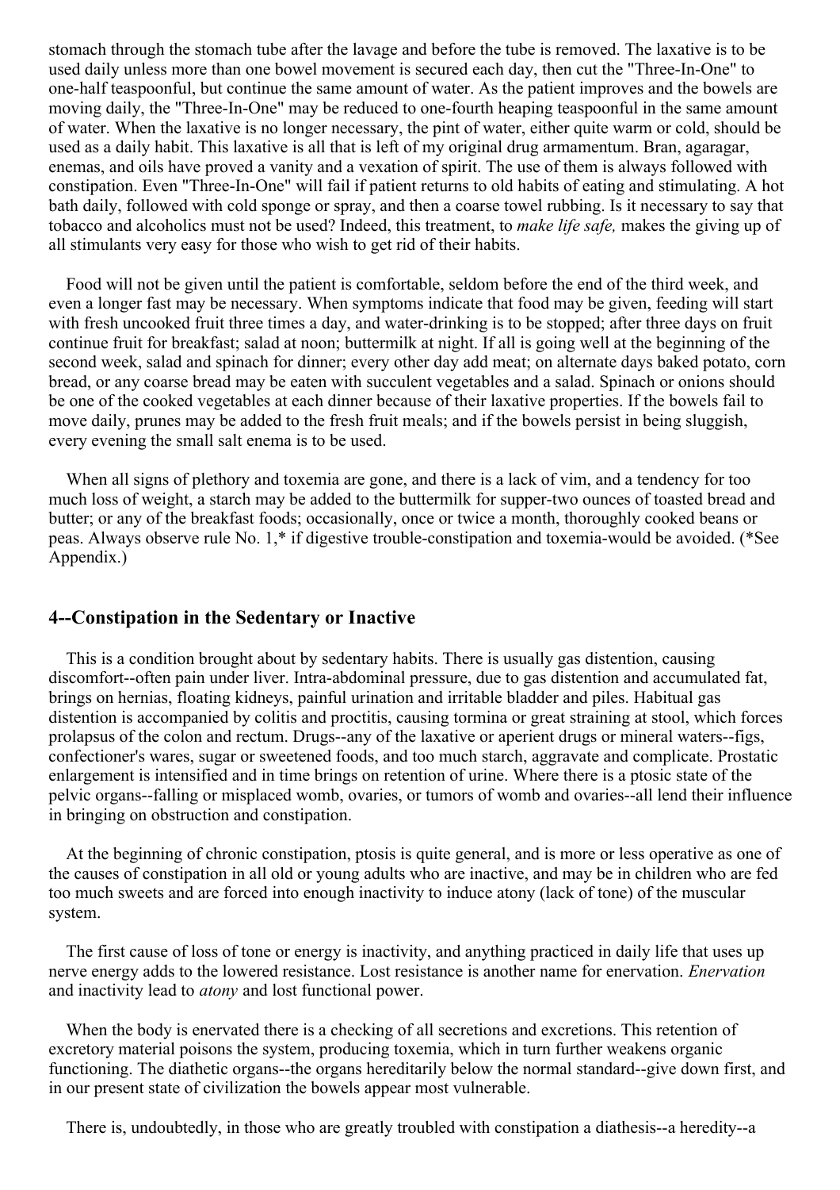stomach through the stomach tube after the lavage and before the tube is removed. The laxative is to be used daily unless more than one bowel movement is secured each day, then cut the "Three-In-One" to one-half teaspoonful, but continue the same amount of water. As the patient improves and the bowels are moving daily, the "Three-In-One" may be reduced to one-fourth heaping teaspoonful in the same amount of water. When the laxative is no longer necessary, the pint of water, either quite warm or cold, should be used as a daily habit. This laxative is all that is left of my original drug armamentum. Bran, agaragar, enemas, and oils have proved a vanity and a vexation of spirit. The use of them is always followed with constipation. Even "Three-In-One" will fail if patient returns to old habits of eating and stimulating. A hot bath daily, followed with cold sponge or spray, and then a coarse towel rubbing. Is it necessary to say that tobacco and alcoholics must not be used? Indeed, this treatment, to *make life safe,* makes the giving up of all stimulants very easy for those who wish to get rid of their habits.

Food will not be given until the patient is comfortable, seldom before the end of the third week, and even a longer fast may be necessary. When symptoms indicate that food may be given, feeding will start with fresh uncooked fruit three times a day, and water-drinking is to be stopped; after three days on fruit continue fruit for breakfast; salad at noon; buttermilk at night. If all is going well at the beginning of the second week, salad and spinach for dinner; every other day add meat; on alternate days baked potato, corn bread, or any coarse bread may be eaten with succulent vegetables and a salad. Spinach or onions should be one of the cooked vegetables at each dinner because of their laxative properties. If the bowels fail to move daily, prunes may be added to the fresh fruit meals; and if the bowels persist in being sluggish, every evening the small salt enema is to be used.

When all signs of plethory and toxemia are gone, and there is a lack of vim, and a tendency for too much loss of weight, a starch may be added to the buttermilk for supper-two ounces of toasted bread and butter; or any of the breakfast foods; occasionally, once or twice a month, thoroughly cooked beans or peas. Always observe rule No. 1,* if digestive trouble-constipation and toxemia-would be avoided. (*See Appendix.)

## 4--Constipation in the Sedentary or Inactive

This is a condition brought about by sedentary habits. There is usually gas distention, causing discomfort--often pain under liver. Intra-abdominal pressure, due to gas distention and accumulated fat, brings on hernias, floating kidneys, painful urination and irritable bladder and piles. Habitual gas distention is accompanied by colitis and proctitis, causing tormina or great straining at stool, which forces prolapsus of the colon and rectum. Drugs--any of the laxative or aperient drugs or mineral waters--figs, confectioner's wares, sugar or sweetened foods, and too much starch, aggravate and complicate. Prostatic enlargement is intensified and in time brings on retention of urine. Where there is a ptosic state of the pelvic organs--falling or misplaced womb, ovaries, or tumors of womb and ovaries--all lend their influence in bringing on obstruction and constipation.

At the beginning of chronic constipation, ptosis is quite general, and is more or less operative as one of the causes of constipation in all old or young adults who are inactive, and may be in children who are fed too much sweets and are forced into enough inactivity to induce atony (lack of tone) of the muscular system.

The first cause of loss of tone or energy is inactivity, and anything practiced in daily life that uses up nerve energy adds to the lowered resistance. Lost resistance is another name for enervation. *Enervation* and inactivity lead to *atony* and lost functional power.

When the body is enervated there is a checking of all secretions and excretions. This retention of excretory material poisons the system, producing toxemia, which in turn further weakens organic functioning. The diathetic organs--the organs hereditarily below the normal standard--give down first, and in our present state of civilization the bowels appear most vulnerable.

There is, undoubtedly, in those who are greatly troubled with constipation a diathesis--a heredity--a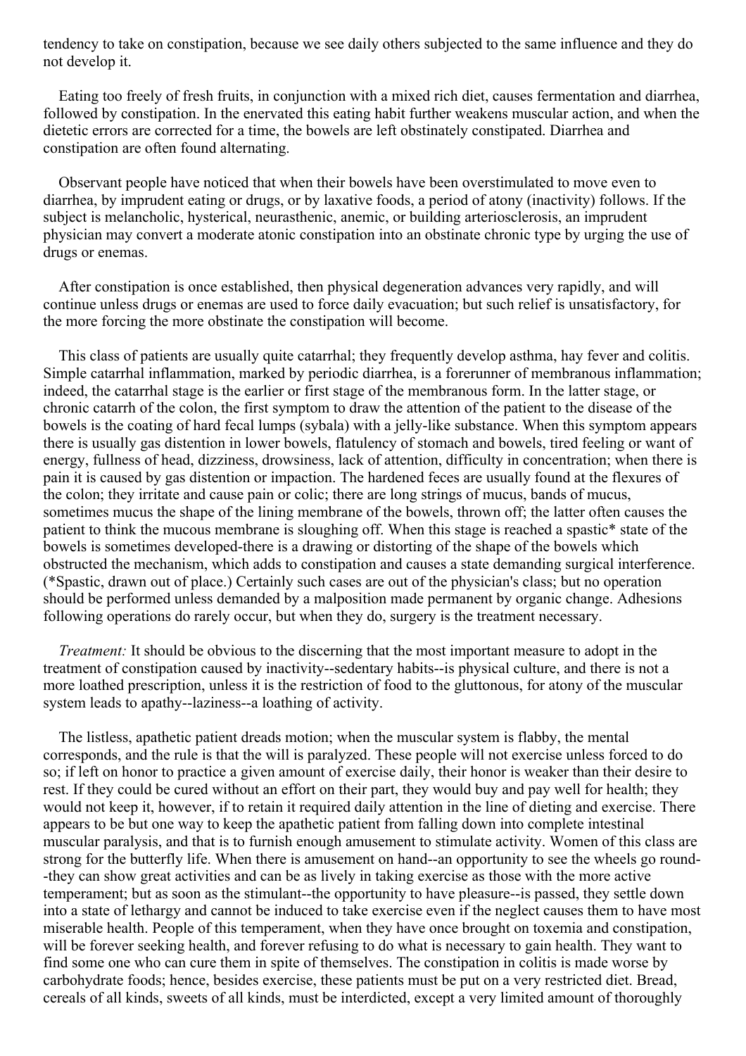tendency to take on constipation, because we see daily others subjected to the same influence and they do not develop it.

Eating too freely of fresh fruits, in conjunction with a mixed rich diet, causes fermentation and diarrhea, followed by constipation. In the enervated this eating habit further weakens muscular action, and when the dietetic errors are corrected for a time, the bowels are left obstinately constipated. Diarrhea and constipation are often found alternating.

Observant people have noticed that when their bowels have been overstimulated to move even to diarrhea, by imprudent eating or drugs, or by laxative foods, a period of atony (inactivity) follows. If the subject is melancholic, hysterical, neurasthenic, anemic, or building arteriosclerosis, an imprudent physician may convert a moderate atonic constipation into an obstinate chronic type by urging the use of drugs or enemas.

After constipation is once established, then physical degeneration advances very rapidly, and will continue unless drugs or enemas are used to force daily evacuation; but such relief is unsatisfactory, for the more forcing the more obstinate the constipation will become.

This class of patients are usually quite catarrhal; they frequently develop asthma, hay fever and colitis. Simple catarrhal inflammation, marked by periodic diarrhea, is a forerunner of membranous inflammation; indeed, the catarrhal stage is the earlier or first stage of the membranous form. In the latter stage, or chronic catarrh of the colon, the first symptom to draw the attention of the patient to the disease of the bowels is the coating of hard fecal lumps (sybala) with a jelly-like substance. When this symptom appears there is usually gas distention in lower bowels, flatulency of stomach and bowels, tired feeling or want of energy, fullness of head, dizziness, drowsiness, lack of attention, difficulty in concentration; when there is pain it is caused by gas distention or impaction. The hardened feces are usually found at the flexures of the colon; they irritate and cause pain or colic; there are long strings of mucus, bands of mucus, sometimes mucus the shape of the lining membrane of the bowels, thrown off; the latter often causes the patient to think the mucous membrane is sloughing off. When this stage is reached a spastic* state of the bowels is sometimes developed-there is a drawing or distorting of the shape of the bowels which obstructed the mechanism, which adds to constipation and causes a state demanding surgical interference. (*Spastic, drawn out of place.) Certainly such cases are out of the physician's class; but no operation should be performed unless demanded by a malposition made permanent by organic change. Adhesions following operations do rarely occur, but when they do, surgery is the treatment necessary.

*Treatment:* It should be obvious to the discerning that the most important measure to adopt in the treatment of constipation caused by inactivity--sedentary habits--is physical culture, and there is not a more loathed prescription, unless it is the restriction of food to the gluttonous, for atony of the muscular system leads to apathy--laziness--a loathing of activity.

The listless, apathetic patient dreads motion; when the muscular system is flabby, the mental corresponds, and the rule is that the will is paralyzed. These people will not exercise unless forced to do so; if left on honor to practice a given amount of exercise daily, their honor is weaker than their desire to rest. If they could be cured without an effort on their part, they would buy and pay well for health; they would not keep it, however, if to retain it required daily attention in the line of dieting and exercise. There appears to be but one way to keep the apathetic patient from falling down into complete intestinal muscular paralysis, and that is to furnish enough amusement to stimulate activity. Women of this class are strong for the butterfly life. When there is amusement on hand--an opportunity to see the wheels go round--they can show great activities and can be as lively in taking exercise as those with the more active temperament; but as soon as the stimulant--the opportunity to have pleasure--is passed, they settle down into a state of lethargy and cannot be induced to take exercise even if the neglect causes them to have most miserable health. People of this temperament, when they have once brought on toxemia and constipation, will be forever seeking health, and forever refusing to do what is necessary to gain health. They want to find some one who can cure them in spite of themselves. The constipation in colitis is made worse by carbohydrate foods; hence, besides exercise, these patients must be put on a very restricted diet. Bread, cereals of all kinds, sweets of all kinds, must be interdicted, except a very limited amount of thoroughly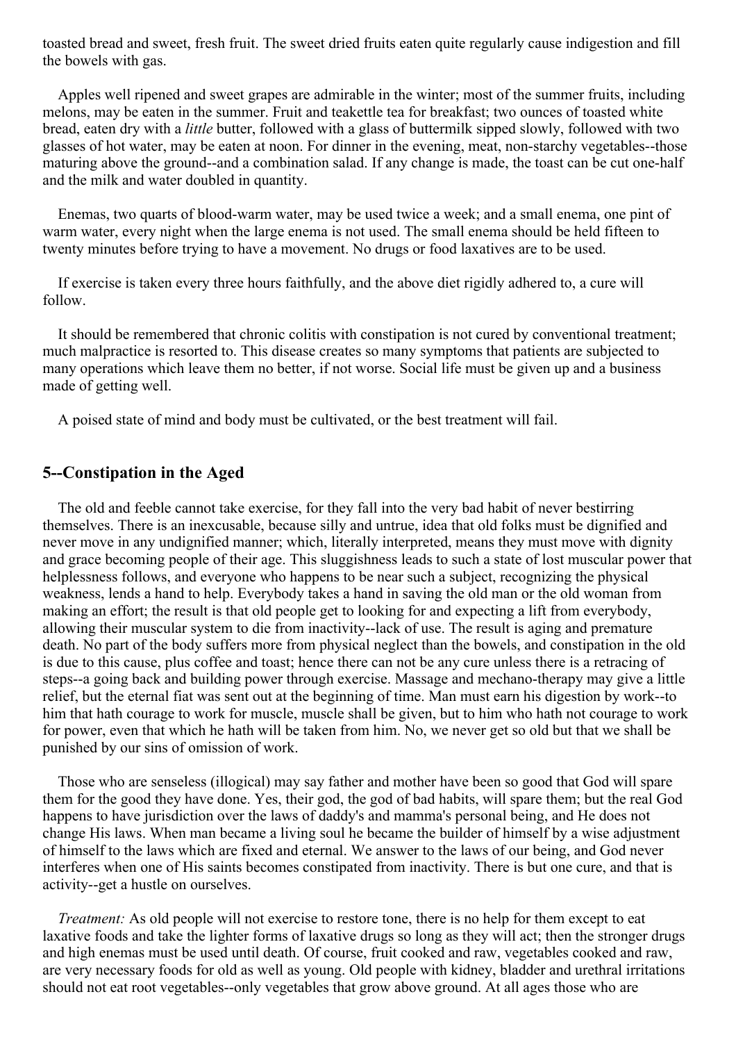toasted bread and sweet, fresh fruit. The sweet dried fruits eaten quite regularly cause indigestion and fill the bowels with gas.

Apples well ripened and sweet grapes are admirable in the winter; most of the summer fruits, including melons, may be eaten in the summer. Fruit and teakettle tea for breakfast; two ounces of toasted white bread, eaten dry with a *little* butter, followed with a glass of buttermilk sipped slowly, followed with two glasses of hot water, may be eaten at noon. For dinner in the evening, meat, non-starchy vegetables--those maturing above the ground--and a combination salad. If any change is made, the toast can be cut one-half and the milk and water doubled in quantity.

Enemas, two quarts of blood-warm water, may be used twice a week; and a small enema, one pint of warm water, every night when the large enema is not used. The small enema should be held fifteen to twenty minutes before trying to have a movement. No drugs or food laxatives are to be used.

If exercise is taken every three hours faithfully, and the above diet rigidly adhered to, a cure will follow.

It should be remembered that chronic colitis with constipation is not cured by conventional treatment; much malpractice is resorted to. This disease creates so many symptoms that patients are subjected to many operations which leave them no better, if not worse. Social life must be given up and a business made of getting well.

A poised state of mind and body must be cultivated, or the best treatment will fail.

## 5--Constipation in the Aged

The old and feeble cannot take exercise, for they fall into the very bad habit of never bestirring themselves. There is an inexcusable, because silly and untrue, idea that old folks must be dignified and never move in any undignified manner; which, literally interpreted, means they must move with dignity and grace becoming people of their age. This sluggishness leads to such a state of lost muscular power that helplessness follows, and everyone who happens to be near such a subject, recognizing the physical weakness, lends a hand to help. Everybody takes a hand in saving the old man or the old woman from making an effort; the result is that old people get to looking for and expecting a lift from everybody, allowing their muscular system to die from inactivity--lack of use. The result is aging and premature death. No part of the body suffers more from physical neglect than the bowels, and constipation in the old is due to this cause, plus coffee and toast; hence there can not be any cure unless there is a retracing of steps--a going back and building power through exercise. Massage and mechano-therapy may give a little relief, but the eternal fiat was sent out at the beginning of time. Man must earn his digestion by work--to him that hath courage to work for muscle, muscle shall be given, but to him who hath not courage to work for power, even that which he hath will be taken from him. No, we never get so old but that we shall be punished by our sins of omission of work.

Those who are senseless (illogical) may say father and mother have been so good that God will spare them for the good they have done. Yes, their god, the god of bad habits, will spare them; but the real God happens to have jurisdiction over the laws of daddy's and mamma's personal being, and He does not change His laws. When man became a living soul he became the builder of himself by a wise adjustment of himself to the laws which are fixed and eternal. We answer to the laws of our being, and God never interferes when one of His saints becomes constipated from inactivity. There is but one cure, and that is activity--get a hustle on ourselves.

*Treatment:* As old people will not exercise to restore tone, there is no help for them except to eat laxative foods and take the lighter forms of laxative drugs so long as they will act; then the stronger drugs and high enemas must be used until death. Of course, fruit cooked and raw, vegetables cooked and raw, are very necessary foods for old as well as young. Old people with kidney, bladder and urethral irritations should not eat root vegetables--only vegetables that grow above ground. At all ages those who are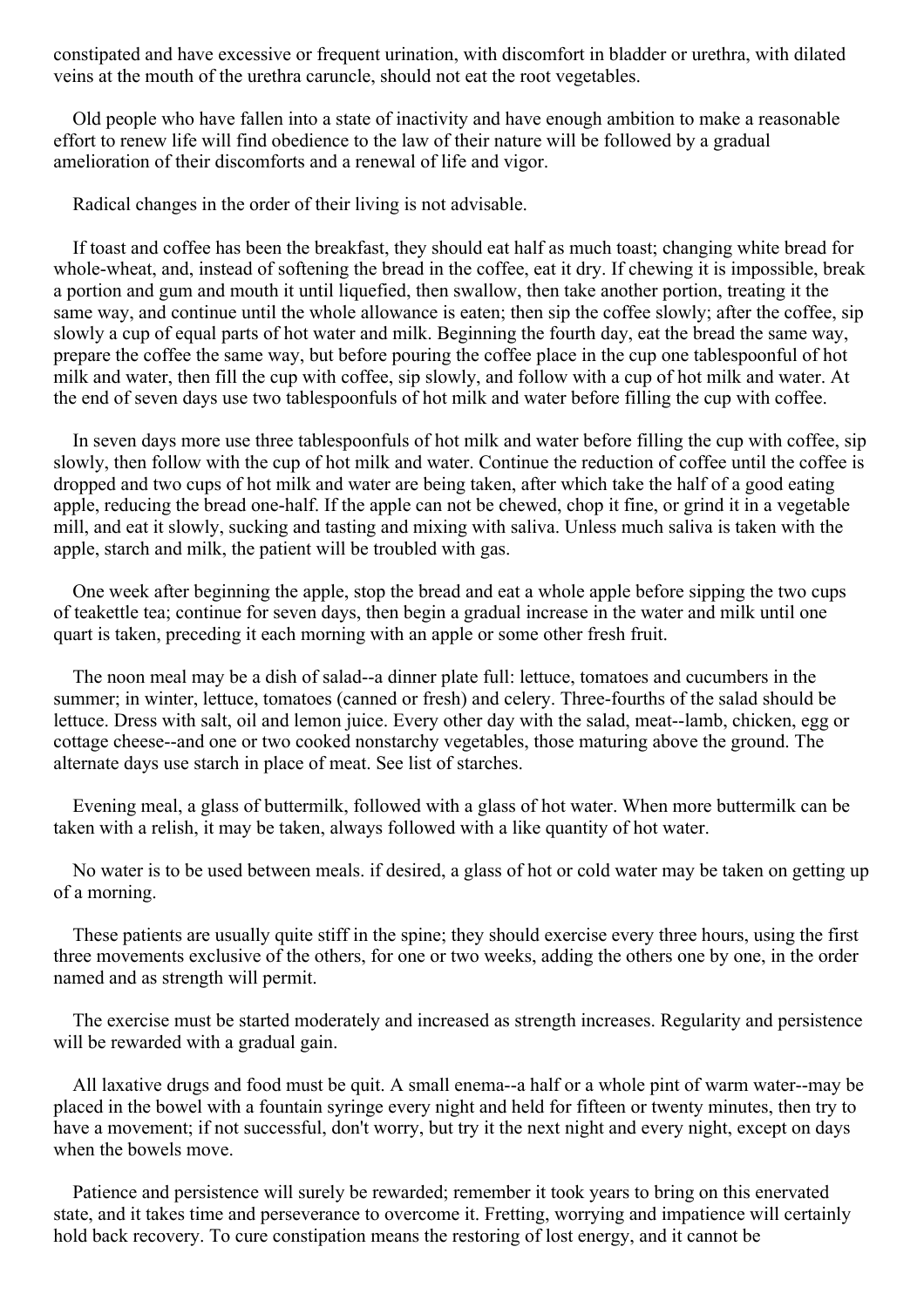constipated and have excessive or frequent urination, with discomfort in bladder or urethra, with dilated veins at the mouth of the urethra caruncle, should not eat the root vegetables.

Old people who have fallen into a state of inactivity and have enough ambition to make a reasonable effort to renew life will find obedience to the law of their nature will be followed by a gradual amelioration of their discomforts and a renewal of life and vigor.

Radical changes in the order of their living is not advisable.

If toast and coffee has been the breakfast, they should eat half as much toast; changing white bread for whole-wheat, and, instead of softening the bread in the coffee, eat it dry. If chewing it is impossible, break a portion and gum and mouth it until liquefied, then swallow, then take another portion, treating it the same way, and continue until the whole allowance is eaten; then sip the coffee slowly; after the coffee, sip slowly a cup of equal parts of hot water and milk. Beginning the fourth day, eat the bread the same way, prepare the coffee the same way, but before pouring the coffee place in the cup one tablespoonful of hot milk and water, then fill the cup with coffee, sip slowly, and follow with a cup of hot milk and water. At the end of seven days use two tablespoonfuls of hot milk and water before filling the cup with coffee.

In seven days more use three tablespoonfuls of hot milk and water before filling the cup with coffee, sip slowly, then follow with the cup of hot milk and water. Continue the reduction of coffee until the coffee is dropped and two cups of hot milk and water are being taken, after which take the half of a good eating apple, reducing the bread one-half. If the apple can not be chewed, chop it fine, or grind it in a vegetable mill, and eat it slowly, sucking and tasting and mixing with saliva. Unless much saliva is taken with the apple, starch and milk, the patient will be troubled with gas.

One week after beginning the apple, stop the bread and eat a whole apple before sipping the two cups of teakettle tea; continue for seven days, then begin a gradual increase in the water and milk until one quart is taken, preceding it each morning with an apple or some other fresh fruit.

The noon meal may be a dish of salad--a dinner plate full: lettuce, tomatoes and cucumbers in the summer; in winter, lettuce, tomatoes (canned or fresh) and celery. Three-fourths of the salad should be lettuce. Dress with salt, oil and lemon juice. Every other day with the salad, meat--lamb, chicken, egg or cottage cheese--and one or two cooked nonstarchy vegetables, those maturing above the ground. The alternate days use starch in place of meat. See list of starches.

Evening meal, a glass of buttermilk, followed with a glass of hot water. When more buttermilk can be taken with a relish, it may be taken, always followed with a like quantity of hot water.

No water is to be used between meals. if desired, a glass of hot or cold water may be taken on getting up of a morning.

These patients are usually quite stiff in the spine; they should exercise every three hours, using the first three movements exclusive of the others, for one or two weeks, adding the others one by one, in the order named and as strength will permit.

The exercise must be started moderately and increased as strength increases. Regularity and persistence will be rewarded with a gradual gain.

All laxative drugs and food must be quit. A small enema--a half or a whole pint of warm water--may be placed in the bowel with a fountain syringe every night and held for fifteen or twenty minutes, then try to have a movement; if not successful, don't worry, but try it the next night and every night, except on days when the bowels move.

Patience and persistence will surely be rewarded; remember it took years to bring on this enervated state, and it takes time and perseverance to overcome it. Fretting, worrying and impatience will certainly hold back recovery. To cure constipation means the restoring of lost energy, and it cannot be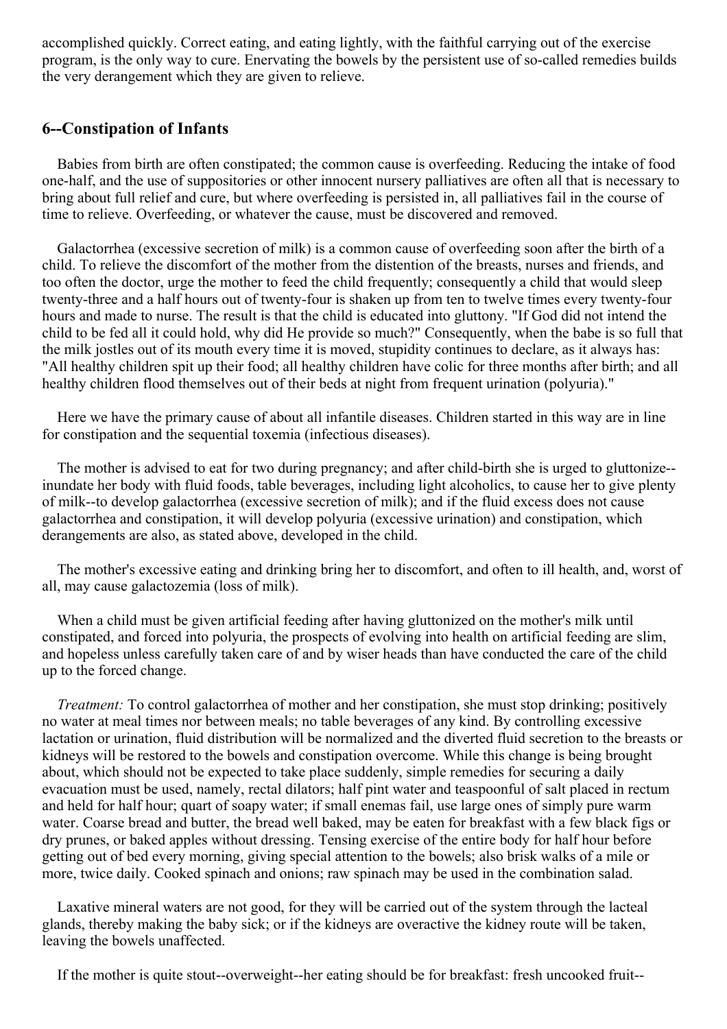accomplished quickly. Correct eating, and eating lightly, with the faithful carrying out of the exercise program, is the only way to cure. Enervating the bowels by the persistent use of so-called remedies builds the very derangement which they are given to relieve.

## 6--Constipation of Infants

Babies from birth are often constipated; the common cause is overfeeding. Reducing the intake of food one-half, and the use of suppositories or other innocent nursery palliatives are often all that is necessary to bring about full relief and cure, but where overfeeding is persisted in, all palliatives fail in the course of time to relieve. Overfeeding, or whatever the cause, must be discovered and removed.

Galactorrhea (excessive secretion of milk) is a common cause of overfeeding soon after the birth of a child. To relieve the discomfort of the mother from the distention of the breasts, nurses and friends, and too often the doctor, urge the mother to feed the child frequently; consequently a child that would sleep twenty-three and a half hours out of twenty-four is shaken up from ten to twelve times every twenty-four hours and made to nurse. The result is that the child is educated into gluttony. "If God did not intend the child to be fed all it could hold, why did He provide so much?" Consequently, when the babe is so full that the milk jostles out of its mouth every time it is moved, stupidity continues to declare, as it always has: "All healthy children spit up their food; all healthy children have colic for three months after birth; and all healthy children flood themselves out of their beds at night from frequent urination (polyuria)."

Here we have the primary cause of about all infantile diseases. Children started in this way are in line for constipation and the sequential toxemia (infectious diseases).

The mother is advised to eat for two during pregnancy; and after child-birth she is urged to gluttonize--inundate her body with fluid foods, table beverages, including light alcoholics, to cause her to give plenty of milk--to develop galactorrhea (excessive secretion of milk); and if the fluid excess does not cause galactorrhea and constipation, it will develop polyuria (excessive urination) and constipation, which derangements are also, as stated above, developed in the child.

The mother's excessive eating and drinking bring her to discomfort, and often to ill health, and, worst of all, may cause galactozemia (loss of milk).

When a child must be given artificial feeding after having gluttonized on the mother's milk until constipated, and forced into polyuria, the prospects of evolving into health on artificial feeding are slim, and hopeless unless carefully taken care of and by wiser heads than have conducted the care of the child up to the forced change.

*Treatment:* To control galactorrhea of mother and her constipation, she must stop drinking; positively no water at meal times nor between meals; no table beverages of any kind. By controlling excessive lactation or urination, fluid distribution will be normalized and the diverted fluid secretion to the breasts or kidneys will be restored to the bowels and constipation overcome. While this change is being brought about, which should not be expected to take place suddenly, simple remedies for securing a daily evacuation must be used, namely, rectal dilators; half pint water and teaspoonful of salt placed in rectum and held for half hour; quart of soapy water; if small enemas fail, use large ones of simply pure warm water. Coarse bread and butter, the bread well baked, may be eaten for breakfast with a few black figs or dry prunes, or baked apples without dressing. Tensing exercise of the entire body for half hour before getting out of bed every morning, giving special attention to the bowels; also brisk walks of a mile or more, twice daily. Cooked spinach and onions; raw spinach may be used in the combination salad.

Laxative mineral waters are not good, for they will be carried out of the system through the lacteal glands, thereby making the baby sick; or if the kidneys are overactive the kidney route will be taken, leaving the bowels unaffected.

If the mother is quite stout--overweight--her eating should be for breakfast: fresh uncooked fruit--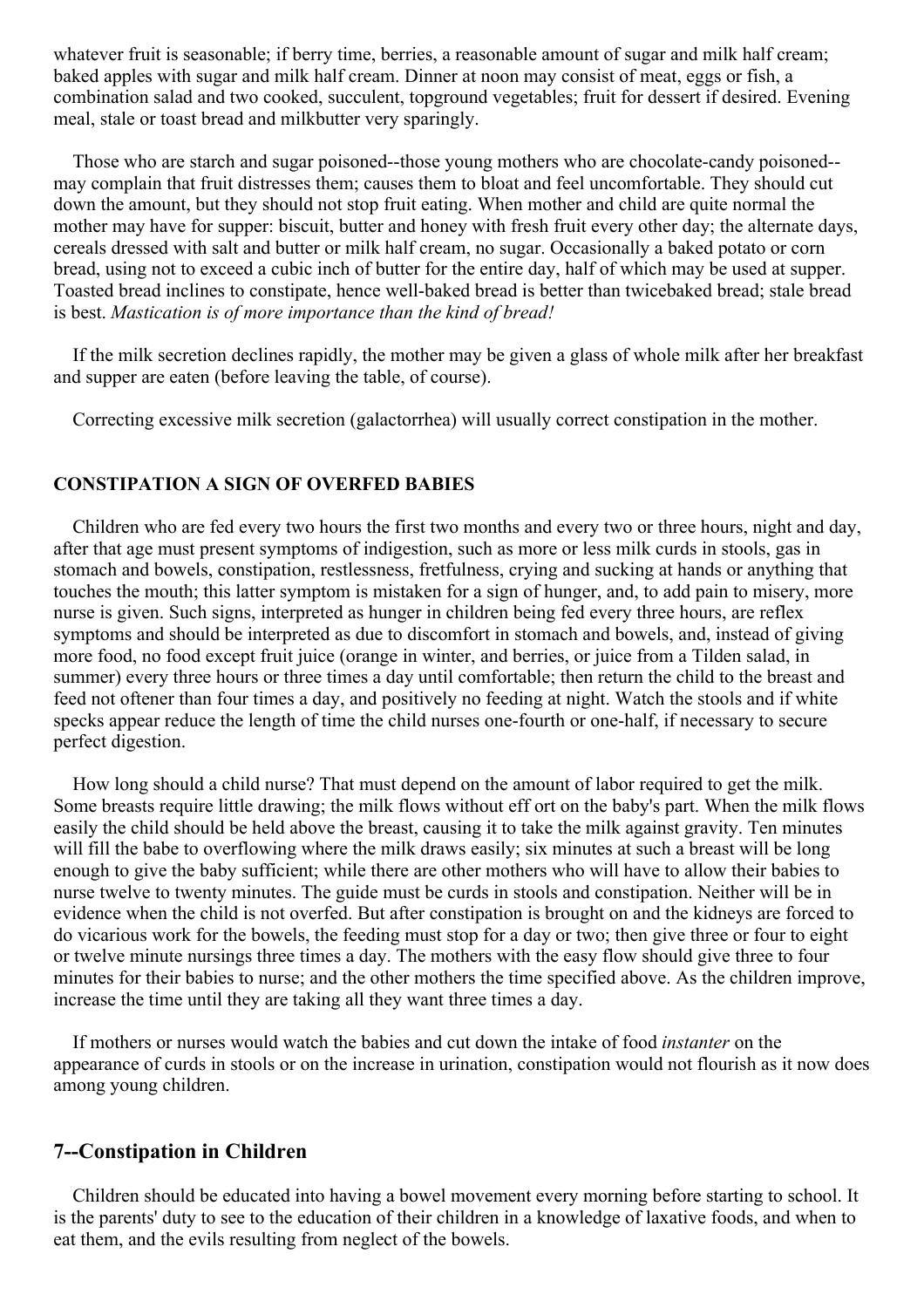whatever fruit is seasonable; if berry time, berries, a reasonable amount of sugar and milk half cream; baked apples with sugar and milk half cream. Dinner at noon may consist of meat, eggs or fish, a combination salad and two cooked, succulent, topground vegetables; fruit for dessert if desired. Evening meal, stale or toast bread and milkbutter very sparingly.

Those who are starch and sugar poisoned--those young mothers who are chocolate-candy poisoned--may complain that fruit distresses them; causes them to bloat and feel uncomfortable. They should cut down the amount, but they should not stop fruit eating. When mother and child are quite normal the mother may have for supper: biscuit, butter and honey with fresh fruit every other day; the alternate days, cereals dressed with salt and butter or milk half cream, no sugar. Occasionally a baked potato or corn bread, using not to exceed a cubic inch of butter for the entire day, half of which may be used at supper. Toasted bread inclines to constipate, hence well-baked bread is better than twicebaked bread; stale bread is best. *Mastication is of more importance than the kind of bread!*

If the milk secretion declines rapidly, the mother may be given a glass of whole milk after her breakfast and supper are eaten (before leaving the table, of course).

Correcting excessive milk secretion (galactorrhea) will usually correct constipation in the mother.

### CONSTIPATION A SIGN OF OVERFED BABIES

Children who are fed every two hours the first two months and every two or three hours, night and day, after that age must present symptoms of indigestion, such as more or less milk curds in stools, gas in stomach and bowels, constipation, restlessness, fretfulness, crying and sucking at hands or anything that touches the mouth; this latter symptom is mistaken for a sign of hunger, and, to add pain to misery, more nurse is given. Such signs, interpreted as hunger in children being fed every three hours, are reflex symptoms and should be interpreted as due to discomfort in stomach and bowels, and, instead of giving more food, no food except fruit juice (orange in winter, and berries, or juice from a Tilden salad, in summer) every three hours or three times a day until comfortable; then return the child to the breast and feed not oftener than four times a day, and positively no feeding at night. Watch the stools and if white specks appear reduce the length of time the child nurses one-fourth or one-half, if necessary to secure perfect digestion.

How long should a child nurse? That must depend on the amount of labor required to get the milk. Some breasts require little drawing; the milk flows without eff ort on the baby's part. When the milk flows easily the child should be held above the breast, causing it to take the milk against gravity. Ten minutes will fill the babe to overflowing where the milk draws easily; six minutes at such a breast will be long enough to give the baby sufficient; while there are other mothers who will have to allow their babies to nurse twelve to twenty minutes. The guide must be curds in stools and constipation. Neither will be in evidence when the child is not overfed. But after constipation is brought on and the kidneys are forced to do vicarious work for the bowels, the feeding must stop for a day or two; then give three or four to eight or twelve minute nursings three times a day. The mothers with the easy flow should give three to four minutes for their babies to nurse; and the other mothers the time specified above. As the children improve, increase the time until they are taking all they want three times a day.

If mothers or nurses would watch the babies and cut down the intake of food *instanter* on the appearance of curds in stools or on the increase in urination, constipation would not flourish as it now does among young children.

## 7--Constipation in Children

Children should be educated into having a bowel movement every morning before starting to school. It is the parents' duty to see to the education of their children in a knowledge of laxative foods, and when to eat them, and the evils resulting from neglect of the bowels.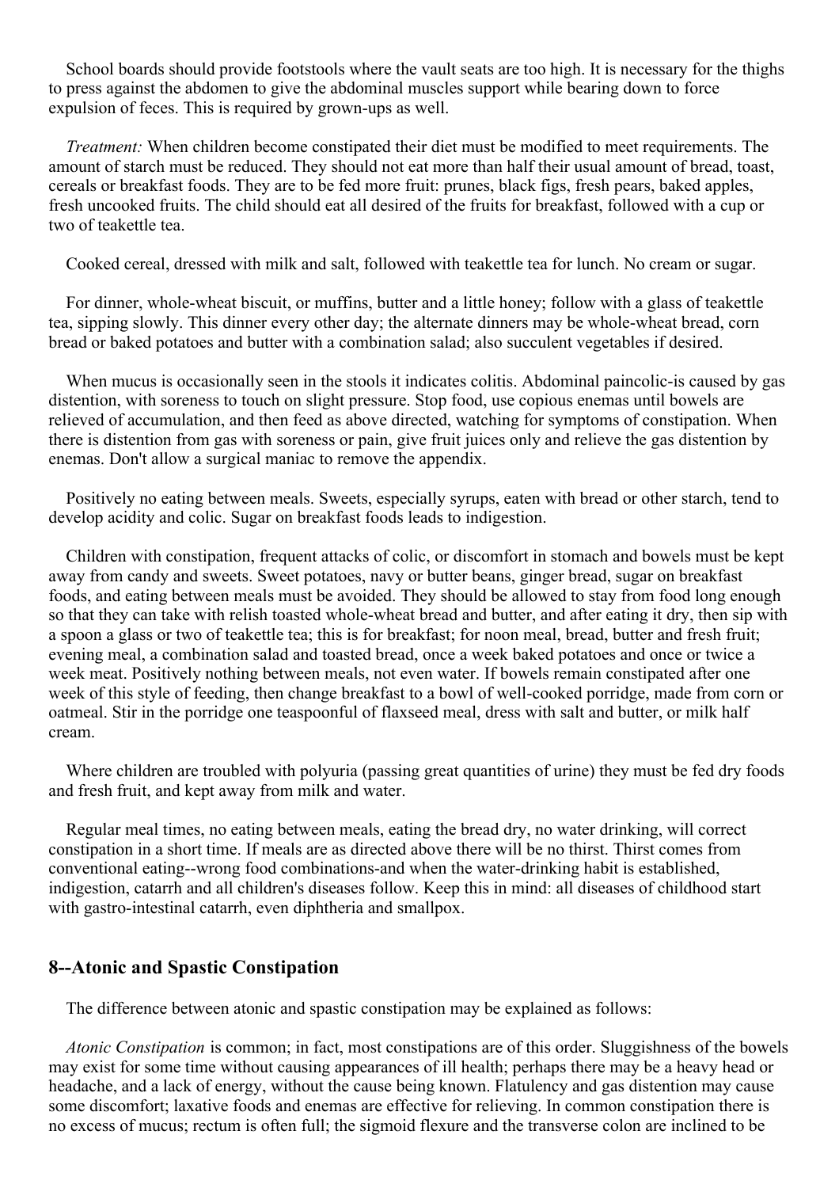School boards should provide footstools where the vault seats are too high. It is necessary for the thighs to press against the abdomen to give the abdominal muscles support while bearing down to force expulsion of feces. This is required by grown-ups as well.

*Treatment:* When children become constipated their diet must be modified to meet requirements. The amount of starch must be reduced. They should not eat more than half their usual amount of bread, toast, cereals or breakfast foods. They are to be fed more fruit: prunes, black figs, fresh pears, baked apples, fresh uncooked fruits. The child should eat all desired of the fruits for breakfast, followed with a cup or two of teakettle tea.

Cooked cereal, dressed with milk and salt, followed with teakettle tea for lunch. No cream or sugar.

For dinner, whole-wheat biscuit, or muffins, butter and a little honey; follow with a glass of teakettle tea, sipping slowly. This dinner every other day; the alternate dinners may be whole-wheat bread, corn bread or baked potatoes and butter with a combination salad; also succulent vegetables if desired.

When mucus is occasionally seen in the stools it indicates colitis. Abdominal paincolic-is caused by gas distention, with soreness to touch on slight pressure. Stop food, use copious enemas until bowels are relieved of accumulation, and then feed as above directed, watching for symptoms of constipation. When there is distention from gas with soreness or pain, give fruit juices only and relieve the gas distention by enemas. Don't allow a surgical maniac to remove the appendix.

Positively no eating between meals. Sweets, especially syrups, eaten with bread or other starch, tend to develop acidity and colic. Sugar on breakfast foods leads to indigestion.

Children with constipation, frequent attacks of colic, or discomfort in stomach and bowels must be kept away from candy and sweets. Sweet potatoes, navy or butter beans, ginger bread, sugar on breakfast foods, and eating between meals must be avoided. They should be allowed to stay from food long enough so that they can take with relish toasted whole-wheat bread and butter, and after eating it dry, then sip with a spoon a glass or two of teakettle tea; this is for breakfast; for noon meal, bread, butter and fresh fruit; evening meal, a combination salad and toasted bread, once a week baked potatoes and once or twice a week meat. Positively nothing between meals, not even water. If bowels remain constipated after one week of this style of feeding, then change breakfast to a bowl of well-cooked porridge, made from corn or oatmeal. Stir in the porridge one teaspoonful of flaxseed meal, dress with salt and butter, or milk half cream.

Where children are troubled with polyuria (passing great quantities of urine) they must be fed dry foods and fresh fruit, and kept away from milk and water.

Regular meal times, no eating between meals, eating the bread dry, no water drinking, will correct constipation in a short time. If meals are as directed above there will be no thirst. Thirst comes from conventional eating--wrong food combinations-and when the water-drinking habit is established, indigestion, catarrh and all children's diseases follow. Keep this in mind: all diseases of childhood start with gastro-intestinal catarrh, even diphtheria and smallpox.

## 8--Atonic and Spastic Constipation

The difference between atonic and spastic constipation may be explained as follows:

*Atonic Constipation* is common; in fact, most constipations are of this order. Sluggishness of the bowels may exist for some time without causing appearances of ill health; perhaps there may be a heavy head or headache, and a lack of energy, without the cause being known. Flatulency and gas distention may cause some discomfort; laxative foods and enemas are effective for relieving. In common constipation there is no excess of mucus; rectum is often full; the sigmoid flexure and the transverse colon are inclined to be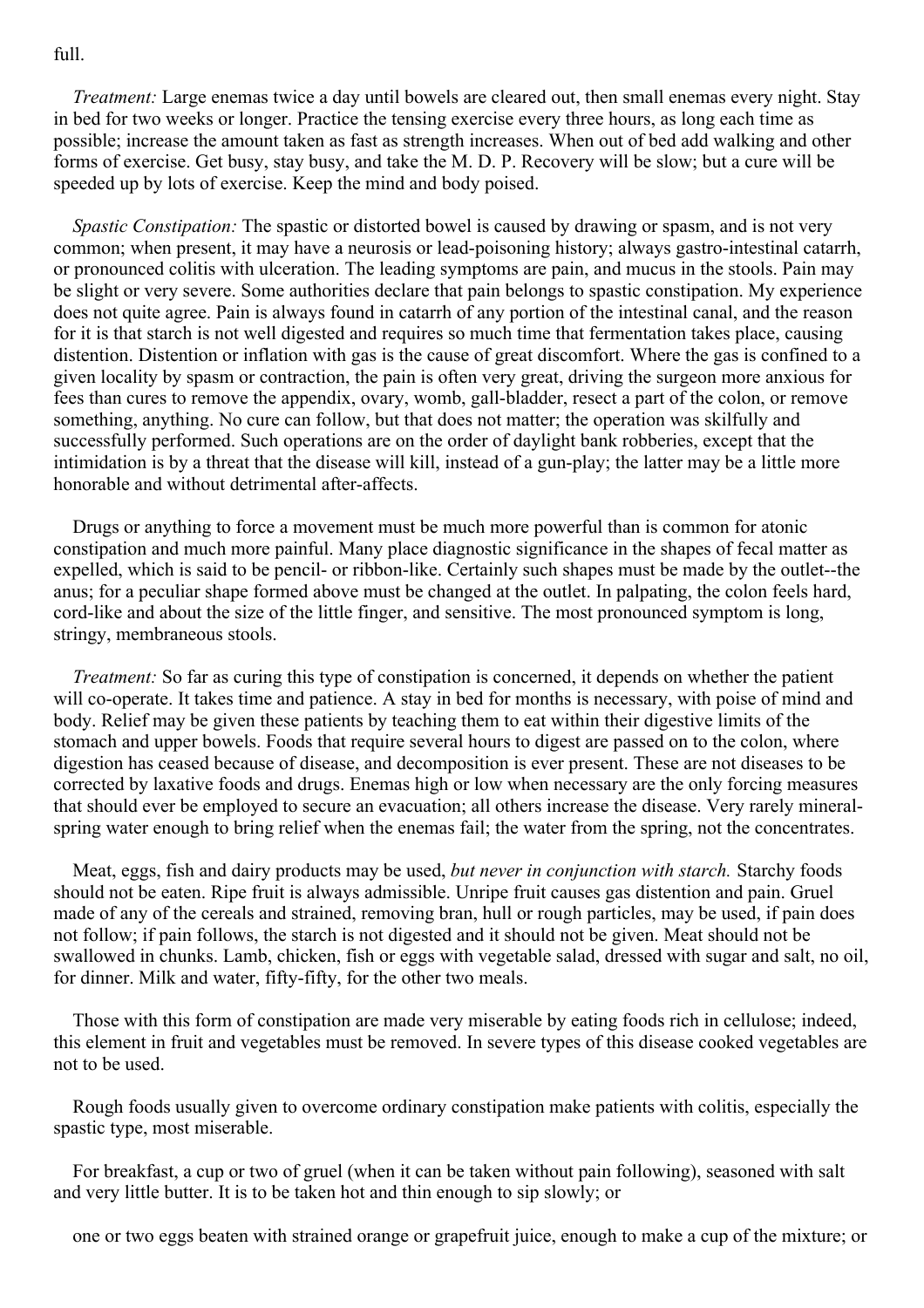full.

*Treatment:* Large enemas twice a day until bowels are cleared out, then small enemas every night. Stay in bed for two weeks or longer. Practice the tensing exercise every three hours, as long each time as possible; increase the amount taken as fast as strength increases. When out of bed add walking and other forms of exercise. Get busy, stay busy, and take the M. D. P. Recovery will be slow; but a cure will be speeded up by lots of exercise. Keep the mind and body poised.

*Spastic Constipation:* The spastic or distorted bowel is caused by drawing or spasm, and is not very common; when present, it may have a neurosis or lead-poisoning history; always gastro-intestinal catarrh, or pronounced colitis with ulceration. The leading symptoms are pain, and mucus in the stools. Pain may be slight or very severe. Some authorities declare that pain belongs to spastic constipation. My experience does not quite agree. Pain is always found in catarrh of any portion of the intestinal canal, and the reason for it is that starch is not well digested and requires so much time that fermentation takes place, causing distention. Distention or inflation with gas is the cause of great discomfort. Where the gas is confined to a given locality by spasm or contraction, the pain is often very great, driving the surgeon more anxious for fees than cures to remove the appendix, ovary, womb, gall-bladder, resect a part of the colon, or remove something, anything. No cure can follow, but that does not matter; the operation was skilfully and successfully performed. Such operations are on the order of daylight bank robberies, except that the intimidation is by a threat that the disease will kill, instead of a gun-play; the latter may be a little more honorable and without detrimental after-affects.

Drugs or anything to force a movement must be much more powerful than is common for atonic constipation and much more painful. Many place diagnostic significance in the shapes of fecal matter as expelled, which is said to be pencil- or ribbon-like. Certainly such shapes must be made by the outlet--the anus; for a peculiar shape formed above must be changed at the outlet. In palpating, the colon feels hard, cord-like and about the size of the little finger, and sensitive. The most pronounced symptom is long, stringy, membraneous stools.

*Treatment:* So far as curing this type of constipation is concerned, it depends on whether the patient will co-operate. It takes time and patience. A stay in bed for months is necessary, with poise of mind and body. Relief may be given these patients by teaching them to eat within their digestive limits of the stomach and upper bowels. Foods that require several hours to digest are passed on to the colon, where digestion has ceased because of disease, and decomposition is ever present. These are not diseases to be corrected by laxative foods and drugs. Enemas high or low when necessary are the only forcing measures that should ever be employed to secure an evacuation; all others increase the disease. Very rarely mineral-spring water enough to bring relief when the enemas fail; the water from the spring, not the concentrates.

Meat, eggs, fish and dairy products may be used, *but never in conjunction with starch.* Starchy foods should not be eaten. Ripe fruit is always admissible. Unripe fruit causes gas distention and pain. Gruel made of any of the cereals and strained, removing bran, hull or rough particles, may be used, if pain does not follow; if pain follows, the starch is not digested and it should not be given. Meat should not be swallowed in chunks. Lamb, chicken, fish or eggs with vegetable salad, dressed with sugar and salt, no oil, for dinner. Milk and water, fifty-fifty, for the other two meals.

Those with this form of constipation are made very miserable by eating foods rich in cellulose; indeed, this element in fruit and vegetables must be removed. In severe types of this disease cooked vegetables are not to be used.

Rough foods usually given to overcome ordinary constipation make patients with colitis, especially the spastic type, most miserable.

For breakfast, a cup or two of gruel (when it can be taken without pain following), seasoned with salt and very little butter. It is to be taken hot and thin enough to sip slowly; or

one or two eggs beaten with strained orange or grapefruit juice, enough to make a cup of the mixture; or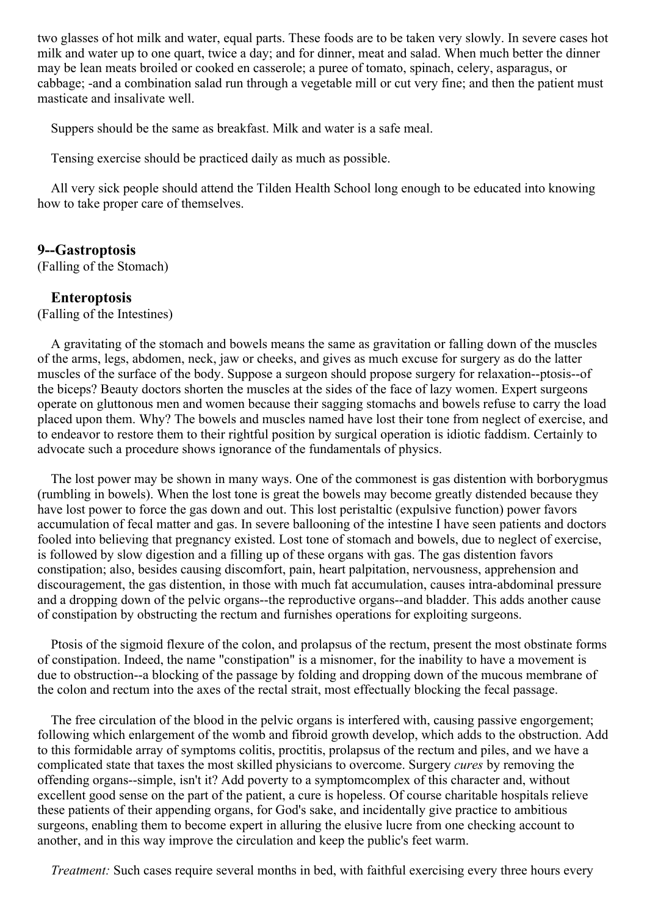two glasses of hot milk and water, equal parts. These foods are to be taken very slowly. In severe cases hot milk and water up to one quart, twice a day; and for dinner, meat and salad. When much better the dinner may be lean meats broiled or cooked en casserole; a puree of tomato, spinach, celery, asparagus, or cabbage; -and a combination salad run through a vegetable mill or cut very fine; and then the patient must masticate and insalivate well.

Suppers should be the same as breakfast. Milk and water is a safe meal.

Tensing exercise should be practiced daily as much as possible.

All very sick people should attend the Tilden Health School long enough to be educated into knowing how to take proper care of themselves.

### 9--Gastroptosis

(Falling of the Stomach)

### Enteroptosis

(Falling of the Intestines)

A gravitating of the stomach and bowels means the same as gravitation or falling down of the muscles of the arms, legs, abdomen, neck, jaw or cheeks, and gives as much excuse for surgery as do the latter muscles of the surface of the body. Suppose a surgeon should propose surgery for relaxation--ptosis--of the biceps? Beauty doctors shorten the muscles at the sides of the face of lazy women. Expert surgeons operate on gluttonous men and women because their sagging stomachs and bowels refuse to carry the load placed upon them. Why? The bowels and muscles named have lost their tone from neglect of exercise, and to endeavor to restore them to their rightful position by surgical operation is idiotic faddism. Certainly to advocate such a procedure shows ignorance of the fundamentals of physics.

The lost power may be shown in many ways. One of the commonest is gas distention with borborygmus (rumbling in bowels). When the lost tone is great the bowels may become greatly distended because they have lost power to force the gas down and out. This lost peristaltic (expulsive function) power favors accumulation of fecal matter and gas. In severe ballooning of the intestine I have seen patients and doctors fooled into believing that pregnancy existed. Lost tone of stomach and bowels, due to neglect of exercise, is followed by slow digestion and a filling up of these organs with gas. The gas distention favors constipation; also, besides causing discomfort, pain, heart palpitation, nervousness, apprehension and discouragement, the gas distention, in those with much fat accumulation, causes intra-abdominal pressure and a dropping down of the pelvic organs--the reproductive organs--and bladder. This adds another cause of constipation by obstructing the rectum and furnishes operations for exploiting surgeons.

Ptosis of the sigmoid flexure of the colon, and prolapsus of the rectum, present the most obstinate forms of constipation. Indeed, the name "constipation" is a misnomer, for the inability to have a movement is due to obstruction--a blocking of the passage by folding and dropping down of the mucous membrane of the colon and rectum into the axes of the rectal strait, most effectually blocking the fecal passage.

The free circulation of the blood in the pelvic organs is interfered with, causing passive engorgement; following which enlargement of the womb and fibroid growth develop, which adds to the obstruction. Add to this formidable array of symptoms colitis, proctitis, prolapsus of the rectum and piles, and we have a complicated state that taxes the most skilled physicians to overcome. Surgery *cures* by removing the offending organs--simple, isn't it? Add poverty to a symptomcomplex of this character and, without excellent good sense on the part of the patient, a cure is hopeless. Of course charitable hospitals relieve these patients of their appending organs, for God's sake, and incidentally give practice to ambitious surgeons, enabling them to become expert in alluring the elusive lucre from one checking account to another, and in this way improve the circulation and keep the public's feet warm.

*Treatment:* Such cases require several months in bed, with faithful exercising every three hours every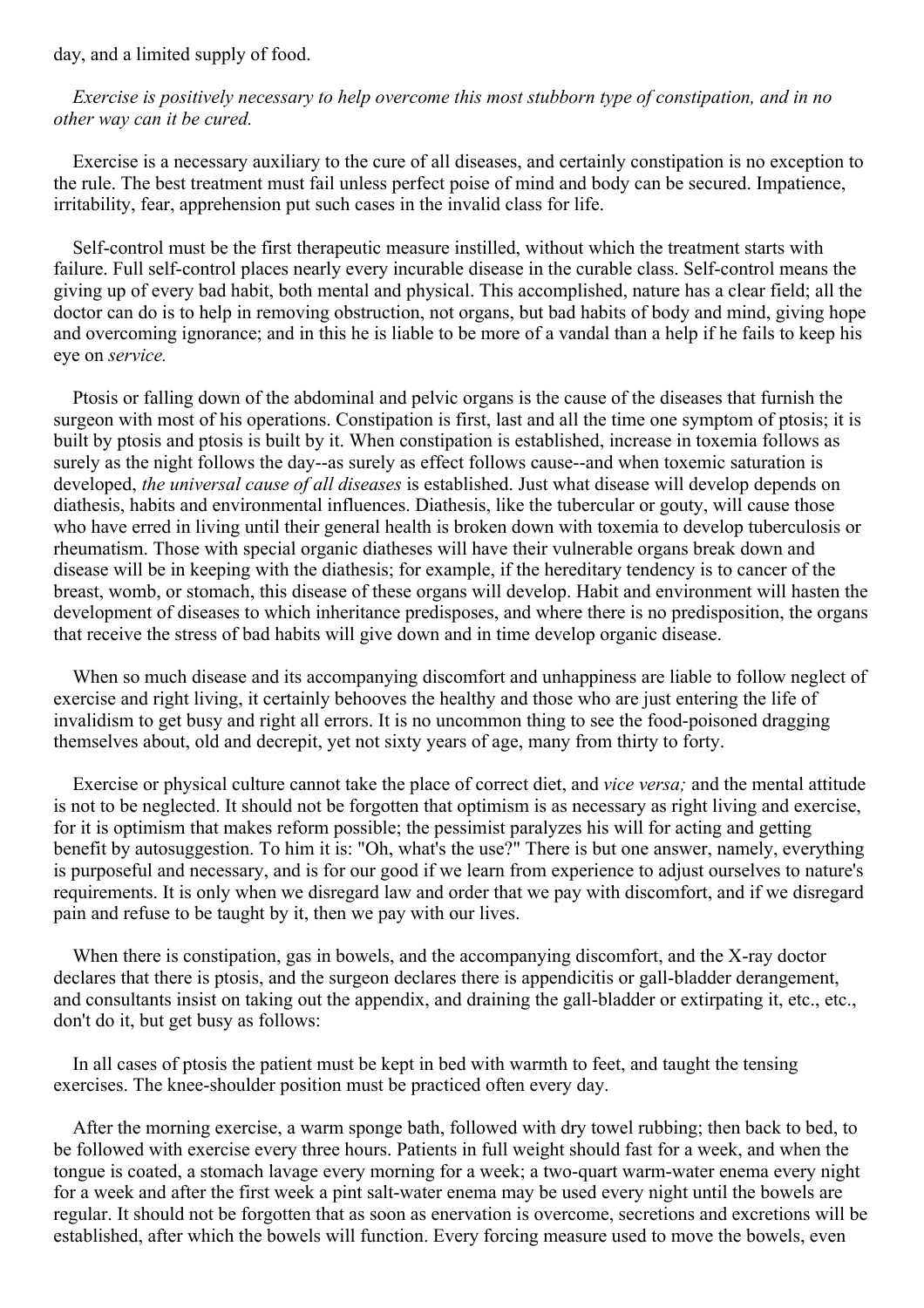day, and a limited supply of food.

*Exercise is positively necessary to help overcome this most stubborn type of constipation, and in no other way can it be cured.*

Exercise is a necessary auxiliary to the cure of all diseases, and certainly constipation is no exception to the rule. The best treatment must fail unless perfect poise of mind and body can be secured. Impatience, irritability, fear, apprehension put such cases in the invalid class for life.

Self-control must be the first therapeutic measure instilled, without which the treatment starts with failure. Full self-control places nearly every incurable disease in the curable class. Self-control means the giving up of every bad habit, both mental and physical. This accomplished, nature has a clear field; all the doctor can do is to help in removing obstruction, not organs, but bad habits of body and mind, giving hope and overcoming ignorance; and in this he is liable to be more of a vandal than a help if he fails to keep his eye on *service.*

Ptosis or falling down of the abdominal and pelvic organs is the cause of the diseases that furnish the surgeon with most of his operations. Constipation is first, last and all the time one symptom of ptosis; it is built by ptosis and ptosis is built by it. When constipation is established, increase in toxemia follows as surely as the night follows the day--as surely as effect follows cause--and when toxemic saturation is developed, *the universal cause of all diseases* is established. Just what disease will develop depends on diathesis, habits and environmental influences. Diathesis, like the tubercular or gouty, will cause those who have erred in living until their general health is broken down with toxemia to develop tuberculosis or rheumatism. Those with special organic diatheses will have their vulnerable organs break down and disease will be in keeping with the diathesis; for example, if the hereditary tendency is to cancer of the breast, womb, or stomach, this disease of these organs will develop. Habit and environment will hasten the development of diseases to which inheritance predisposes, and where there is no predisposition, the organs that receive the stress of bad habits will give down and in time develop organic disease.

When so much disease and its accompanying discomfort and unhappiness are liable to follow neglect of exercise and right living, it certainly behooves the healthy and those who are just entering the life of invalidism to get busy and right all errors. It is no uncommon thing to see the food-poisoned dragging themselves about, old and decrepit, yet not sixty years of age, many from thirty to forty.

Exercise or physical culture cannot take the place of correct diet, and *vice versa;* and the mental attitude is not to be neglected. It should not be forgotten that optimism is as necessary as right living and exercise, for it is optimism that makes reform possible; the pessimist paralyzes his will for acting and getting benefit by autosuggestion. To him it is: "Oh, what's the use?" There is but one answer, namely, everything is purposeful and necessary, and is for our good if we learn from experience to adjust ourselves to nature's requirements. It is only when we disregard law and order that we pay with discomfort, and if we disregard pain and refuse to be taught by it, then we pay with our lives.

When there is constipation, gas in bowels, and the accompanying discomfort, and the X-ray doctor declares that there is ptosis, and the surgeon declares there is appendicitis or gall-bladder derangement, and consultants insist on taking out the appendix, and draining the gall-bladder or extirpating it, etc., etc., don't do it, but get busy as follows:

In all cases of ptosis the patient must be kept in bed with warmth to feet, and taught the tensing exercises. The knee-shoulder position must be practiced often every day.

After the morning exercise, a warm sponge bath, followed with dry towel rubbing; then back to bed, to be followed with exercise every three hours. Patients in full weight should fast for a week, and when the tongue is coated, a stomach lavage every morning for a week; a two-quart warm-water enema every night for a week and after the first week a pint salt-water enema may be used every night until the bowels are regular. It should not be forgotten that as soon as enervation is overcome, secretions and excretions will be established, after which the bowels will function. Every forcing measure used to move the bowels, even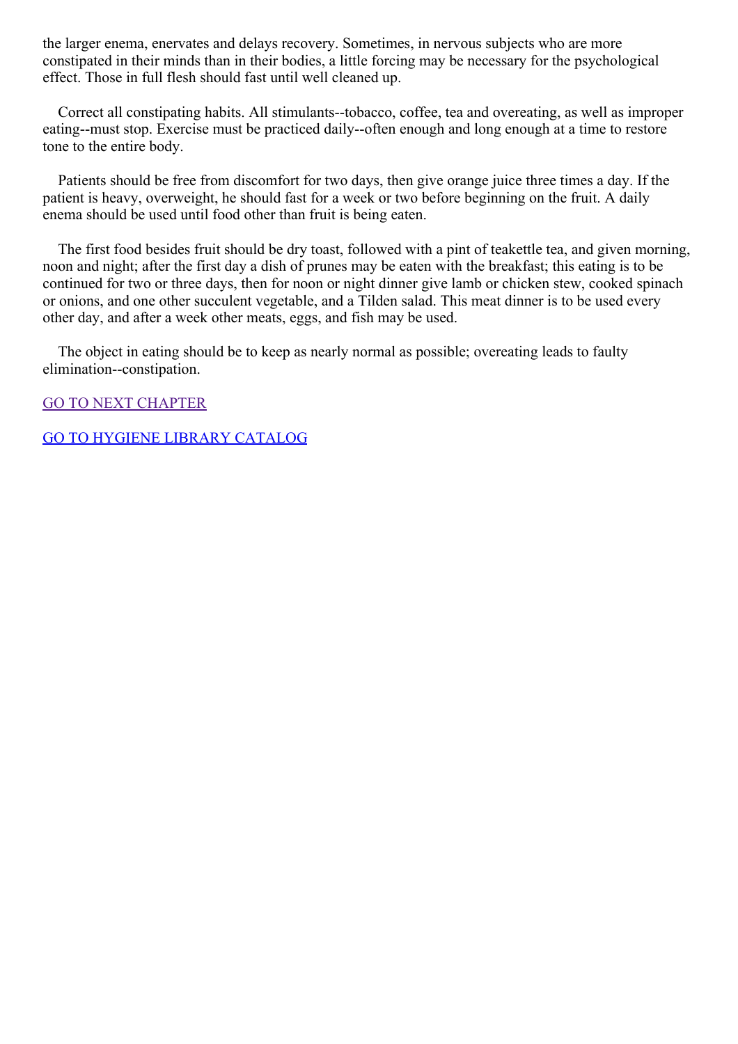the larger enema, enervates and delays recovery. Sometimes, in nervous subjects who are more constipated in their minds than in their bodies, a little forcing may be necessary for the psychological effect. Those in full flesh should fast until well cleaned up.

Correct all constipating habits. All stimulants--tobacco, coffee, tea and overeating, as well as improper eating--must stop. Exercise must be practiced daily--often enough and long enough at a time to restore tone to the entire body.

Patients should be free from discomfort for two days, then give orange juice three times a day. If the patient is heavy, overweight, he should fast for a week or two before beginning on the fruit. A daily enema should be used until food other than fruit is being eaten.

The first food besides fruit should be dry toast, followed with a pint of teakettle tea, and given morning, noon and night; after the first day a dish of prunes may be eaten with the breakfast; this eating is to be continued for two or three days, then for noon or night dinner give lamb or chicken stew, cooked spinach or onions, and one other succulent vegetable, and a Tilden salad. This meat dinner is to be used every other day, and after a week other meats, eggs, and fish may be used.

The object in eating should be to keep as nearly normal as possible; overeating leads to faulty elimination--constipation.

GO TO NEXT CHAPTER

GO TO HYGIENE LIBRARY CATALOG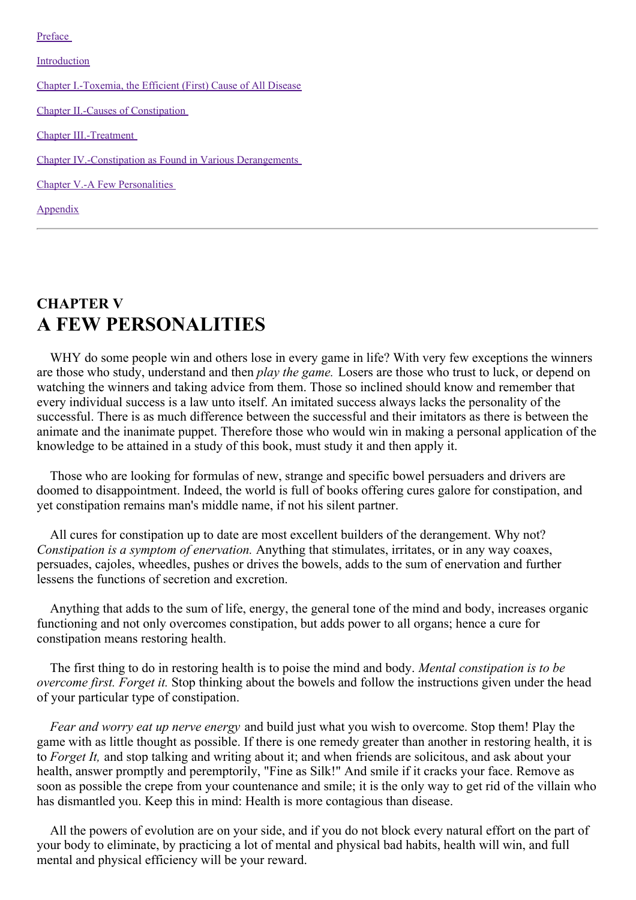[Preface](#)

[Introduction](#)

[Chapter I.-Toxemia, the Efficient (First) Cause of All Disease](#)

[Chapter II.-Causes of Constipation](#)

[Chapter III.-Treatment](#)

[Chapter IV.-Constipation as Found in Various Derangements](#)

[Chapter V.-A Few Personalities](#)

[Appendix](#)

---

## CHAPTER V
# A FEW PERSONALITIES

WHY do some people win and others lose in every game in life? With very few exceptions the winners are those who study, understand and then *play the game.* Losers are those who trust to luck, or depend on watching the winners and taking advice from them. Those so inclined should know and remember that every individual success is a law unto itself. An imitated success always lacks the personality of the successful. There is as much difference between the successful and their imitators as there is between the animate and the inanimate puppet. Therefore those who would win in making a personal application of the knowledge to be attained in a study of this book, must study it and then apply it.

Those who are looking for formulas of new, strange and specific bowel persuaders and drivers are doomed to disappointment. Indeed, the world is full of books offering cures galore for constipation, and yet constipation remains man's middle name, if not his silent partner.

All cures for constipation up to date are most excellent builders of the derangement. Why not? *Constipation is a symptom of enervation.* Anything that stimulates, irritates, or in any way coaxes, persuades, cajoles, wheedles, pushes or drives the bowels, adds to the sum of enervation and further lessens the functions of secretion and excretion.

Anything that adds to the sum of life, energy, the general tone of the mind and body, increases organic functioning and not only overcomes constipation, but adds power to all organs; hence a cure for constipation means restoring health.

The first thing to do in restoring health is to poise the mind and body. *Mental constipation is to be overcome first. Forget it.* Stop thinking about the bowels and follow the instructions given under the head of your particular type of constipation.

*Fear and worry eat up nerve energy* and build just what you wish to overcome. Stop them! Play the game with as little thought as possible. If there is one remedy greater than another in restoring health, it is to *Forget It,* and stop talking and writing about it; and when friends are solicitous, and ask about your health, answer promptly and peremptorily, "Fine as Silk!" And smile if it cracks your face. Remove as soon as possible the crepe from your countenance and smile; it is the only way to get rid of the villain who has dismantled you. Keep this in mind: Health is more contagious than disease.

All the powers of evolution are on your side, and if you do not block every natural effort on the part of your body to eliminate, by practicing a lot of mental and physical bad habits, health will win, and full mental and physical efficiency will be your reward.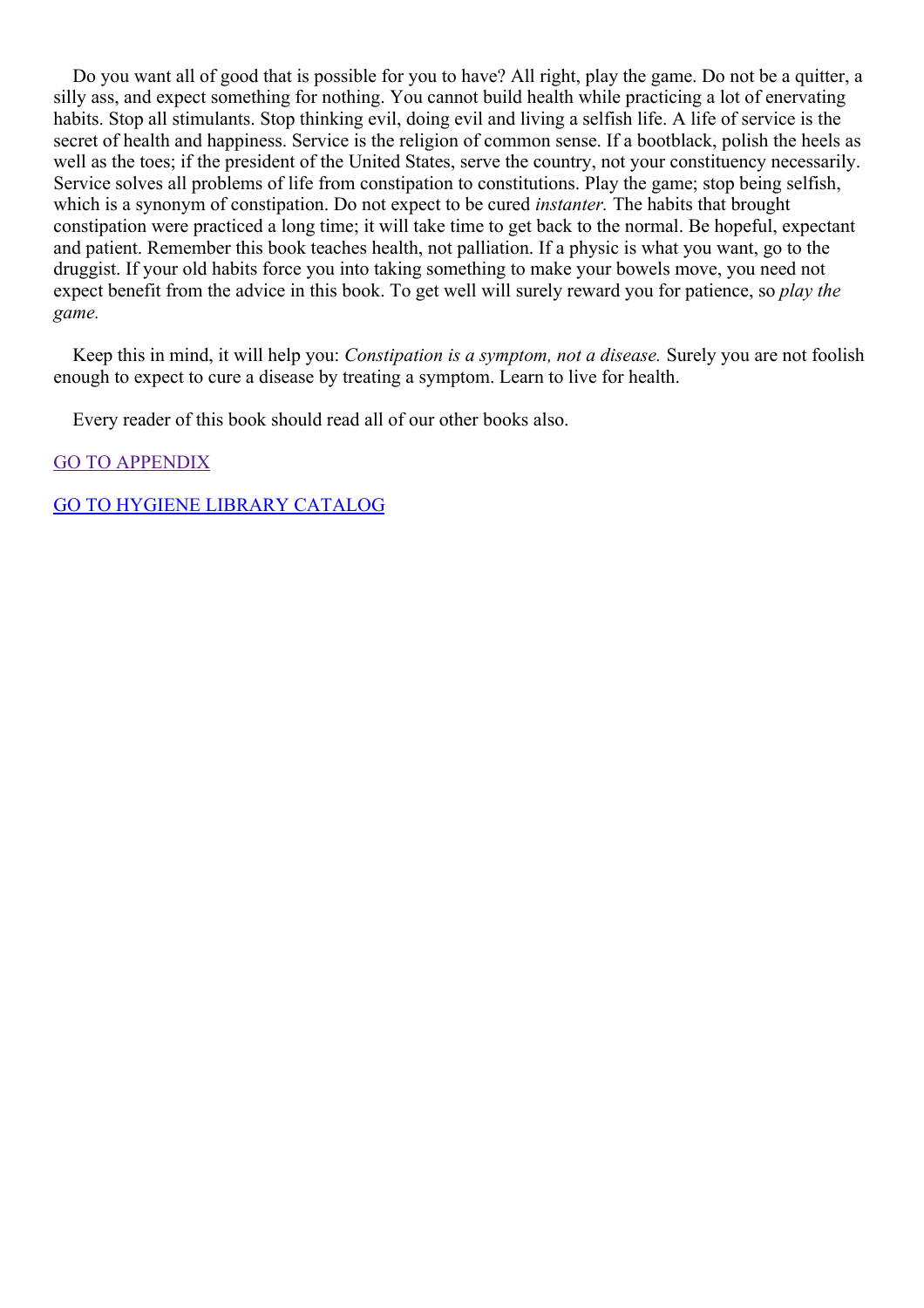Do you want all of good that is possible for you to have? All right, play the game. Do not be a quitter, a silly ass, and expect something for nothing. You cannot build health while practicing a lot of enervating habits. Stop all stimulants. Stop thinking evil, doing evil and living a selfish life. A life of service is the secret of health and happiness. Service is the religion of common sense. If a bootblack, polish the heels as well as the toes; if the president of the United States, serve the country, not your constituency necessarily. Service solves all problems of life from constipation to constitutions. Play the game; stop being selfish, which is a synonym of constipation. Do not expect to be cured *instanter.* The habits that brought constipation were practiced a long time; it will take time to get back to the normal. Be hopeful, expectant and patient. Remember this book teaches health, not palliation. If a physic is what you want, go to the druggist. If your old habits force you into taking something to make your bowels move, you need not expect benefit from the advice in this book. To get well will surely reward you for patience, so *play the game.*

Keep this in mind, it will help you: *Constipation is a symptom, not a disease.* Surely you are not foolish enough to expect to cure a disease by treating a symptom. Learn to live for health.

Every reader of this book should read all of our other books also.

GO TO APPENDIX

GO TO HYGIENE LIBRARY CATALOG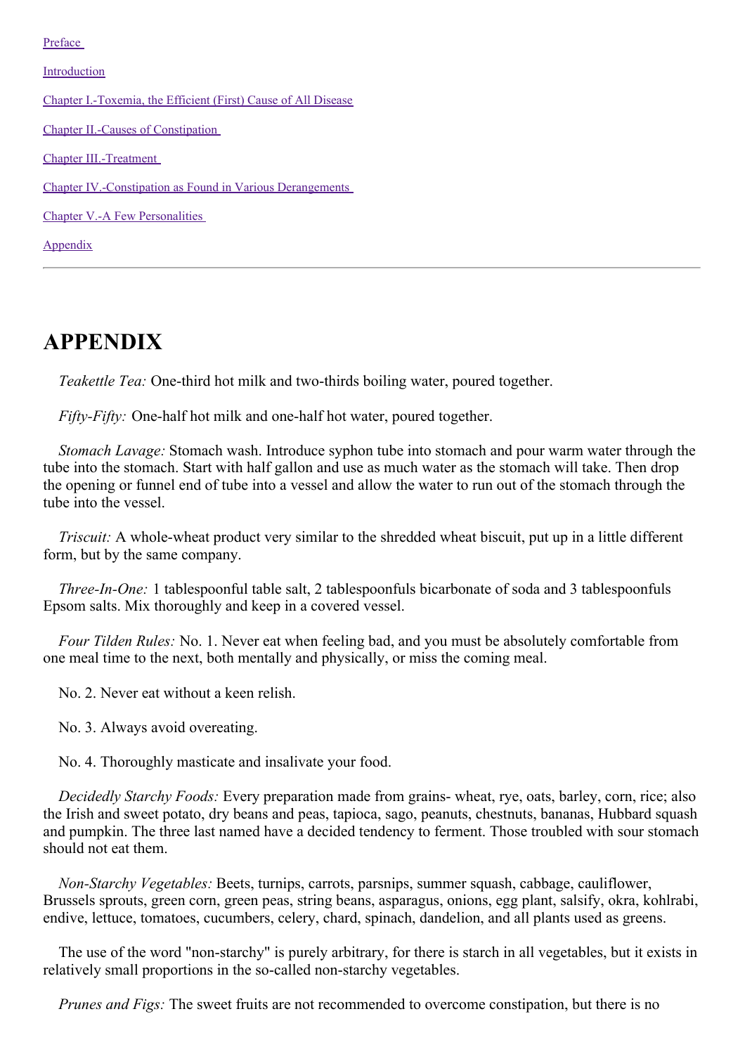Preface

Introduction

Chapter I.-Toxemia, the Efficient (First) Cause of All Disease

Chapter II.-Causes of Constipation

Chapter III.-Treatment

Chapter IV.-Constipation as Found in Various Derangements

Chapter V.-A Few Personalities

Appendix

---

# APPENDIX

*Teakettle Tea:* One-third hot milk and two-thirds boiling water, poured together.

*Fifty-Fifty:* One-half hot milk and one-half hot water, poured together.

*Stomach Lavage:* Stomach wash. Introduce syphon tube into stomach and pour warm water through the tube into the stomach. Start with half gallon and use as much water as the stomach will take. Then drop the opening or funnel end of tube into a vessel and allow the water to run out of the stomach through the tube into the vessel.

*Triscuit:* A whole-wheat product very similar to the shredded wheat biscuit, put up in a little different form, but by the same company.

*Three-In-One:* 1 tablespoonful table salt, 2 tablespoonfuls bicarbonate of soda and 3 tablespoonfuls Epsom salts. Mix thoroughly and keep in a covered vessel.

*Four Tilden Rules:* No. 1. Never eat when feeling bad, and you must be absolutely comfortable from one meal time to the next, both mentally and physically, or miss the coming meal.

No. 2. Never eat without a keen relish.

No. 3. Always avoid overeating.

No. 4. Thoroughly masticate and insalivate your food.

*Decidedly Starchy Foods:* Every preparation made from grains- wheat, rye, oats, barley, corn, rice; also the Irish and sweet potato, dry beans and peas, tapioca, sago, peanuts, chestnuts, bananas, Hubbard squash and pumpkin. The three last named have a decided tendency to ferment. Those troubled with sour stomach should not eat them.

*Non-Starchy Vegetables:* Beets, turnips, carrots, parsnips, summer squash, cabbage, cauliflower, Brussels sprouts, green corn, green peas, string beans, asparagus, onions, egg plant, salsify, okra, kohlrabi, endive, lettuce, tomatoes, cucumbers, celery, chard, spinach, dandelion, and all plants used as greens.

The use of the word "non-starchy" is purely arbitrary, for there is starch in all vegetables, but it exists in relatively small proportions in the so-called non-starchy vegetables.

*Prunes and Figs:* The sweet fruits are not recommended to overcome constipation, but there is no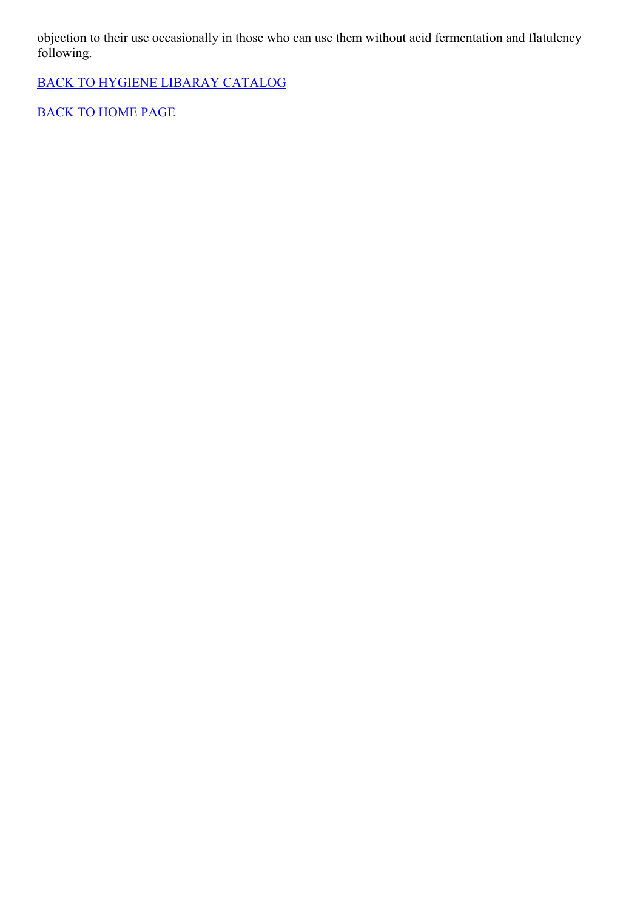objection to their use occasionally in those who can use them without acid fermentation and flatulency following.

BACK TO HYGIENE LIBARAY CATALOG

BACK TO HOME PAGE